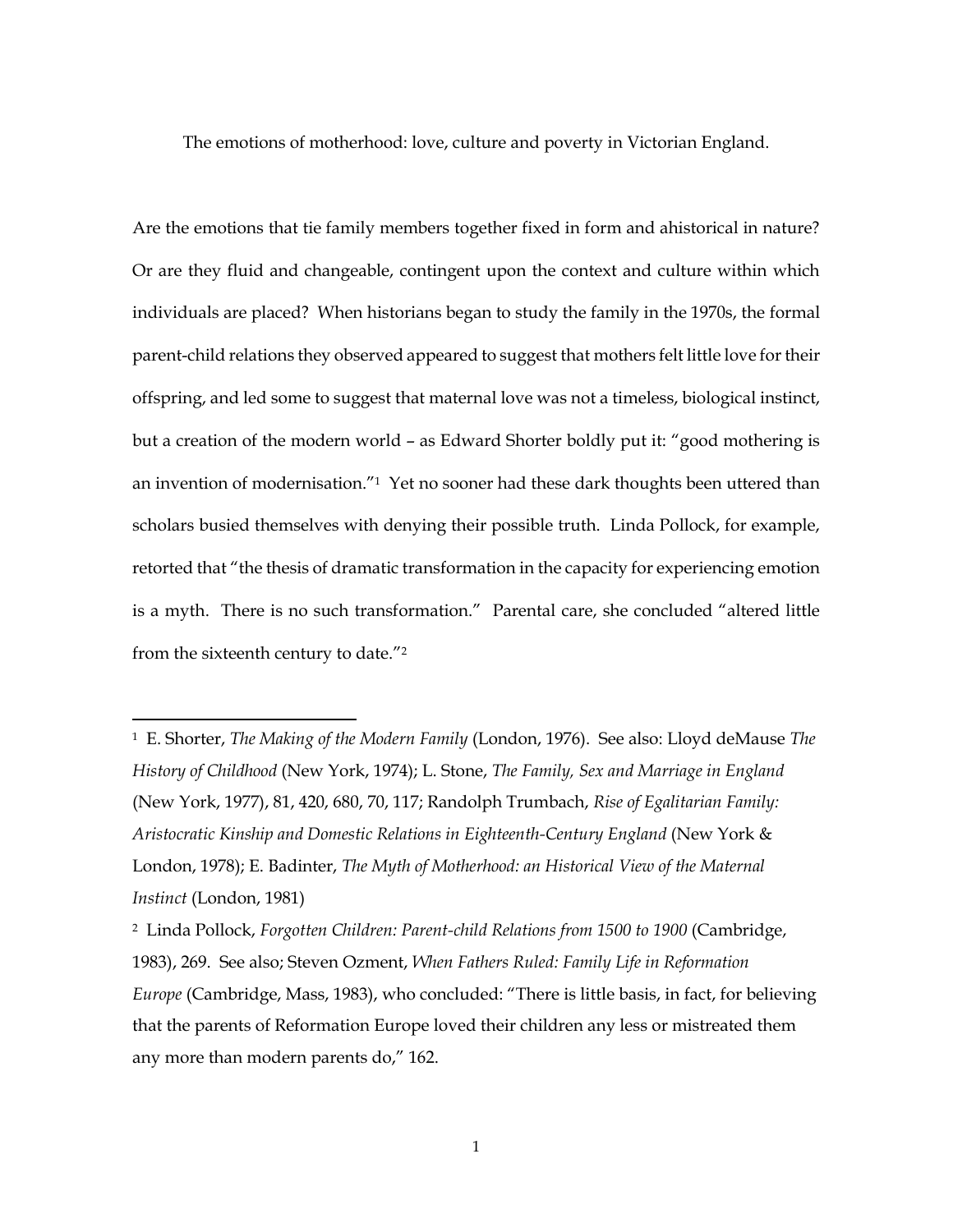# The emotions of motherhood: love, culture and poverty in Victorian England.

Are the emotions that tie family members together fixed in form and ahistorical in nature? Or are they fluid and changeable, contingent upon the context and culture within which individuals are placed? When historians began to study the family in the 1970s, the formal parent-child relations they observed appeared to suggest that mothers felt little love for their offspring, and led some to suggest that maternal love was not a timeless, biological instinct, but a creation of the modern world – as Edward Shorter boldly put it: "good mothering is an invention of modernisation."[1] Yet no sooner had these dark thoughts been uttered than scholars busied themselves with denying their possible truth. Linda Pollock, for example, retorted that "the thesis of dramatic transformation in the capacity for experiencing emotion is a myth. There is no such transformation." Parental care, she concluded "altered little from the sixteenth century to date."[2]

---

[1] E. Shorter, *The Making of the Modern Family* (London, 1976). See also: Lloyd deMause *The History of Childhood* (New York, 1974); L. Stone, *The Family, Sex and Marriage in England* (New York, 1977), 81, 420, 680, 70, 117; Randolph Trumbach, *Rise of Egalitarian Family: Aristocratic Kinship and Domestic Relations in Eighteenth-Century England* (New York & London, 1978); E. Badinter, *The Myth of Motherhood: an Historical View of the Maternal Instinct* (London, 1981)

[2] Linda Pollock, *Forgotten Children: Parent-child Relations from 1500 to 1900* (Cambridge, 1983), 269. See also; Steven Ozment, *When Fathers Ruled: Family Life in Reformation Europe* (Cambridge, Mass, 1983), who concluded: "There is little basis, in fact, for believing that the parents of Reformation Europe loved their children any less or mistreated them any more than modern parents do," 162.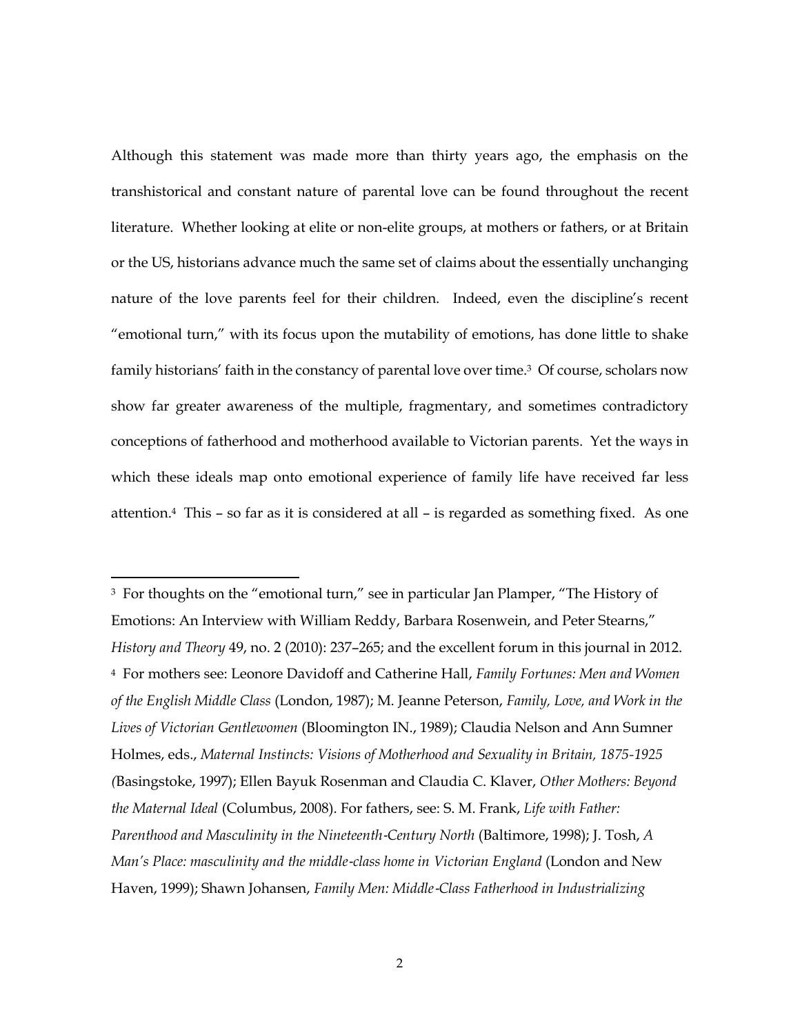Although this statement was made more than thirty years ago, the emphasis on the transhistorical and constant nature of parental love can be found throughout the recent literature. Whether looking at elite or non-elite groups, at mothers or fathers, or at Britain or the US, historians advance much the same set of claims about the essentially unchanging nature of the love parents feel for their children. Indeed, even the discipline's recent "emotional turn," with its focus upon the mutability of emotions, has done little to shake family historians' faith in the constancy of parental love over time.[3] Of course, scholars now show far greater awareness of the multiple, fragmentary, and sometimes contradictory conceptions of fatherhood and motherhood available to Victorian parents. Yet the ways in which these ideals map onto emotional experience of family life have received far less attention.[4] This – so far as it is considered at all – is regarded as something fixed. As one

---

[3] For thoughts on the "emotional turn," see in particular Jan Plamper, "The History of Emotions: An Interview with William Reddy, Barbara Rosenwein, and Peter Stearns," *History and Theory* 49, no. 2 (2010): 237–265; and the excellent forum in this journal in 2012.

[4] For mothers see: Leonore Davidoff and Catherine Hall, *Family Fortunes: Men and Women of the English Middle Class* (London, 1987); M. Jeanne Peterson, *Family, Love, and Work in the Lives of Victorian Gentlewomen* (Bloomington IN., 1989); Claudia Nelson and Ann Sumner Holmes, eds., *Maternal Instincts: Visions of Motherhood and Sexuality in Britain, 1875-1925* (Basingstoke, 1997); Ellen Bayuk Rosenman and Claudia C. Klaver, *Other Mothers: Beyond the Maternal Ideal* (Columbus, 2008). For fathers, see: S. M. Frank, *Life with Father: Parenthood and Masculinity in the Nineteenth-Century North* (Baltimore, 1998); J. Tosh, *A Man's Place: masculinity and the middle-class home in Victorian England* (London and New Haven, 1999); Shawn Johansen, *Family Men: Middle-Class Fatherhood in Industrializing*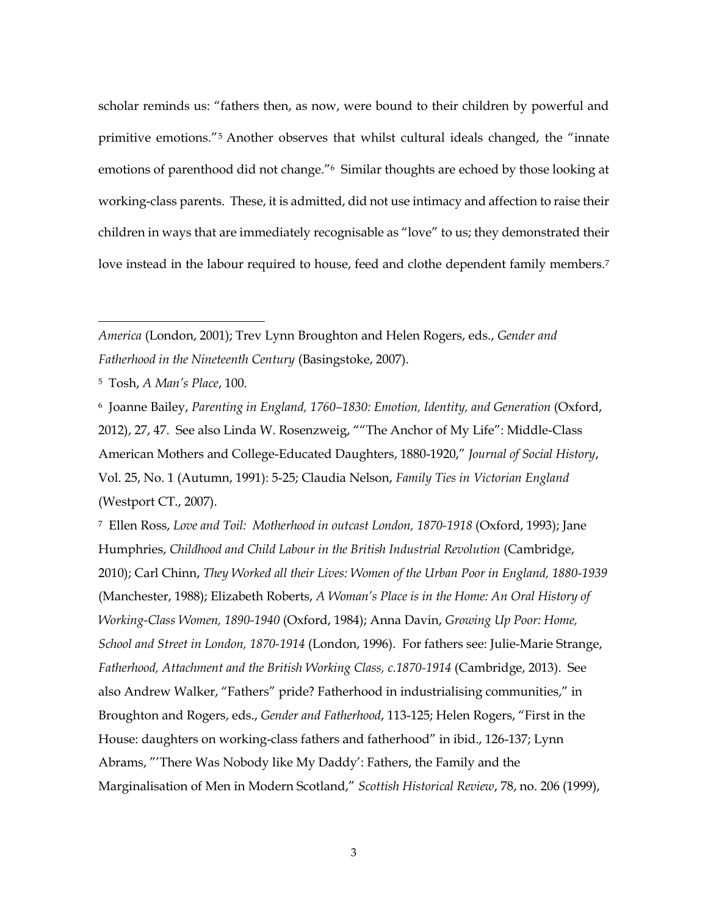scholar reminds us: "fathers then, as now, were bound to their children by powerful and primitive emotions."[5] Another observes that whilst cultural ideals changed, the "innate emotions of parenthood did not change."[6] Similar thoughts are echoed by those looking at working-class parents. These, it is admitted, did not use intimacy and affection to raise their children in ways that are immediately recognisable as "love" to us; they demonstrated their love instead in the labour required to house, feed and clothe dependent family members.[7]

---

*America* (London, 2001); Trev Lynn Broughton and Helen Rogers, eds., *Gender and Fatherhood in the Nineteenth Century* (Basingstoke, 2007).

[5] Tosh, *A Man's Place*, 100.

[6] Joanne Bailey, *Parenting in England, 1760–1830: Emotion, Identity, and Generation* (Oxford, 2012), 27, 47. See also Linda W. Rosenzweig, ""The Anchor of My Life": Middle-Class American Mothers and College-Educated Daughters, 1880-1920," *Journal of Social History*, Vol. 25, No. 1 (Autumn, 1991): 5-25; Claudia Nelson, *Family Ties in Victorian England* (Westport CT., 2007).

[7] Ellen Ross, *Love and Toil: Motherhood in outcast London, 1870-1918* (Oxford, 1993); Jane Humphries, *Childhood and Child Labour in the British Industrial Revolution* (Cambridge, 2010); Carl Chinn, *They Worked all their Lives: Women of the Urban Poor in England, 1880-1939* (Manchester, 1988); Elizabeth Roberts, *A Woman's Place is in the Home: An Oral History of Working-Class Women, 1890-1940* (Oxford, 1984); Anna Davin, *Growing Up Poor: Home, School and Street in London, 1870-1914* (London, 1996). For fathers see: Julie-Marie Strange, *Fatherhood, Attachment and the British Working Class, c.1870-1914* (Cambridge, 2013). See also Andrew Walker, "Fathers" pride? Fatherhood in industrialising communities," in Broughton and Rogers, eds., *Gender and Fatherhood*, 113-125; Helen Rogers, "First in the House: daughters on working-class fathers and fatherhood" in ibid., 126-137; Lynn Abrams, "'There Was Nobody like My Daddy': Fathers, the Family and the Marginalisation of Men in Modern Scotland," *Scottish Historical Review*, 78, no. 206 (1999),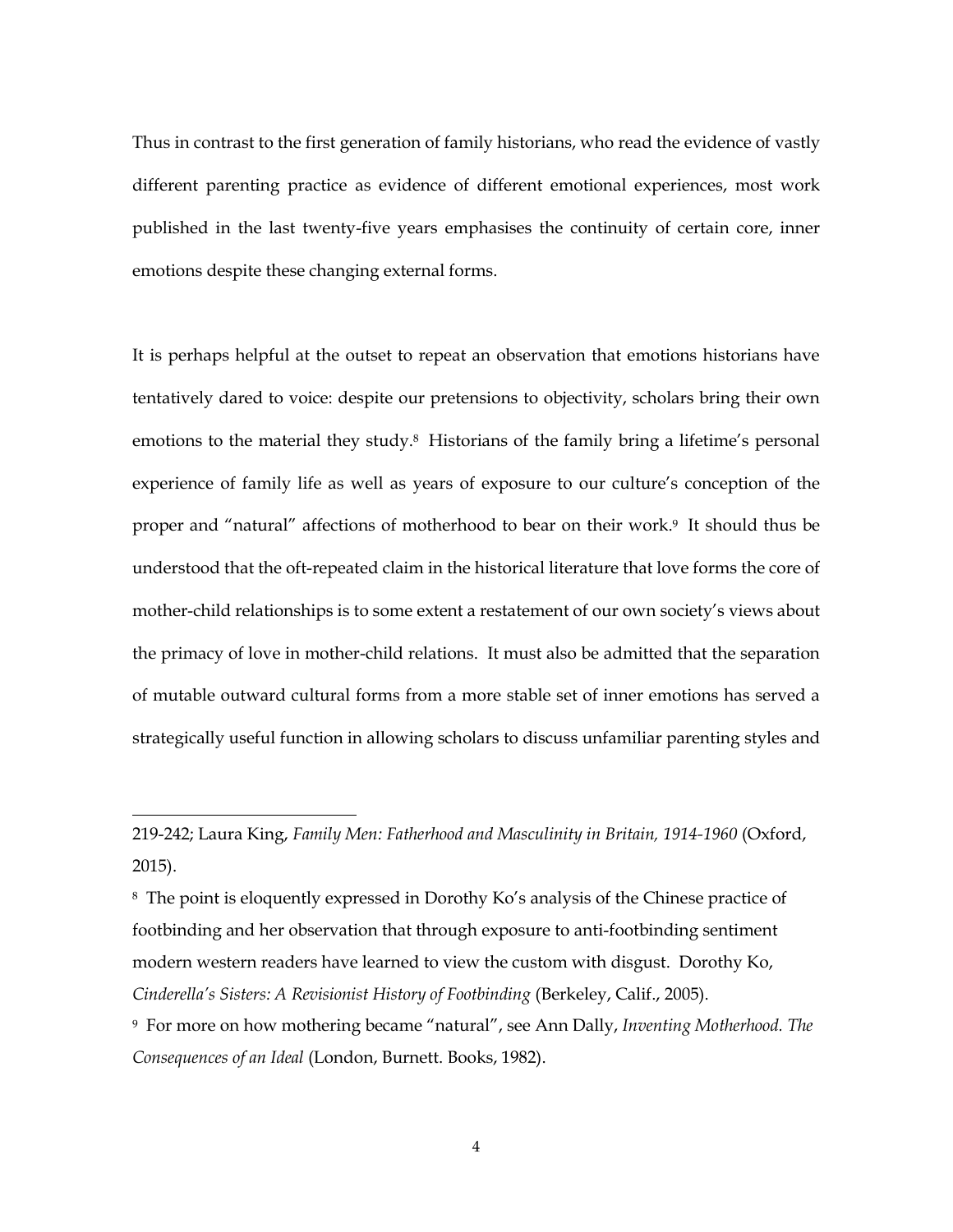Thus in contrast to the first generation of family historians, who read the evidence of vastly different parenting practice as evidence of different emotional experiences, most work published in the last twenty-five years emphasises the continuity of certain core, inner emotions despite these changing external forms.

It is perhaps helpful at the outset to repeat an observation that emotions historians have tentatively dared to voice: despite our pretensions to objectivity, scholars bring their own emotions to the material they study.[8] Historians of the family bring a lifetime's personal experience of family life as well as years of exposure to our culture's conception of the proper and "natural" affections of motherhood to bear on their work.[9] It should thus be understood that the oft-repeated claim in the historical literature that love forms the core of mother-child relationships is to some extent a restatement of our own society's views about the primacy of love in mother-child relations. It must also be admitted that the separation of mutable outward cultural forms from a more stable set of inner emotions has served a strategically useful function in allowing scholars to discuss unfamiliar parenting styles and

---

219-242; Laura King, *Family Men: Fatherhood and Masculinity in Britain, 1914-1960* (Oxford, 2015).

[8] The point is eloquently expressed in Dorothy Ko's analysis of the Chinese practice of footbinding and her observation that through exposure to anti-footbinding sentiment modern western readers have learned to view the custom with disgust. Dorothy Ko, *Cinderella's Sisters: A Revisionist History of Footbinding* (Berkeley, Calif., 2005).

[9] For more on how mothering became "natural", see Ann Dally, *Inventing Motherhood. The Consequences of an Ideal* (London, Burnett. Books, 1982).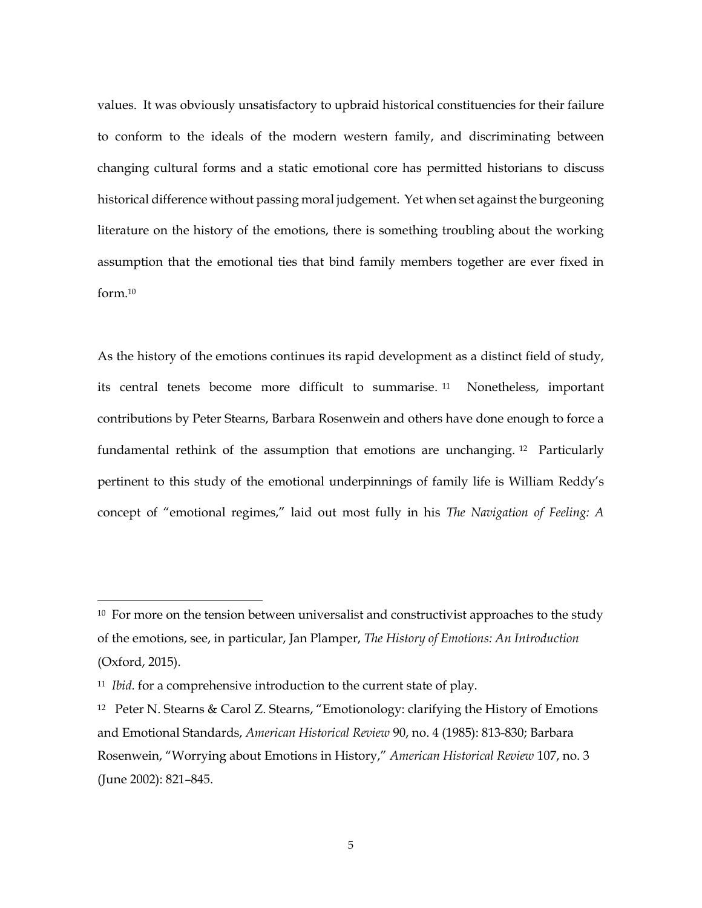values. It was obviously unsatisfactory to upbraid historical constituencies for their failure to conform to the ideals of the modern western family, and discriminating between changing cultural forms and a static emotional core has permitted historians to discuss historical difference without passing moral judgement. Yet when set against the burgeoning literature on the history of the emotions, there is something troubling about the working assumption that the emotional ties that bind family members together are ever fixed in form.[10]

As the history of the emotions continues its rapid development as a distinct field of study, its central tenets become more difficult to summarise.[11] Nonetheless, important contributions by Peter Stearns, Barbara Rosenwein and others have done enough to force a fundamental rethink of the assumption that emotions are unchanging.[12] Particularly pertinent to this study of the emotional underpinnings of family life is William Reddy's concept of "emotional regimes," laid out most fully in his *The Navigation of Feeling: A*

---

[10] For more on the tension between universalist and constructivist approaches to the study of the emotions, see, in particular, Jan Plamper, *The History of Emotions: An Introduction* (Oxford, 2015).

[11] *Ibid*. for a comprehensive introduction to the current state of play.

[12] Peter N. Stearns & Carol Z. Stearns, "Emotionology: clarifying the History of Emotions and Emotional Standards, *American Historical Review* 90, no. 4 (1985): 813-830; Barbara Rosenwein, "Worrying about Emotions in History," *American Historical Review* 107, no. 3 (June 2002): 821–845.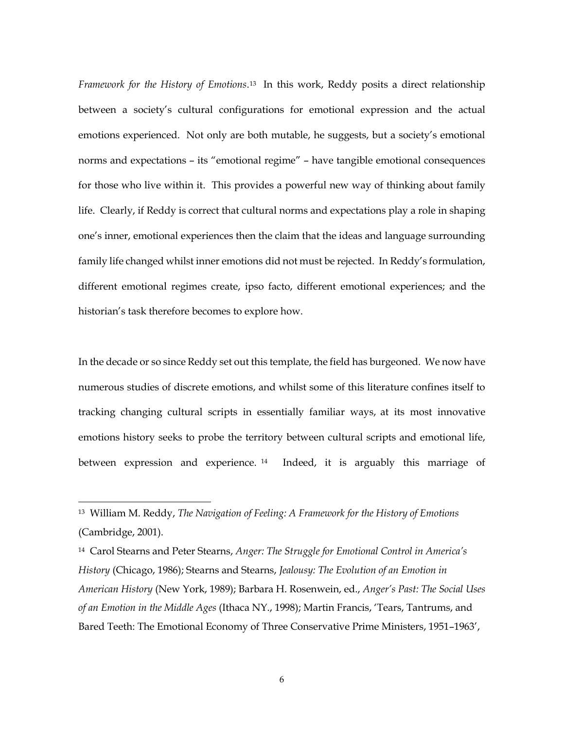*Framework for the History of Emotions*.[13] In this work, Reddy posits a direct relationship between a society's cultural configurations for emotional expression and the actual emotions experienced. Not only are both mutable, he suggests, but a society's emotional norms and expectations – its "emotional regime" – have tangible emotional consequences for those who live within it. This provides a powerful new way of thinking about family life. Clearly, if Reddy is correct that cultural norms and expectations play a role in shaping one's inner, emotional experiences then the claim that the ideas and language surrounding family life changed whilst inner emotions did not must be rejected. In Reddy's formulation, different emotional regimes create, ipso facto, different emotional experiences; and the historian's task therefore becomes to explore how.

In the decade or so since Reddy set out this template, the field has burgeoned. We now have numerous studies of discrete emotions, and whilst some of this literature confines itself to tracking changing cultural scripts in essentially familiar ways, at its most innovative emotions history seeks to probe the territory between cultural scripts and emotional life, between expression and experience.[14] Indeed, it is arguably this marriage of

---

[13] William M. Reddy, *The Navigation of Feeling: A Framework for the History of Emotions* (Cambridge, 2001).

[14] Carol Stearns and Peter Stearns, *Anger: The Struggle for Emotional Control in America's History* (Chicago, 1986); Stearns and Stearns, *Jealousy: The Evolution of an Emotion in American History* (New York, 1989); Barbara H. Rosenwein, ed., *Anger's Past: The Social Uses of an Emotion in the Middle Ages* (Ithaca NY., 1998); Martin Francis, 'Tears, Tantrums, and Bared Teeth: The Emotional Economy of Three Conservative Prime Ministers, 1951–1963',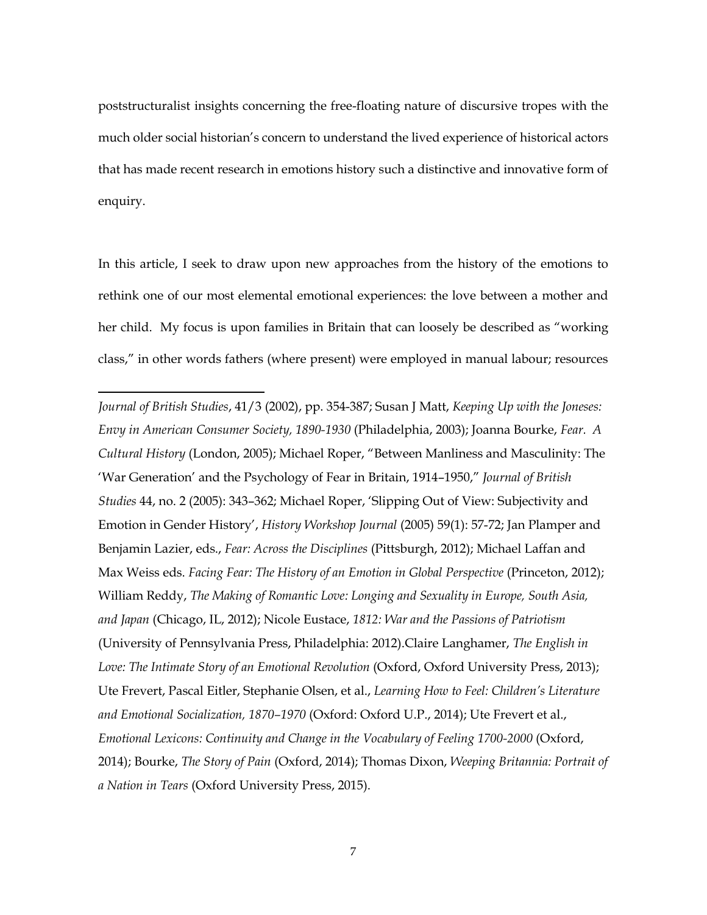poststructuralist insights concerning the free-floating nature of discursive tropes with the much older social historian's concern to understand the lived experience of historical actors that has made recent research in emotions history such a distinctive and innovative form of enquiry.

In this article, I seek to draw upon new approaches from the history of the emotions to rethink one of our most elemental emotional experiences: the love between a mother and her child. My focus is upon families in Britain that can loosely be described as "working class," in other words fathers (where present) were employed in manual labour; resources

---

*Journal of British Studies*, 41/3 (2002), pp. 354-387; Susan J Matt, *Keeping Up with the Joneses: Envy in American Consumer Society, 1890-1930* (Philadelphia, 2003); Joanna Bourke, *Fear. A Cultural History* (London, 2005); Michael Roper, "Between Manliness and Masculinity: The 'War Generation' and the Psychology of Fear in Britain, 1914–1950," *Journal of British Studies* 44, no. 2 (2005): 343–362; Michael Roper, 'Slipping Out of View: Subjectivity and Emotion in Gender History', *History Workshop Journal* (2005) 59(1): 57-72; Jan Plamper and Benjamin Lazier, eds., *Fear: Across the Disciplines* (Pittsburgh, 2012); Michael Laffan and Max Weiss eds. *Facing Fear: The History of an Emotion in Global Perspective* (Princeton, 2012); William Reddy, *The Making of Romantic Love: Longing and Sexuality in Europe, South Asia, and Japan* (Chicago, IL, 2012); Nicole Eustace, *1812: War and the Passions of Patriotism* (University of Pennsylvania Press, Philadelphia: 2012).Claire Langhamer, *The English in Love: The Intimate Story of an Emotional Revolution* (Oxford, Oxford University Press, 2013); Ute Frevert, Pascal Eitler, Stephanie Olsen, et al., *Learning How to Feel: Children's Literature and Emotional Socialization, 1870–1970* (Oxford: Oxford U.P., 2014); Ute Frevert et al., *Emotional Lexicons: Continuity and Change in the Vocabulary of Feeling 1700-2000* (Oxford, 2014); Bourke, *The Story of Pain* (Oxford, 2014); Thomas Dixon, *Weeping Britannia: Portrait of a Nation in Tears* (Oxford University Press, 2015).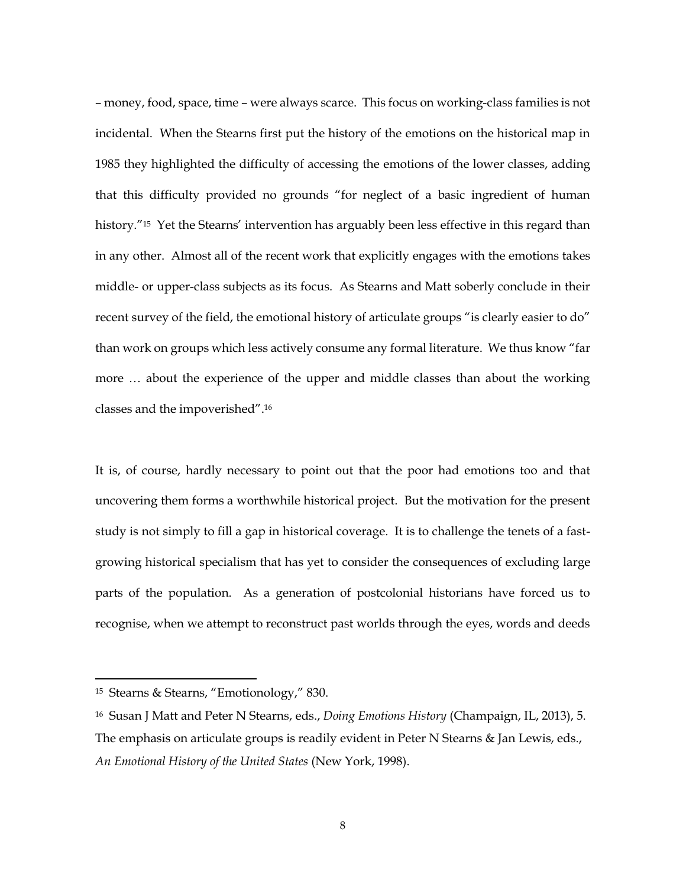– money, food, space, time – were always scarce. This focus on working-class families is not incidental. When the Stearns first put the history of the emotions on the historical map in 1985 they highlighted the difficulty of accessing the emotions of the lower classes, adding that this difficulty provided no grounds "for neglect of a basic ingredient of human history."[15] Yet the Stearns' intervention has arguably been less effective in this regard than in any other. Almost all of the recent work that explicitly engages with the emotions takes middle- or upper-class subjects as its focus. As Stearns and Matt soberly conclude in their recent survey of the field, the emotional history of articulate groups "is clearly easier to do" than work on groups which less actively consume any formal literature. We thus know "far more … about the experience of the upper and middle classes than about the working classes and the impoverished".[16]

It is, of course, hardly necessary to point out that the poor had emotions too and that uncovering them forms a worthwhile historical project. But the motivation for the present study is not simply to fill a gap in historical coverage. It is to challenge the tenets of a fast-growing historical specialism that has yet to consider the consequences of excluding large parts of the population. As a generation of postcolonial historians have forced us to recognise, when we attempt to reconstruct past worlds through the eyes, words and deeds

---

[15] Stearns & Stearns, "Emotionology," 830.

[16] Susan J Matt and Peter N Stearns, eds., *Doing Emotions History* (Champaign, IL, 2013), 5. The emphasis on articulate groups is readily evident in Peter N Stearns & Jan Lewis, eds., *An Emotional History of the United States* (New York, 1998).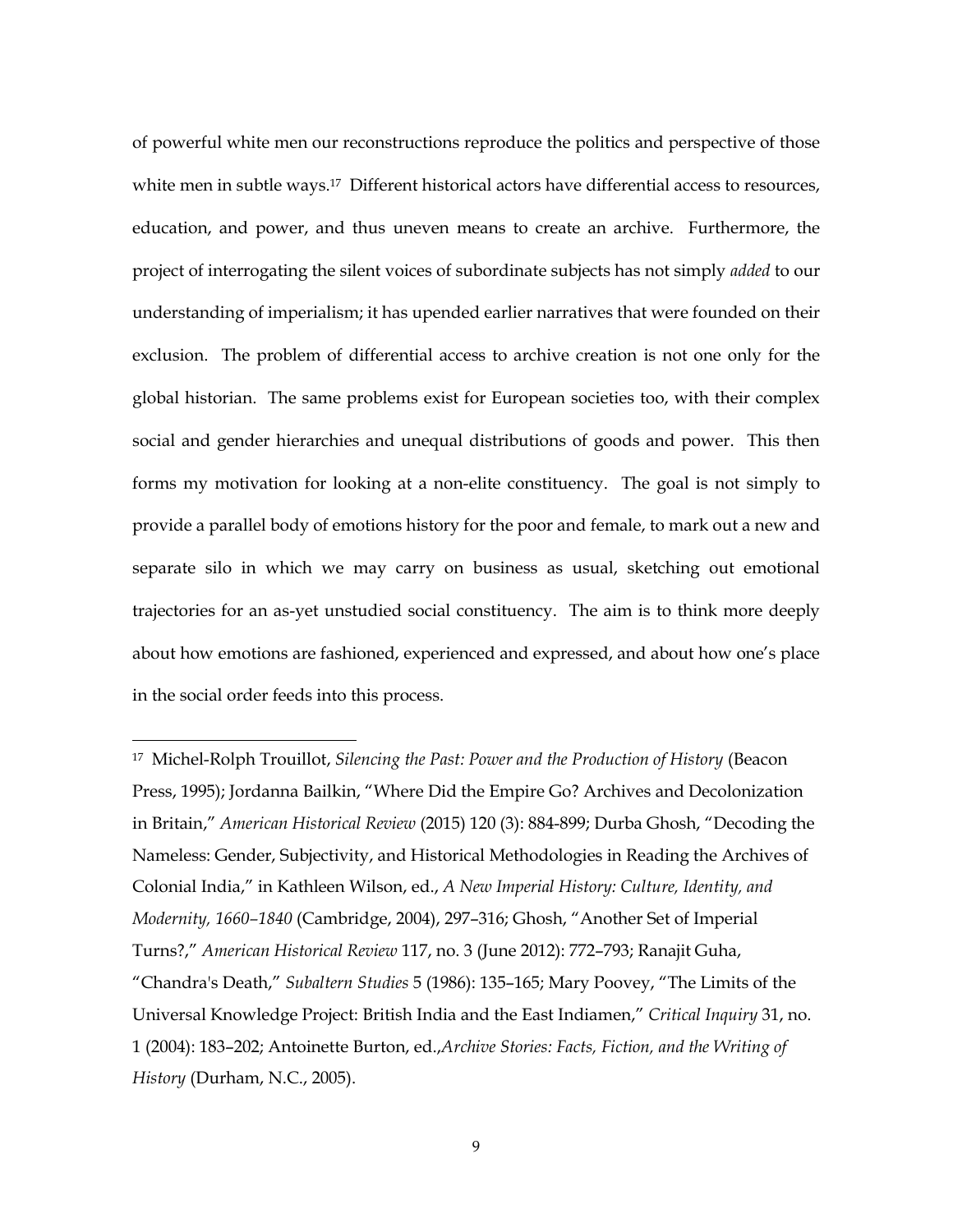of powerful white men our reconstructions reproduce the politics and perspective of those white men in subtle ways.[17] Different historical actors have differential access to resources, education, and power, and thus uneven means to create an archive. Furthermore, the project of interrogating the silent voices of subordinate subjects has not simply *added* to our understanding of imperialism; it has upended earlier narratives that were founded on their exclusion. The problem of differential access to archive creation is not one only for the global historian. The same problems exist for European societies too, with their complex social and gender hierarchies and unequal distributions of goods and power. This then forms my motivation for looking at a non-elite constituency. The goal is not simply to provide a parallel body of emotions history for the poor and female, to mark out a new and separate silo in which we may carry on business as usual, sketching out emotional trajectories for an as-yet unstudied social constituency. The aim is to think more deeply about how emotions are fashioned, experienced and expressed, and about how one's place in the social order feeds into this process.

---

[17] Michel-Rolph Trouillot, *Silencing the Past: Power and the Production of History* (Beacon Press, 1995); Jordanna Bailkin, "Where Did the Empire Go? Archives and Decolonization in Britain," *American Historical Review* (2015) 120 (3): 884-899; Durba Ghosh, "Decoding the Nameless: Gender, Subjectivity, and Historical Methodologies in Reading the Archives of Colonial India," in Kathleen Wilson, ed., *A New Imperial History: Culture, Identity, and Modernity, 1660–1840* (Cambridge, 2004), 297–316; Ghosh, "Another Set of Imperial Turns?," *American Historical Review* 117, no. 3 (June 2012): 772–793; Ranajit Guha, "Chandra's Death," *Subaltern Studies* 5 (1986): 135–165; Mary Poovey, "The Limits of the Universal Knowledge Project: British India and the East Indiamen," *Critical Inquiry* 31, no. 1 (2004): 183–202; Antoinette Burton, ed.,*Archive Stories: Facts, Fiction, and the Writing of History* (Durham, N.C., 2005).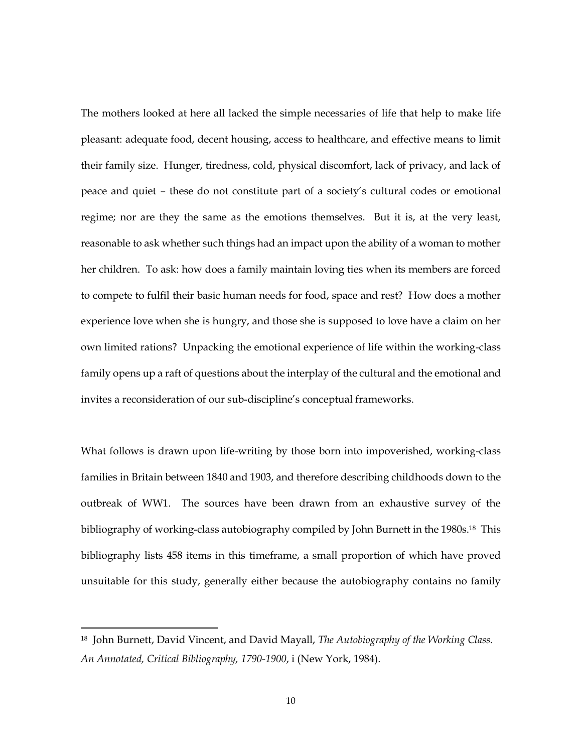The mothers looked at here all lacked the simple necessaries of life that help to make life pleasant: adequate food, decent housing, access to healthcare, and effective means to limit their family size. Hunger, tiredness, cold, physical discomfort, lack of privacy, and lack of peace and quiet – these do not constitute part of a society's cultural codes or emotional regime; nor are they the same as the emotions themselves. But it is, at the very least, reasonable to ask whether such things had an impact upon the ability of a woman to mother her children. To ask: how does a family maintain loving ties when its members are forced to compete to fulfil their basic human needs for food, space and rest? How does a mother experience love when she is hungry, and those she is supposed to love have a claim on her own limited rations? Unpacking the emotional experience of life within the working-class family opens up a raft of questions about the interplay of the cultural and the emotional and invites a reconsideration of our sub-discipline's conceptual frameworks.

What follows is drawn upon life-writing by those born into impoverished, working-class families in Britain between 1840 and 1903, and therefore describing childhoods down to the outbreak of WW1. The sources have been drawn from an exhaustive survey of the bibliography of working-class autobiography compiled by John Burnett in the 1980s.[18] This bibliography lists 458 items in this timeframe, a small proportion of which have proved unsuitable for this study, generally either because the autobiography contains no family

[18] John Burnett, David Vincent, and David Mayall, *The Autobiography of the Working Class. An Annotated, Critical Bibliography, 1790-1900*, i (New York, 1984).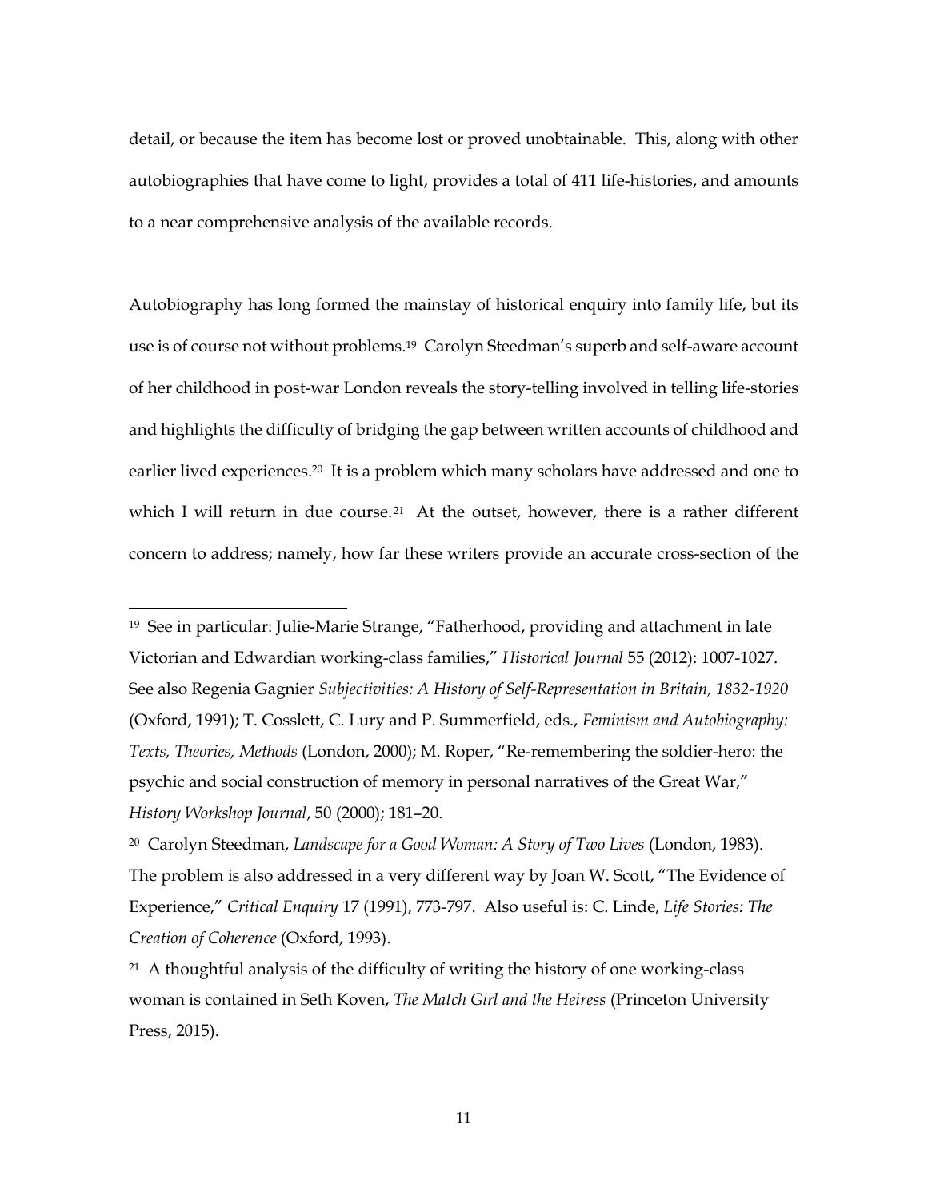detail, or because the item has become lost or proved unobtainable. This, along with other autobiographies that have come to light, provides a total of 411 life-histories, and amounts to a near comprehensive analysis of the available records.

Autobiography has long formed the mainstay of historical enquiry into family life, but its use is of course not without problems.[19] Carolyn Steedman's superb and self-aware account of her childhood in post-war London reveals the story-telling involved in telling life-stories and highlights the difficulty of bridging the gap between written accounts of childhood and earlier lived experiences.[20] It is a problem which many scholars have addressed and one to which I will return in due course.[21] At the outset, however, there is a rather different concern to address; namely, how far these writers provide an accurate cross-section of the

---

[19] See in particular: Julie-Marie Strange, "Fatherhood, providing and attachment in late Victorian and Edwardian working-class families," *Historical Journal* 55 (2012): 1007-1027. See also Regenia Gagnier *Subjectivities: A History of Self-Representation in Britain, 1832-1920* (Oxford, 1991); T. Cosslett, C. Lury and P. Summerfield, eds., *Feminism and Autobiography: Texts, Theories, Methods* (London, 2000); M. Roper, "Re-remembering the soldier-hero: the psychic and social construction of memory in personal narratives of the Great War," *History Workshop Journal*, 50 (2000); 181–20.

[20] Carolyn Steedman, *Landscape for a Good Woman: A Story of Two Lives* (London, 1983). The problem is also addressed in a very different way by Joan W. Scott, "The Evidence of Experience," *Critical Enquiry* 17 (1991), 773-797. Also useful is: C. Linde, *Life Stories: The Creation of Coherence* (Oxford, 1993).

[21] A thoughtful analysis of the difficulty of writing the history of one working-class woman is contained in Seth Koven, *The Match Girl and the Heiress* (Princeton University Press, 2015).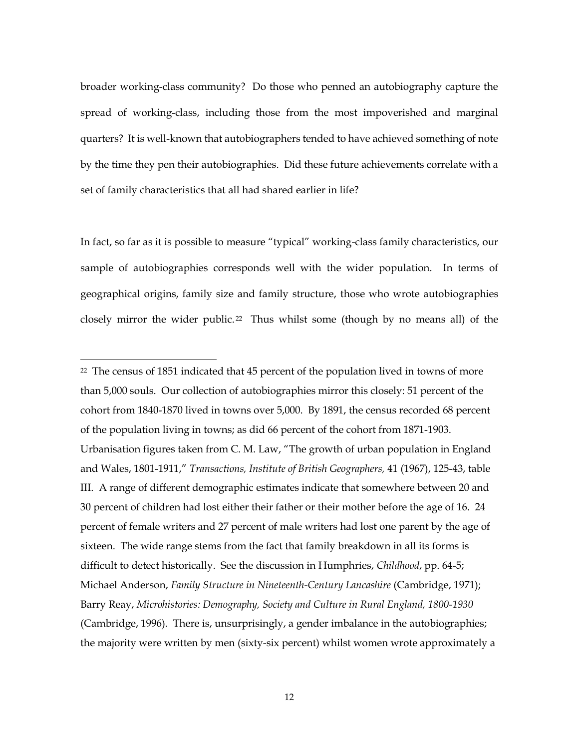broader working-class community? Do those who penned an autobiography capture the spread of working-class, including those from the most impoverished and marginal quarters? It is well-known that autobiographers tended to have achieved something of note by the time they pen their autobiographies. Did these future achievements correlate with a set of family characteristics that all had shared earlier in life?

In fact, so far as it is possible to measure "typical" working-class family characteristics, our sample of autobiographies corresponds well with the wider population. In terms of geographical origins, family size and family structure, those who wrote autobiographies closely mirror the wider public.[22] Thus whilst some (though by no means all) of the

---

[22] The census of 1851 indicated that 45 percent of the population lived in towns of more than 5,000 souls. Our collection of autobiographies mirror this closely: 51 percent of the cohort from 1840-1870 lived in towns over 5,000. By 1891, the census recorded 68 percent of the population living in towns; as did 66 percent of the cohort from 1871-1903. Urbanisation figures taken from C. M. Law, "The growth of urban population in England and Wales, 1801-1911," *Transactions, Institute of British Geographers,* 41 (1967), 125-43, table III. A range of different demographic estimates indicate that somewhere between 20 and 30 percent of children had lost either their father or their mother before the age of 16. 24 percent of female writers and 27 percent of male writers had lost one parent by the age of sixteen. The wide range stems from the fact that family breakdown in all its forms is difficult to detect historically. See the discussion in Humphries, *Childhood*, pp. 64-5; Michael Anderson, *Family Structure in Nineteenth-Century Lancashire* (Cambridge, 1971); Barry Reay, *Microhistories: Demography, Society and Culture in Rural England, 1800-1930* (Cambridge, 1996). There is, unsurprisingly, a gender imbalance in the autobiographies; the majority were written by men (sixty-six percent) whilst women wrote approximately a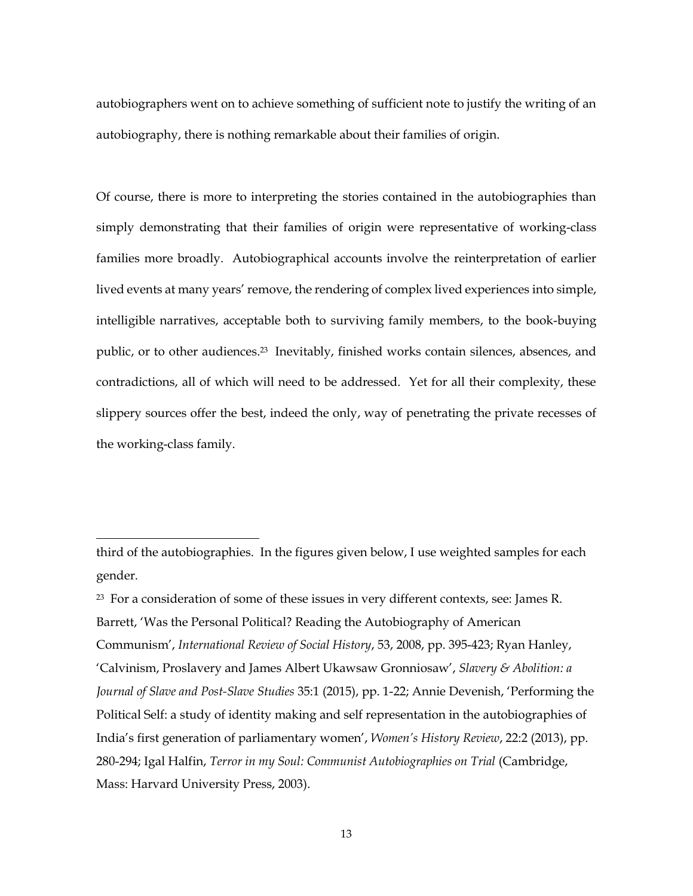autobiographers went on to achieve something of sufficient note to justify the writing of an autobiography, there is nothing remarkable about their families of origin.

Of course, there is more to interpreting the stories contained in the autobiographies than simply demonstrating that their families of origin were representative of working-class families more broadly. Autobiographical accounts involve the reinterpretation of earlier lived events at many years' remove, the rendering of complex lived experiences into simple, intelligible narratives, acceptable both to surviving family members, to the book-buying public, or to other audiences.[23] Inevitably, finished works contain silences, absences, and contradictions, all of which will need to be addressed. Yet for all their complexity, these slippery sources offer the best, indeed the only, way of penetrating the private recesses of the working-class family.

---

third of the autobiographies. In the figures given below, I use weighted samples for each gender.

[23] For a consideration of some of these issues in very different contexts, see: James R. Barrett, 'Was the Personal Political? Reading the Autobiography of American Communism', *International Review of Social History*, 53, 2008, pp. 395-423; Ryan Hanley, 'Calvinism, Proslavery and James Albert Ukawsaw Gronniosaw', *Slavery & Abolition: a Journal of Slave and Post-Slave Studies* 35:1 (2015), pp. 1-22; Annie Devenish, 'Performing the Political Self: a study of identity making and self representation in the autobiographies of India's first generation of parliamentary women', *Women's History Review*, 22:2 (2013), pp. 280-294; Igal Halfin, *Terror in my Soul: Communist Autobiographies on Trial* (Cambridge, Mass: Harvard University Press, 2003).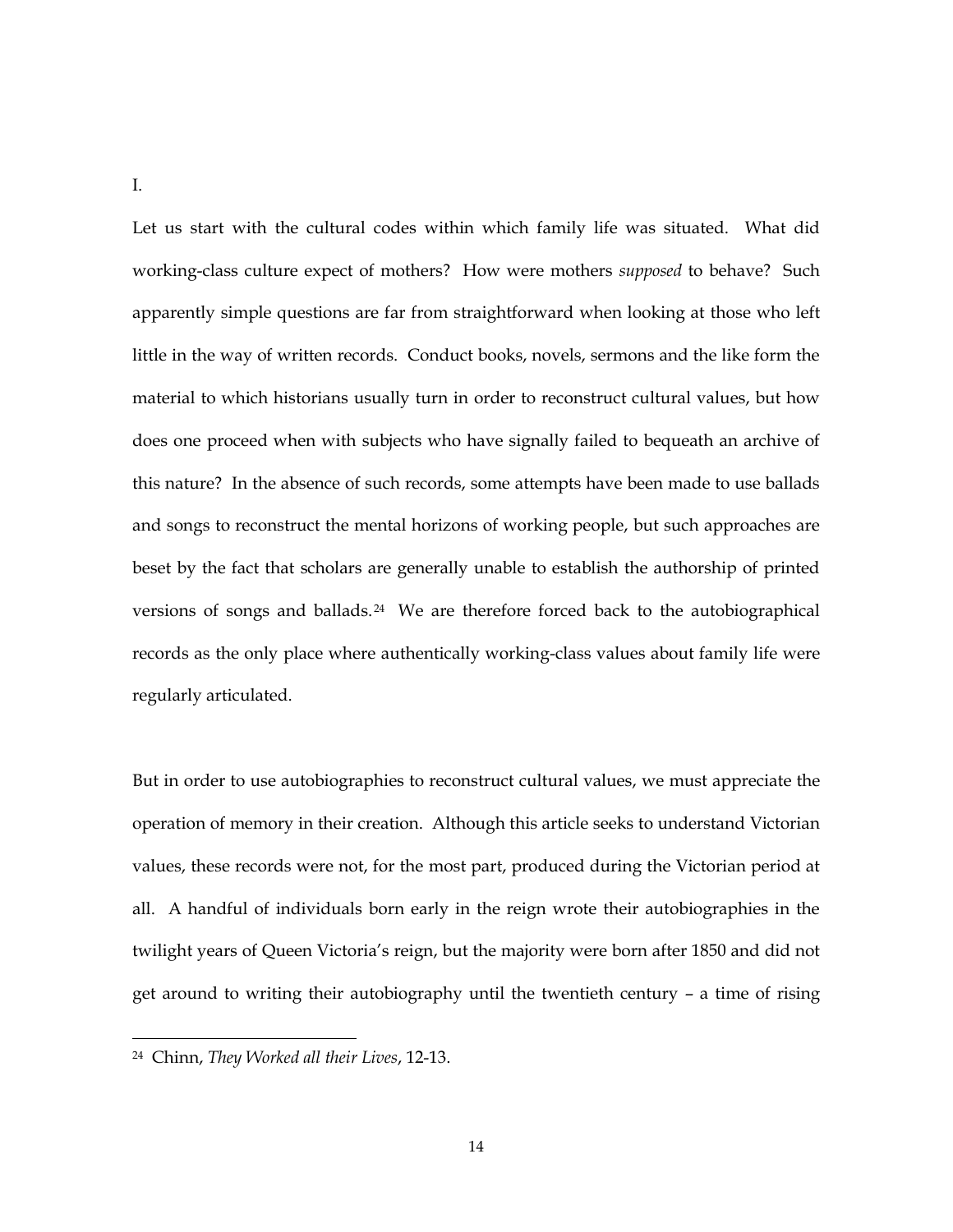I.

Let us start with the cultural codes within which family life was situated. What did working-class culture expect of mothers? How were mothers *supposed* to behave? Such apparently simple questions are far from straightforward when looking at those who left little in the way of written records. Conduct books, novels, sermons and the like form the material to which historians usually turn in order to reconstruct cultural values, but how does one proceed when with subjects who have signally failed to bequeath an archive of this nature? In the absence of such records, some attempts have been made to use ballads and songs to reconstruct the mental horizons of working people, but such approaches are beset by the fact that scholars are generally unable to establish the authorship of printed versions of songs and ballads.[24] We are therefore forced back to the autobiographical records as the only place where authentically working-class values about family life were regularly articulated.

But in order to use autobiographies to reconstruct cultural values, we must appreciate the operation of memory in their creation. Although this article seeks to understand Victorian values, these records were not, for the most part, produced during the Victorian period at all. A handful of individuals born early in the reign wrote their autobiographies in the twilight years of Queen Victoria's reign, but the majority were born after 1850 and did not get around to writing their autobiography until the twentieth century – a time of rising

[24] Chinn, *They Worked all their Lives*, 12-13.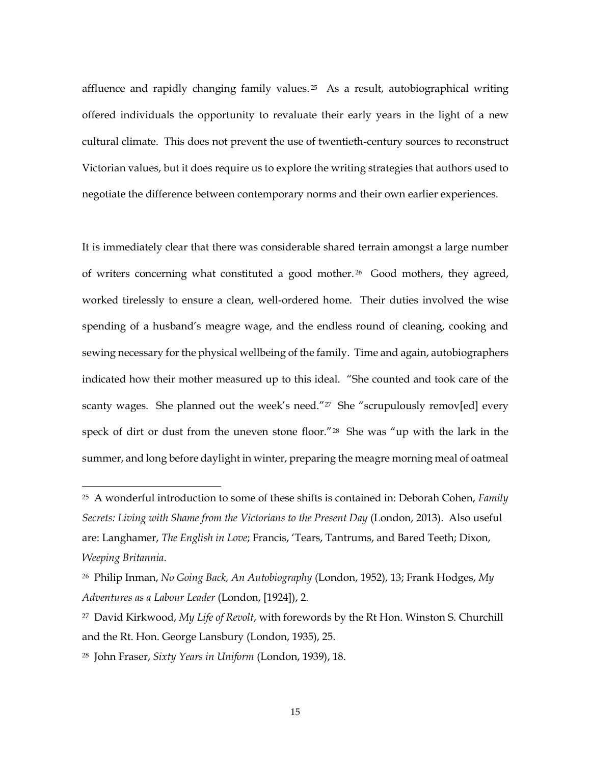affluence and rapidly changing family values.[25] As a result, autobiographical writing offered individuals the opportunity to revaluate their early years in the light of a new cultural climate. This does not prevent the use of twentieth-century sources to reconstruct Victorian values, but it does require us to explore the writing strategies that authors used to negotiate the difference between contemporary norms and their own earlier experiences.

It is immediately clear that there was considerable shared terrain amongst a large number of writers concerning what constituted a good mother.[26] Good mothers, they agreed, worked tirelessly to ensure a clean, well-ordered home. Their duties involved the wise spending of a husband's meagre wage, and the endless round of cleaning, cooking and sewing necessary for the physical wellbeing of the family. Time and again, autobiographers indicated how their mother measured up to this ideal. "She counted and took care of the scanty wages. She planned out the week's need."[27] She "scrupulously remov[ed] every speck of dirt or dust from the uneven stone floor."[28] She was "up with the lark in the summer, and long before daylight in winter, preparing the meagre morning meal of oatmeal

---

[25] A wonderful introduction to some of these shifts is contained in: Deborah Cohen, *Family Secrets: Living with Shame from the Victorians to the Present Day* (London, 2013). Also useful are: Langhamer, *The English in Love*; Francis, 'Tears, Tantrums, and Bared Teeth; Dixon, *Weeping Britannia*.

[26] Philip Inman, *No Going Back, An Autobiography* (London, 1952), 13; Frank Hodges, *My Adventures as a Labour Leader* (London, [1924]), 2.

[27] David Kirkwood, *My Life of Revolt*, with forewords by the Rt Hon. Winston S. Churchill and the Rt. Hon. George Lansbury (London, 1935), 25.

[28] John Fraser, *Sixty Years in Uniform* (London, 1939), 18.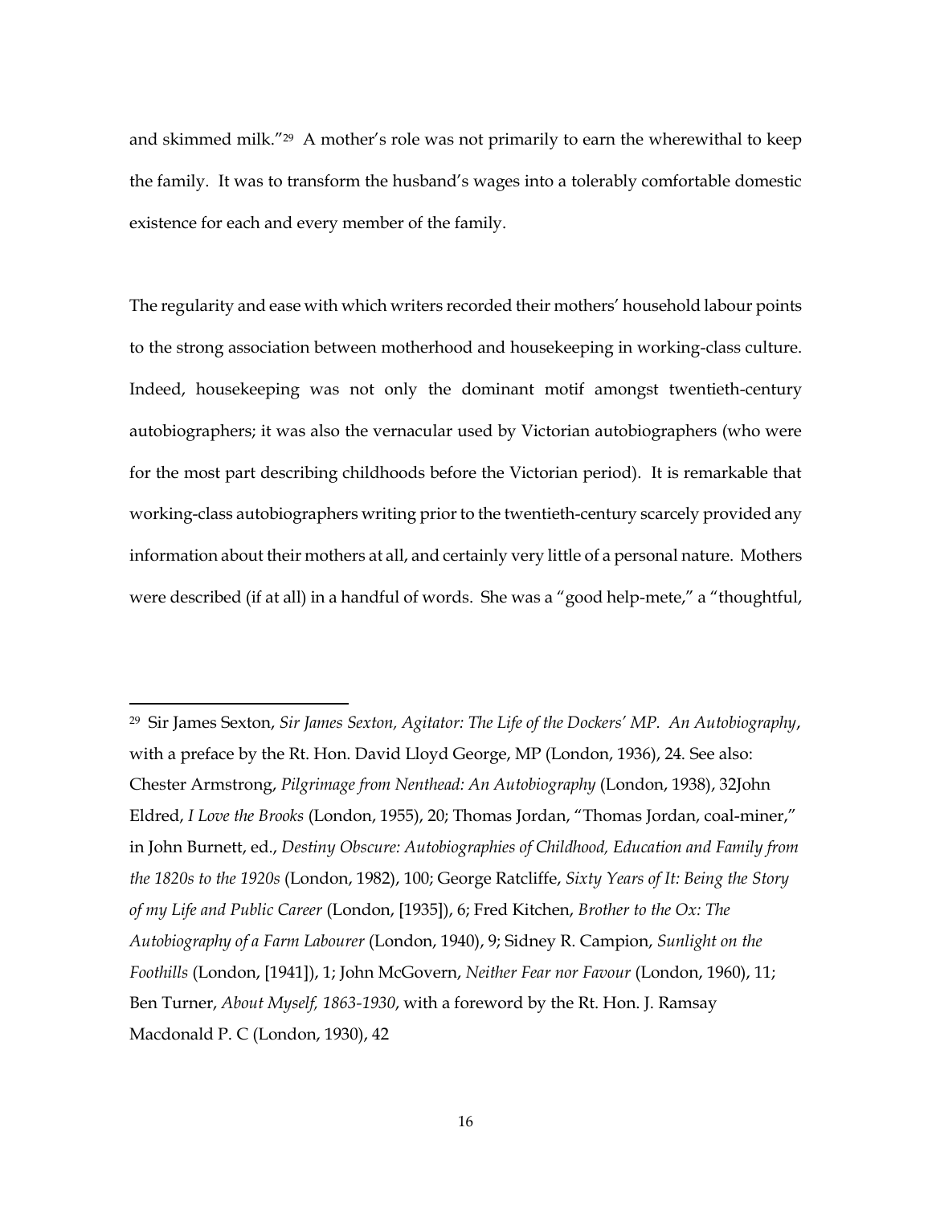and skimmed milk."[29] A mother's role was not primarily to earn the wherewithal to keep the family. It was to transform the husband's wages into a tolerably comfortable domestic existence for each and every member of the family.

The regularity and ease with which writers recorded their mothers' household labour points to the strong association between motherhood and housekeeping in working-class culture. Indeed, housekeeping was not only the dominant motif amongst twentieth-century autobiographers; it was also the vernacular used by Victorian autobiographers (who were for the most part describing childhoods before the Victorian period). It is remarkable that working-class autobiographers writing prior to the twentieth-century scarcely provided any information about their mothers at all, and certainly very little of a personal nature. Mothers were described (if at all) in a handful of words. She was a "good help-mete," a "thoughtful,

---

[29] Sir James Sexton, *Sir James Sexton, Agitator: The Life of the Dockers' MP. An Autobiography*, with a preface by the Rt. Hon. David Lloyd George, MP (London, 1936), 24. See also: Chester Armstrong, *Pilgrimage from Nenthead: An Autobiography* (London, 1938), 32John Eldred, *I Love the Brooks* (London, 1955), 20; Thomas Jordan, "Thomas Jordan, coal-miner," in John Burnett, ed., *Destiny Obscure: Autobiographies of Childhood, Education and Family from the 1820s to the 1920s* (London, 1982), 100; George Ratcliffe, *Sixty Years of It: Being the Story of my Life and Public Career* (London, [1935]), 6; Fred Kitchen, *Brother to the Ox: The Autobiography of a Farm Labourer* (London, 1940), 9; Sidney R. Campion, *Sunlight on the Foothills* (London, [1941]), 1; John McGovern, *Neither Fear nor Favour* (London, 1960), 11; Ben Turner, *About Myself, 1863-1930*, with a foreword by the Rt. Hon. J. Ramsay Macdonald P. C (London, 1930), 42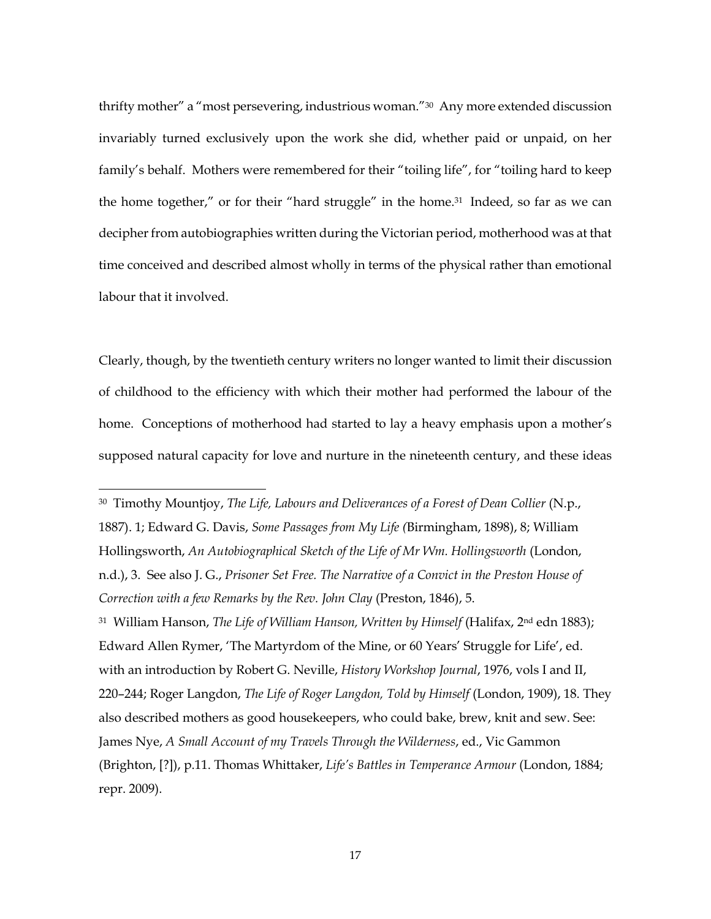thrifty mother" a "most persevering, industrious woman."[30] Any more extended discussion invariably turned exclusively upon the work she did, whether paid or unpaid, on her family's behalf. Mothers were remembered for their "toiling life", for "toiling hard to keep the home together," or for their "hard struggle" in the home.[31] Indeed, so far as we can decipher from autobiographies written during the Victorian period, motherhood was at that time conceived and described almost wholly in terms of the physical rather than emotional labour that it involved.

Clearly, though, by the twentieth century writers no longer wanted to limit their discussion of childhood to the efficiency with which their mother had performed the labour of the home. Conceptions of motherhood had started to lay a heavy emphasis upon a mother's supposed natural capacity for love and nurture in the nineteenth century, and these ideas

---

[30] Timothy Mountjoy, *The Life, Labours and Deliverances of a Forest of Dean Collier* (N.p., 1887). 1; Edward G. Davis, *Some Passages from My Life (*Birmingham, 1898), 8; William Hollingsworth, *An Autobiographical Sketch of the Life of Mr Wm. Hollingsworth* (London, n.d.), 3. See also J. G., *Prisoner Set Free. The Narrative of a Convict in the Preston House of Correction with a few Remarks by the Rev. John Clay* (Preston, 1846), 5.

[31] William Hanson, *The Life of William Hanson, Written by Himself* (Halifax, 2nd edn 1883); Edward Allen Rymer, 'The Martyrdom of the Mine, or 60 Years' Struggle for Life', ed. with an introduction by Robert G. Neville, *History Workshop Journal*, 1976, vols I and II, 220–244; Roger Langdon, *The Life of Roger Langdon, Told by Himself* (London, 1909), 18. They also described mothers as good housekeepers, who could bake, brew, knit and sew. See: James Nye, *A Small Account of my Travels Through the Wilderness*, ed., Vic Gammon (Brighton, [?]), p.11. Thomas Whittaker, *Life's Battles in Temperance Armour* (London, 1884; repr. 2009).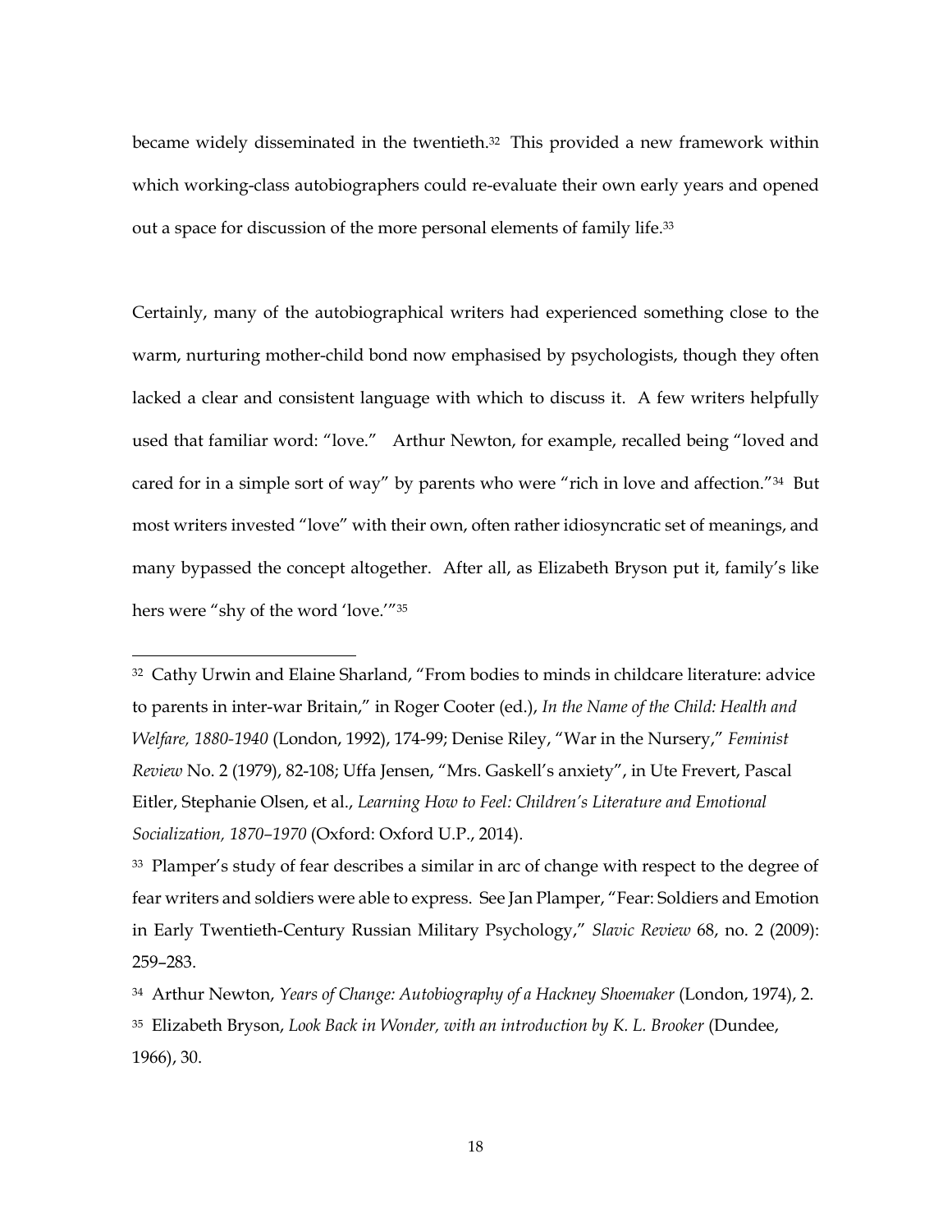became widely disseminated in the twentieth.[32] This provided a new framework within which working-class autobiographers could re-evaluate their own early years and opened out a space for discussion of the more personal elements of family life.[33]

Certainly, many of the autobiographical writers had experienced something close to the warm, nurturing mother-child bond now emphasised by psychologists, though they often lacked a clear and consistent language with which to discuss it. A few writers helpfully used that familiar word: "love." Arthur Newton, for example, recalled being "loved and cared for in a simple sort of way" by parents who were "rich in love and affection."[34] But most writers invested "love" with their own, often rather idiosyncratic set of meanings, and many bypassed the concept altogether. After all, as Elizabeth Bryson put it, family's like hers were "shy of the word 'love.'"[35]

---

[32] Cathy Urwin and Elaine Sharland, "From bodies to minds in childcare literature: advice to parents in inter-war Britain," in Roger Cooter (ed.), *In the Name of the Child: Health and Welfare, 1880-1940* (London, 1992), 174-99; Denise Riley, "War in the Nursery," *Feminist Review* No. 2 (1979), 82-108; Uffa Jensen, "Mrs. Gaskell's anxiety", in Ute Frevert, Pascal Eitler, Stephanie Olsen, et al., *Learning How to Feel: Children's Literature and Emotional Socialization, 1870–1970* (Oxford: Oxford U.P., 2014).

[33] Plamper's study of fear describes a similar in arc of change with respect to the degree of fear writers and soldiers were able to express. See Jan Plamper, "Fear: Soldiers and Emotion in Early Twentieth-Century Russian Military Psychology," *Slavic Review* 68, no. 2 (2009): 259–283.

[34] Arthur Newton, *Years of Change: Autobiography of a Hackney Shoemaker* (London, 1974), 2.

[35] Elizabeth Bryson, *Look Back in Wonder, with an introduction by K. L. Brooker* (Dundee, 1966), 30.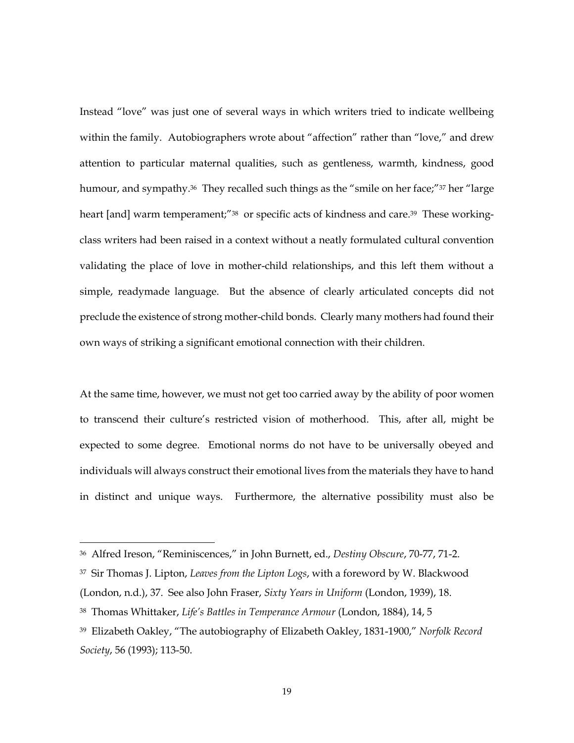Instead "love" was just one of several ways in which writers tried to indicate wellbeing within the family. Autobiographers wrote about "affection" rather than "love," and drew attention to particular maternal qualities, such as gentleness, warmth, kindness, good humour, and sympathy.[36] They recalled such things as the "smile on her face;"[37] her "large heart [and] warm temperament;"[38] or specific acts of kindness and care.[39] These working-class writers had been raised in a context without a neatly formulated cultural convention validating the place of love in mother-child relationships, and this left them without a simple, readymade language. But the absence of clearly articulated concepts did not preclude the existence of strong mother-child bonds. Clearly many mothers had found their own ways of striking a significant emotional connection with their children.

At the same time, however, we must not get too carried away by the ability of poor women to transcend their culture's restricted vision of motherhood. This, after all, might be expected to some degree. Emotional norms do not have to be universally obeyed and individuals will always construct their emotional lives from the materials they have to hand in distinct and unique ways. Furthermore, the alternative possibility must also be

---

[36] Alfred Ireson, "Reminiscences," in John Burnett, ed., *Destiny Obscure*, 70-77, 71-2.

[37] Sir Thomas J. Lipton, *Leaves from the Lipton Logs*, with a foreword by W. Blackwood (London, n.d.), 37. See also John Fraser, *Sixty Years in Uniform* (London, 1939), 18.

[38] Thomas Whittaker, *Life's Battles in Temperance Armour* (London, 1884), 14, 5

[39] Elizabeth Oakley, "The autobiography of Elizabeth Oakley, 1831-1900," *Norfolk Record Society*, 56 (1993); 113-50.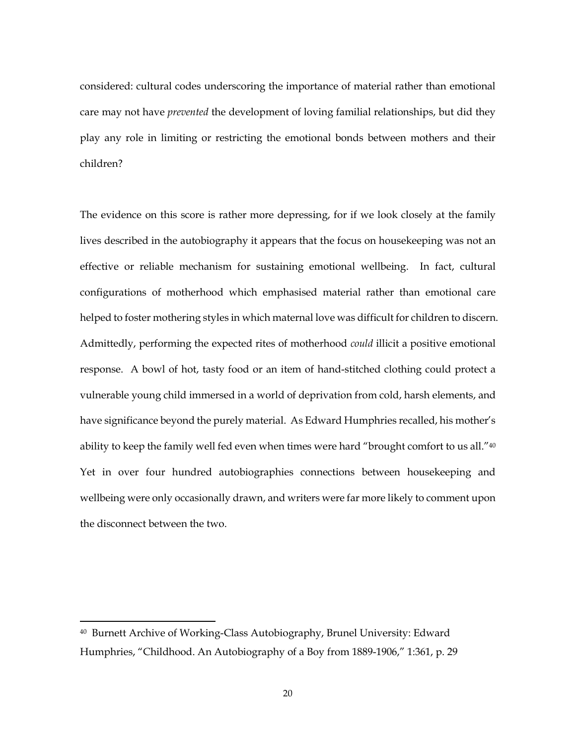considered: cultural codes underscoring the importance of material rather than emotional care may not have *prevented* the development of loving familial relationships, but did they play any role in limiting or restricting the emotional bonds between mothers and their children?

The evidence on this score is rather more depressing, for if we look closely at the family lives described in the autobiography it appears that the focus on housekeeping was not an effective or reliable mechanism for sustaining emotional wellbeing. In fact, cultural configurations of motherhood which emphasised material rather than emotional care helped to foster mothering styles in which maternal love was difficult for children to discern. Admittedly, performing the expected rites of motherhood *could* illicit a positive emotional response. A bowl of hot, tasty food or an item of hand-stitched clothing could protect a vulnerable young child immersed in a world of deprivation from cold, harsh elements, and have significance beyond the purely material. As Edward Humphries recalled, his mother's ability to keep the family well fed even when times were hard "brought comfort to us all."[40] Yet in over four hundred autobiographies connections between housekeeping and wellbeing were only occasionally drawn, and writers were far more likely to comment upon the disconnect between the two.

---

[40] Burnett Archive of Working-Class Autobiography, Brunel University: Edward Humphries, "Childhood. An Autobiography of a Boy from 1889-1906," 1:361, p. 29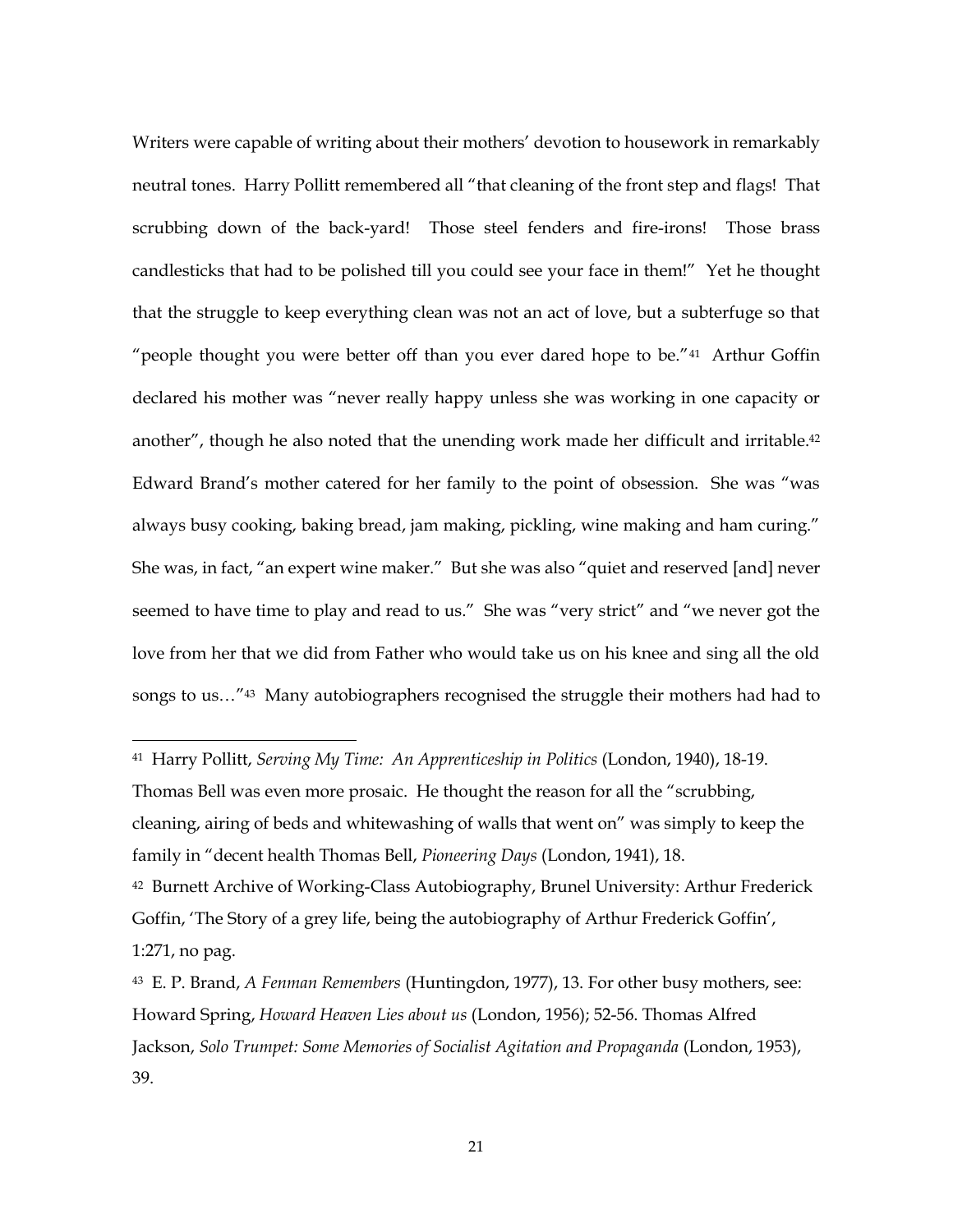Writers were capable of writing about their mothers' devotion to housework in remarkably neutral tones. Harry Pollitt remembered all "that cleaning of the front step and flags! That scrubbing down of the back-yard! Those steel fenders and fire-irons! Those brass candlesticks that had to be polished till you could see your face in them!" Yet he thought that the struggle to keep everything clean was not an act of love, but a subterfuge so that "people thought you were better off than you ever dared hope to be."[41] Arthur Goffin declared his mother was "never really happy unless she was working in one capacity or another", though he also noted that the unending work made her difficult and irritable.[42] Edward Brand's mother catered for her family to the point of obsession. She was "was always busy cooking, baking bread, jam making, pickling, wine making and ham curing." She was, in fact, "an expert wine maker." But she was also "quiet and reserved [and] never seemed to have time to play and read to us." She was "very strict" and "we never got the love from her that we did from Father who would take us on his knee and sing all the old songs to us…"[43] Many autobiographers recognised the struggle their mothers had had to

---

[41] Harry Pollitt, *Serving My Time: An Apprenticeship in Politics* (London, 1940), 18-19. Thomas Bell was even more prosaic. He thought the reason for all the "scrubbing, cleaning, airing of beds and whitewashing of walls that went on" was simply to keep the family in "decent health Thomas Bell, *Pioneering Days* (London, 1941), 18.

[42] Burnett Archive of Working-Class Autobiography, Brunel University: Arthur Frederick Goffin, 'The Story of a grey life, being the autobiography of Arthur Frederick Goffin', 1:271, no pag.

[43] E. P. Brand, *A Fenman Remembers* (Huntingdon, 1977), 13. For other busy mothers, see: Howard Spring, *Howard Heaven Lies about us* (London, 1956); 52-56. Thomas Alfred Jackson, *Solo Trumpet: Some Memories of Socialist Agitation and Propaganda* (London, 1953), 39.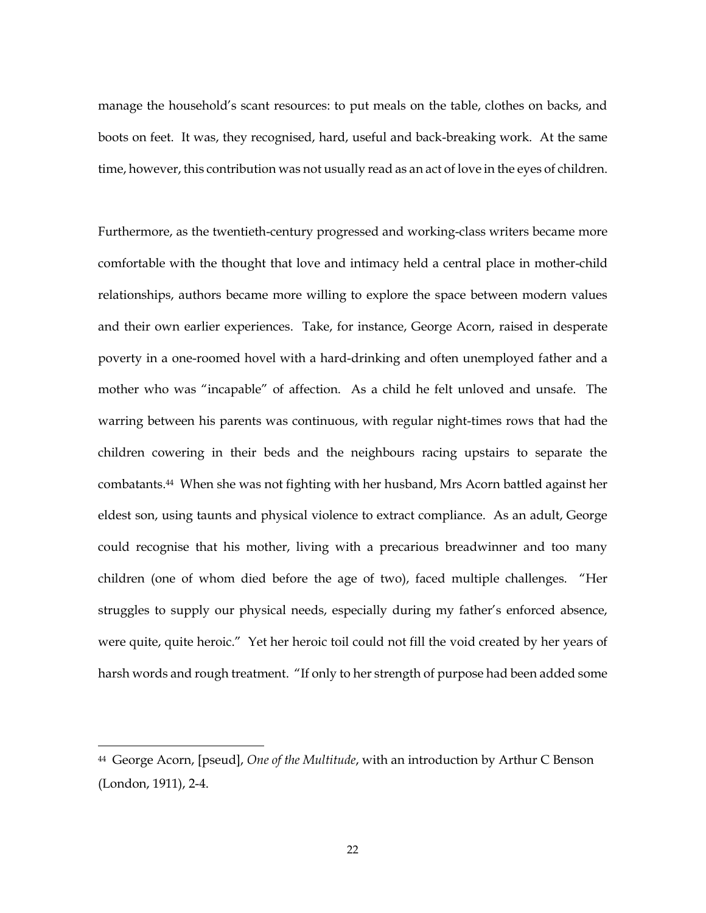manage the household's scant resources: to put meals on the table, clothes on backs, and boots on feet. It was, they recognised, hard, useful and back-breaking work. At the same time, however, this contribution was not usually read as an act of love in the eyes of children.

Furthermore, as the twentieth-century progressed and working-class writers became more comfortable with the thought that love and intimacy held a central place in mother-child relationships, authors became more willing to explore the space between modern values and their own earlier experiences. Take, for instance, George Acorn, raised in desperate poverty in a one-roomed hovel with a hard-drinking and often unemployed father and a mother who was "incapable" of affection. As a child he felt unloved and unsafe. The warring between his parents was continuous, with regular night-times rows that had the children cowering in their beds and the neighbours racing upstairs to separate the combatants.[44] When she was not fighting with her husband, Mrs Acorn battled against her eldest son, using taunts and physical violence to extract compliance. As an adult, George could recognise that his mother, living with a precarious breadwinner and too many children (one of whom died before the age of two), faced multiple challenges. "Her struggles to supply our physical needs, especially during my father's enforced absence, were quite, quite heroic." Yet her heroic toil could not fill the void created by her years of harsh words and rough treatment. "If only to her strength of purpose had been added some

---

[44] George Acorn, [pseud], *One of the Multitude*, with an introduction by Arthur C Benson (London, 1911), 2-4.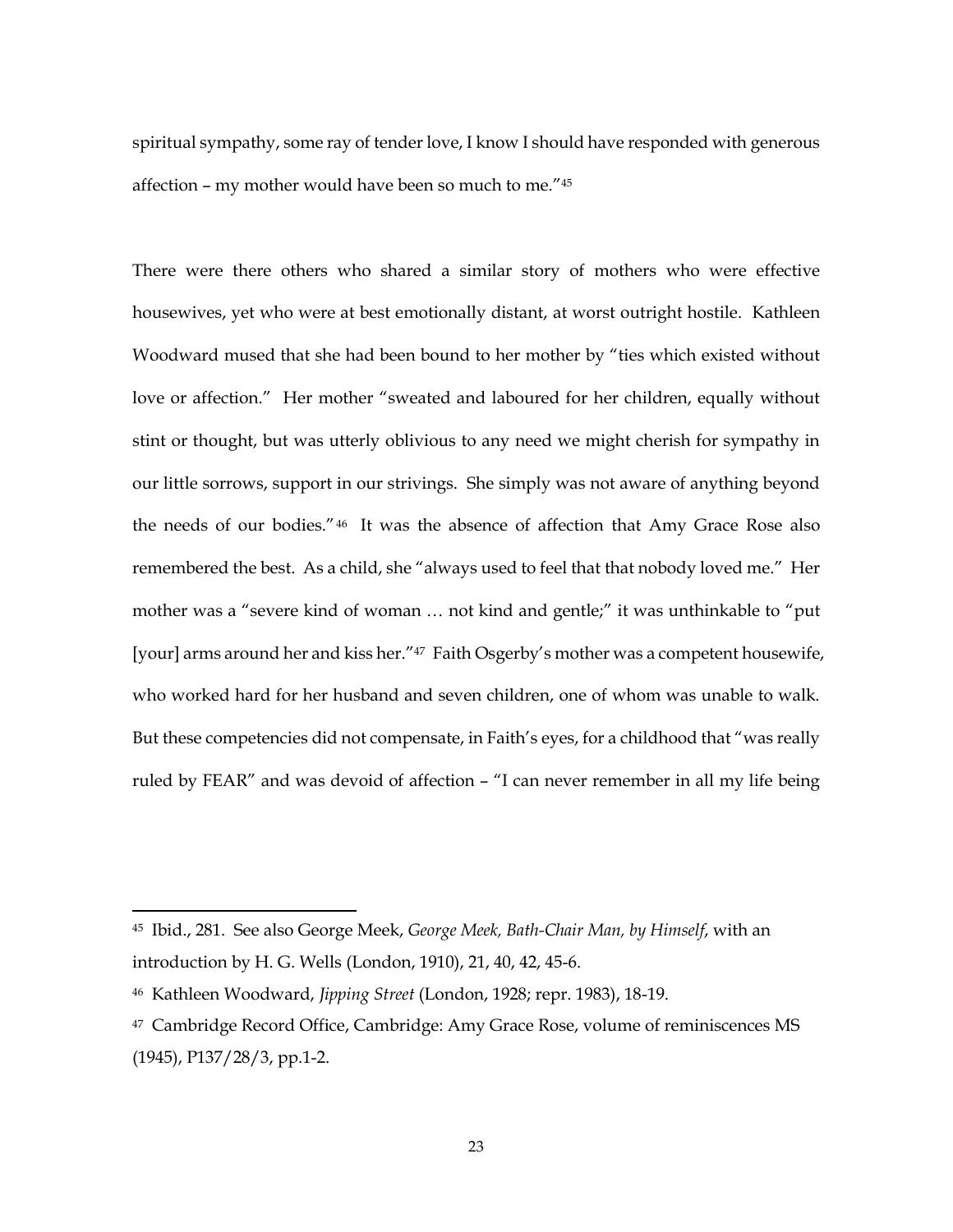spiritual sympathy, some ray of tender love, I know I should have responded with generous affection – my mother would have been so much to me."[45]

There were there others who shared a similar story of mothers who were effective housewives, yet who were at best emotionally distant, at worst outright hostile. Kathleen Woodward mused that she had been bound to her mother by "ties which existed without love or affection." Her mother "sweated and laboured for her children, equally without stint or thought, but was utterly oblivious to any need we might cherish for sympathy in our little sorrows, support in our strivings. She simply was not aware of anything beyond the needs of our bodies."[46] It was the absence of affection that Amy Grace Rose also remembered the best. As a child, she "always used to feel that that nobody loved me." Her mother was a "severe kind of woman … not kind and gentle;" it was unthinkable to "put [your] arms around her and kiss her."[47] Faith Osgerby's mother was a competent housewife, who worked hard for her husband and seven children, one of whom was unable to walk. But these competencies did not compensate, in Faith's eyes, for a childhood that "was really ruled by FEAR" and was devoid of affection – "I can never remember in all my life being

---

[45] Ibid., 281. See also George Meek, *George Meek, Bath-Chair Man, by Himself*, with an introduction by H. G. Wells (London, 1910), 21, 40, 42, 45-6.

[46] Kathleen Woodward, *Jipping Street* (London, 1928; repr. 1983), 18-19.

[47] Cambridge Record Office, Cambridge: Amy Grace Rose, volume of reminiscences MS (1945), P137/28/3, pp.1-2.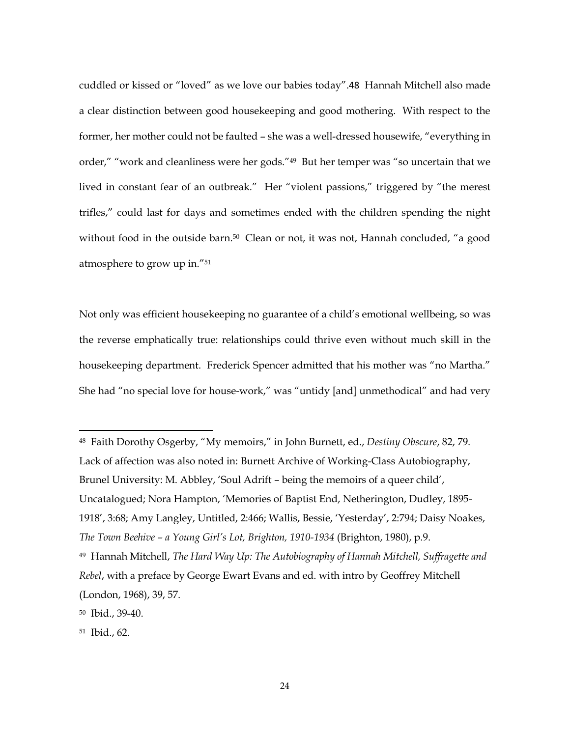cuddled or kissed or "loved" as we love our babies today".[48] Hannah Mitchell also made a clear distinction between good housekeeping and good mothering. With respect to the former, her mother could not be faulted – she was a well-dressed housewife, "everything in order," "work and cleanliness were her gods."[49] But her temper was "so uncertain that we lived in constant fear of an outbreak." Her "violent passions," triggered by "the merest trifles," could last for days and sometimes ended with the children spending the night without food in the outside barn.[50] Clean or not, it was not, Hannah concluded, "a good atmosphere to grow up in."[51]

Not only was efficient housekeeping no guarantee of a child's emotional wellbeing, so was the reverse emphatically true: relationships could thrive even without much skill in the housekeeping department. Frederick Spencer admitted that his mother was "no Martha." She had "no special love for house-work," was "untidy [and] unmethodical" and had very

---

[48] Faith Dorothy Osgerby, "My memoirs," in John Burnett, ed., *Destiny Obscure*, 82, 79. Lack of affection was also noted in: Burnett Archive of Working-Class Autobiography, Brunel University: M. Abbley, 'Soul Adrift – being the memoirs of a queer child', Uncatalogued; Nora Hampton, 'Memories of Baptist End, Netherington, Dudley, 1895-1918', 3:68; Amy Langley, Untitled, 2:466; Wallis, Bessie, 'Yesterday', 2:794; Daisy Noakes, *The Town Beehive – a Young Girl's Lot, Brighton, 1910-1934* (Brighton, 1980), p.9.

[49] Hannah Mitchell, *The Hard Way Up: The Autobiography of Hannah Mitchell, Suffragette and Rebel*, with a preface by George Ewart Evans and ed. with intro by Geoffrey Mitchell (London, 1968), 39, 57.

[50] Ibid., 39-40.

[51] Ibid., 62.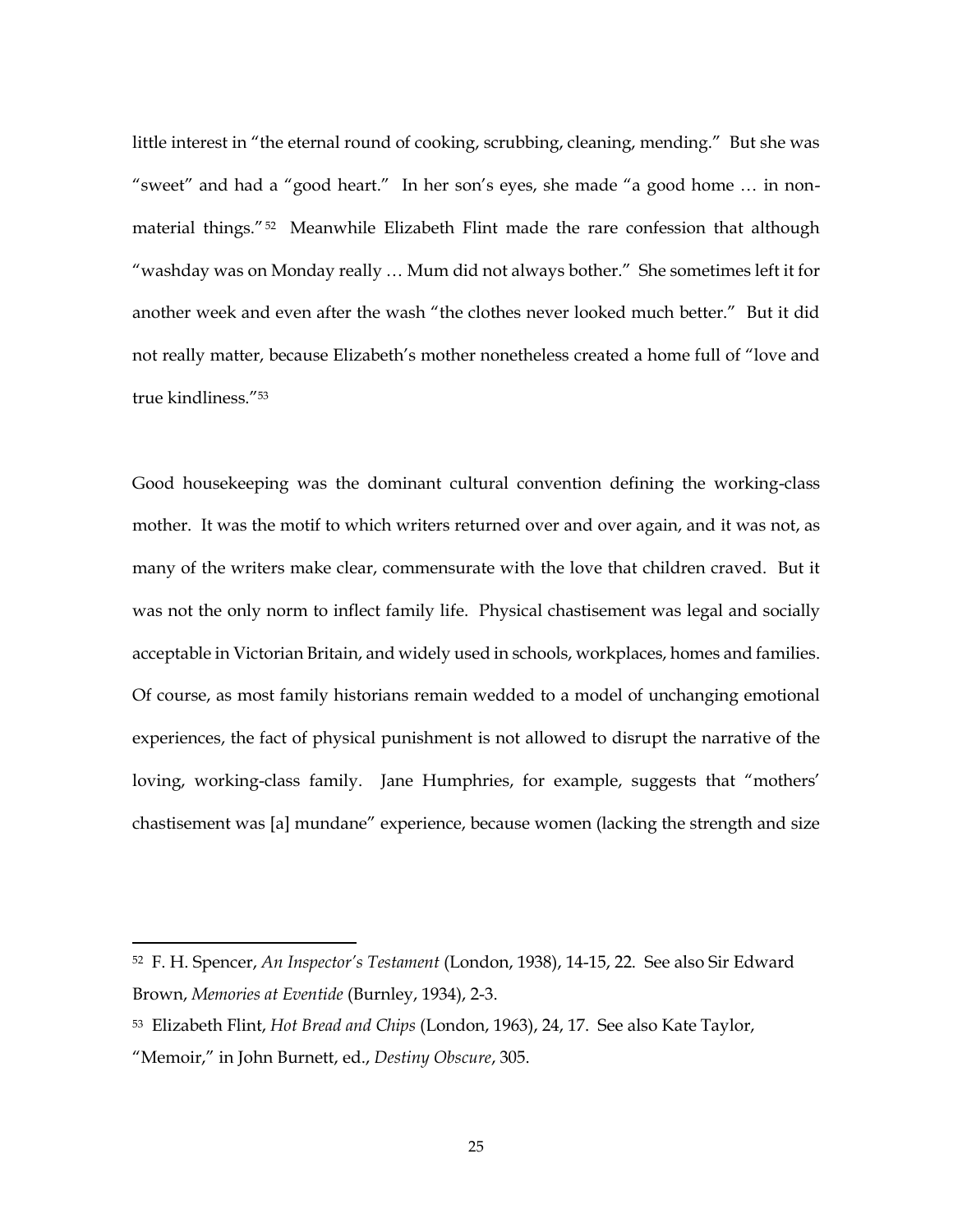little interest in "the eternal round of cooking, scrubbing, cleaning, mending." But she was "sweet" and had a "good heart." In her son's eyes, she made "a good home … in non-material things."[52] Meanwhile Elizabeth Flint made the rare confession that although "washday was on Monday really … Mum did not always bother." She sometimes left it for another week and even after the wash "the clothes never looked much better." But it did not really matter, because Elizabeth's mother nonetheless created a home full of "love and true kindliness."[53]

Good housekeeping was the dominant cultural convention defining the working-class mother. It was the motif to which writers returned over and over again, and it was not, as many of the writers make clear, commensurate with the love that children craved. But it was not the only norm to inflect family life. Physical chastisement was legal and socially acceptable in Victorian Britain, and widely used in schools, workplaces, homes and families. Of course, as most family historians remain wedded to a model of unchanging emotional experiences, the fact of physical punishment is not allowed to disrupt the narrative of the loving, working-class family. Jane Humphries, for example, suggests that "mothers' chastisement was [a] mundane" experience, because women (lacking the strength and size

---

[52] F. H. Spencer, *An Inspector's Testament* (London, 1938), 14-15, 22. See also Sir Edward Brown, *Memories at Eventide* (Burnley, 1934), 2-3.

[53] Elizabeth Flint, *Hot Bread and Chips* (London, 1963), 24, 17. See also Kate Taylor, "Memoir," in John Burnett, ed., *Destiny Obscure*, 305.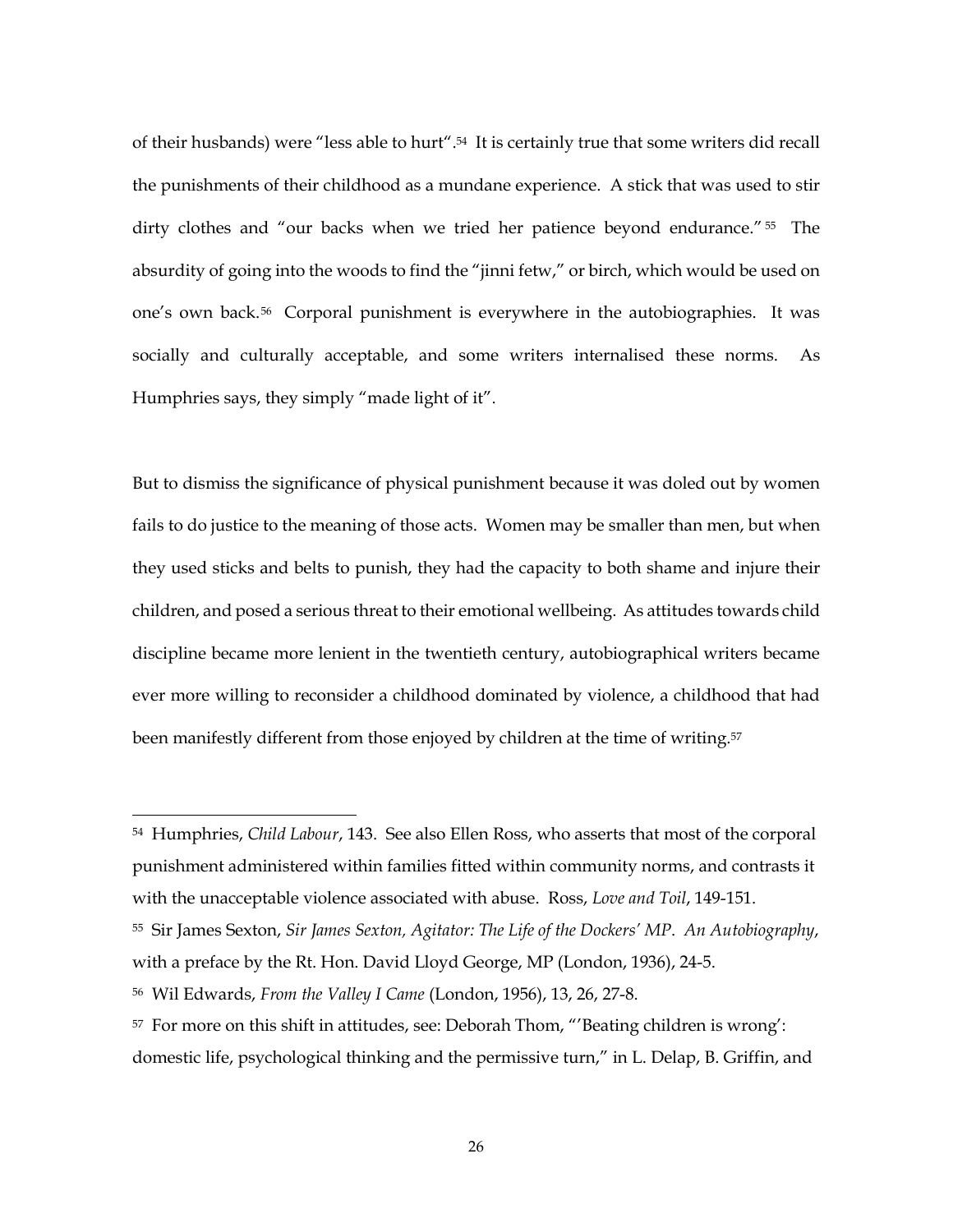of their husbands) were "less able to hurt".[54] It is certainly true that some writers did recall the punishments of their childhood as a mundane experience. A stick that was used to stir dirty clothes and "our backs when we tried her patience beyond endurance."[55] The absurdity of going into the woods to find the "jinni fetw," or birch, which would be used on one's own back.[56] Corporal punishment is everywhere in the autobiographies. It was socially and culturally acceptable, and some writers internalised these norms. As Humphries says, they simply "made light of it".

But to dismiss the significance of physical punishment because it was doled out by women fails to do justice to the meaning of those acts. Women may be smaller than men, but when they used sticks and belts to punish, they had the capacity to both shame and injure their children, and posed a serious threat to their emotional wellbeing. As attitudes towards child discipline became more lenient in the twentieth century, autobiographical writers became ever more willing to reconsider a childhood dominated by violence, a childhood that had been manifestly different from those enjoyed by children at the time of writing.[57]

---

[54] Humphries, *Child Labour*, 143. See also Ellen Ross, who asserts that most of the corporal punishment administered within families fitted within community norms, and contrasts it with the unacceptable violence associated with abuse. Ross, *Love and Toil*, 149-151.

[55] Sir James Sexton, *Sir James Sexton, Agitator: The Life of the Dockers' MP. An Autobiography*, with a preface by the Rt. Hon. David Lloyd George, MP (London, 1936), 24-5.

[56] Wil Edwards, *From the Valley I Came* (London, 1956), 13, 26, 27-8.

[57] For more on this shift in attitudes, see: Deborah Thom, "'Beating children is wrong': domestic life, psychological thinking and the permissive turn," in L. Delap, B. Griffin, and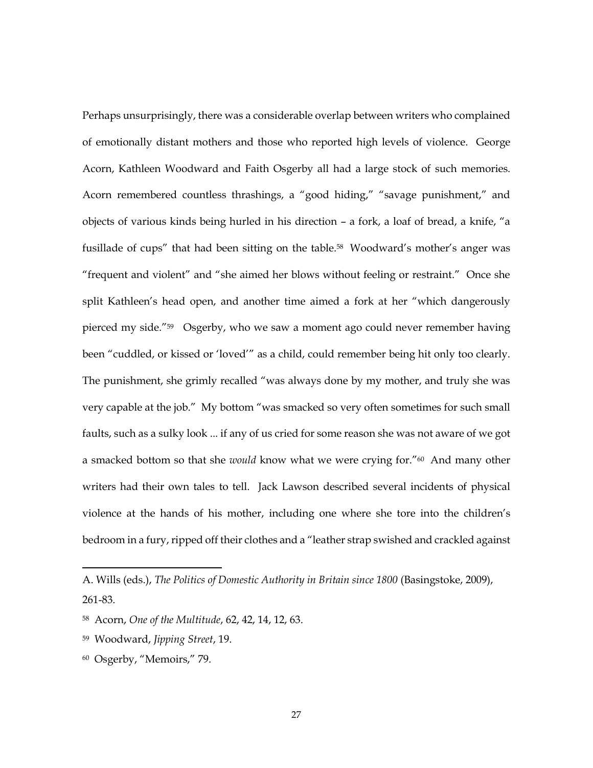Perhaps unsurprisingly, there was a considerable overlap between writers who complained of emotionally distant mothers and those who reported high levels of violence. George Acorn, Kathleen Woodward and Faith Osgerby all had a large stock of such memories. Acorn remembered countless thrashings, a "good hiding," "savage punishment," and objects of various kinds being hurled in his direction – a fork, a loaf of bread, a knife, "a fusillade of cups" that had been sitting on the table.[58] Woodward's mother's anger was "frequent and violent" and "she aimed her blows without feeling or restraint." Once she split Kathleen's head open, and another time aimed a fork at her "which dangerously pierced my side."[59] Osgerby, who we saw a moment ago could never remember having been "cuddled, or kissed or 'loved'" as a child, could remember being hit only too clearly. The punishment, she grimly recalled "was always done by my mother, and truly she was very capable at the job." My bottom "was smacked so very often sometimes for such small faults, such as a sulky look ... if any of us cried for some reason she was not aware of we got a smacked bottom so that she *would* know what we were crying for."[60] And many other writers had their own tales to tell. Jack Lawson described several incidents of physical violence at the hands of his mother, including one where she tore into the children's bedroom in a fury, ripped off their clothes and a "leather strap swished and crackled against

---

A. Wills (eds.), *The Politics of Domestic Authority in Britain since 1800* (Basingstoke, 2009), 261-83.

[58] Acorn, *One of the Multitude*, 62, 42, 14, 12, 63.

[59] Woodward, *Jipping Street*, 19.

[60] Osgerby, "Memoirs," 79.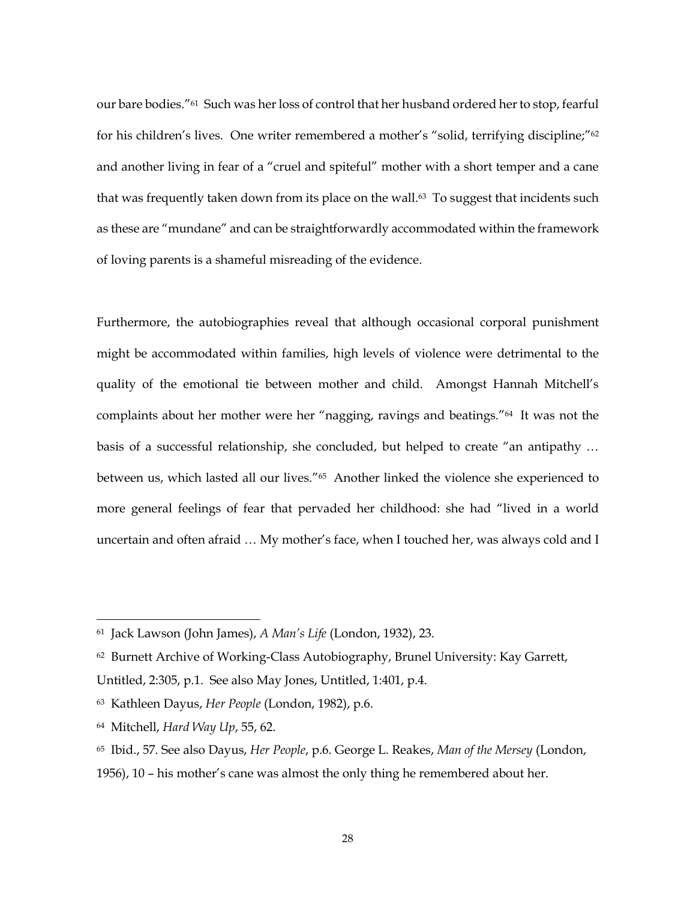our bare bodies."[61] Such was her loss of control that her husband ordered her to stop, fearful for his children's lives. One writer remembered a mother's "solid, terrifying discipline;"[62] and another living in fear of a "cruel and spiteful" mother with a short temper and a cane that was frequently taken down from its place on the wall.[63] To suggest that incidents such as these are "mundane" and can be straightforwardly accommodated within the framework of loving parents is a shameful misreading of the evidence.

Furthermore, the autobiographies reveal that although occasional corporal punishment might be accommodated within families, high levels of violence were detrimental to the quality of the emotional tie between mother and child. Amongst Hannah Mitchell's complaints about her mother were her "nagging, ravings and beatings."[64] It was not the basis of a successful relationship, she concluded, but helped to create "an antipathy … between us, which lasted all our lives."[65] Another linked the violence she experienced to more general feelings of fear that pervaded her childhood: she had "lived in a world uncertain and often afraid … My mother's face, when I touched her, was always cold and I

---

[61] Jack Lawson (John James), *A Man's Life* (London, 1932), 23.

[62] Burnett Archive of Working-Class Autobiography, Brunel University: Kay Garrett, Untitled, 2:305, p.1. See also May Jones, Untitled, 1:401, p.4.

[63] Kathleen Dayus, *Her People* (London, 1982), p.6.

[64] Mitchell, *Hard Way Up*, 55, 62.

[65] Ibid., 57. See also Dayus, *Her People*, p.6. George L. Reakes, *Man of the Mersey* (London, 1956), 10 – his mother's cane was almost the only thing he remembered about her.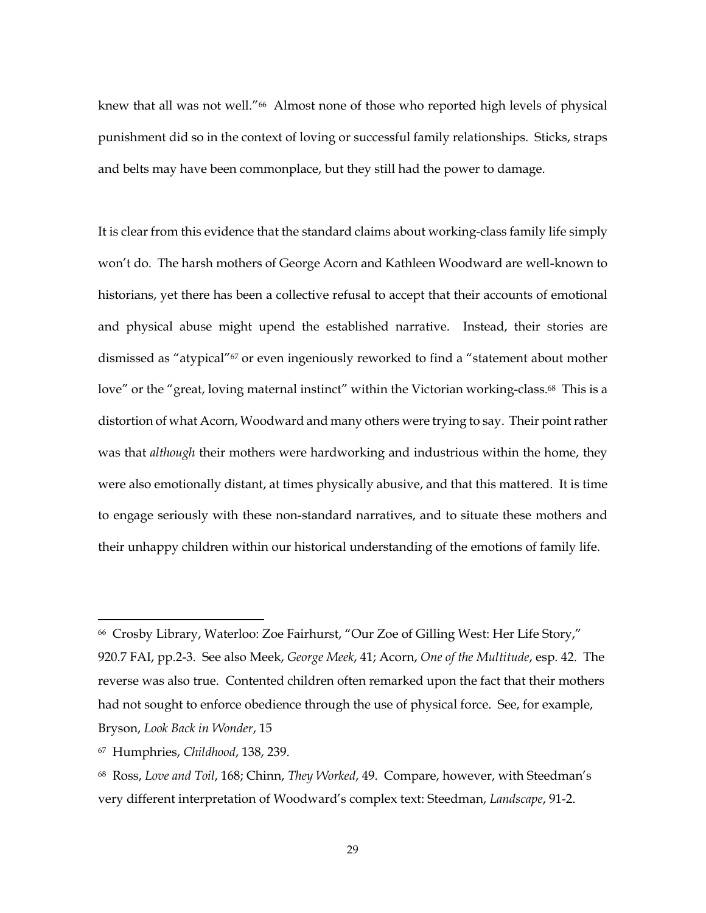knew that all was not well."[66] Almost none of those who reported high levels of physical punishment did so in the context of loving or successful family relationships. Sticks, straps and belts may have been commonplace, but they still had the power to damage.

It is clear from this evidence that the standard claims about working-class family life simply won't do. The harsh mothers of George Acorn and Kathleen Woodward are well-known to historians, yet there has been a collective refusal to accept that their accounts of emotional and physical abuse might upend the established narrative. Instead, their stories are dismissed as "atypical"[67] or even ingeniously reworked to find a "statement about mother love" or the "great, loving maternal instinct" within the Victorian working-class.[68] This is a distortion of what Acorn, Woodward and many others were trying to say. Their point rather was that *although* their mothers were hardworking and industrious within the home, they were also emotionally distant, at times physically abusive, and that this mattered. It is time to engage seriously with these non-standard narratives, and to situate these mothers and their unhappy children within our historical understanding of the emotions of family life.

---

[66] Crosby Library, Waterloo: Zoe Fairhurst, "Our Zoe of Gilling West: Her Life Story," 920.7 FAI, pp.2-3. See also Meek, *George Meek*, 41; Acorn, *One of the Multitude*, esp. 42. The reverse was also true. Contented children often remarked upon the fact that their mothers had not sought to enforce obedience through the use of physical force. See, for example, Bryson, *Look Back in Wonder*, 15

[67] Humphries, *Childhood*, 138, 239.

[68] Ross, *Love and Toil*, 168; Chinn, *They Worked*, 49. Compare, however, with Steedman's very different interpretation of Woodward's complex text: Steedman, *Landscape*, 91-2.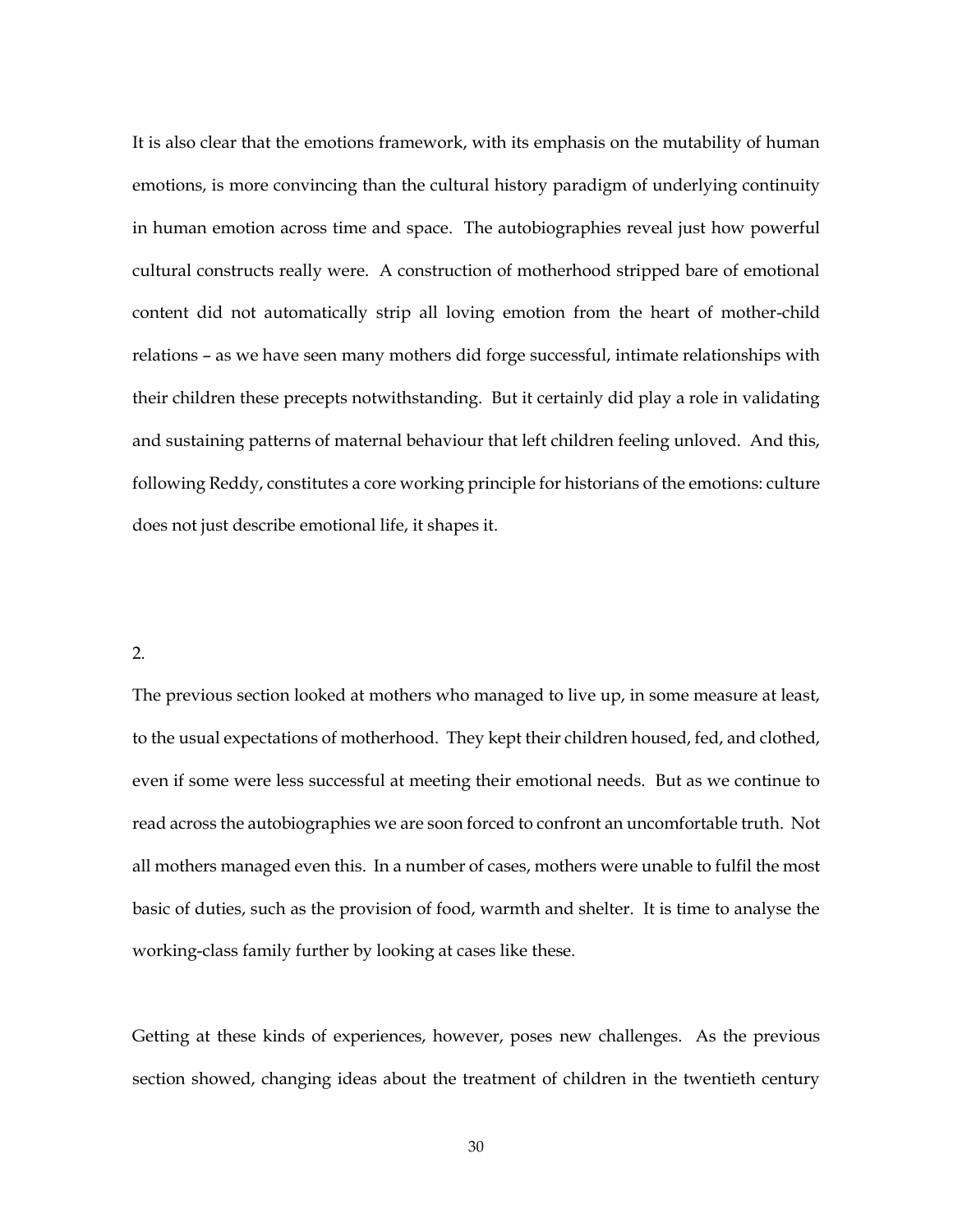It is also clear that the emotions framework, with its emphasis on the mutability of human emotions, is more convincing than the cultural history paradigm of underlying continuity in human emotion across time and space. The autobiographies reveal just how powerful cultural constructs really were. A construction of motherhood stripped bare of emotional content did not automatically strip all loving emotion from the heart of mother-child relations – as we have seen many mothers did forge successful, intimate relationships with their children these precepts notwithstanding. But it certainly did play a role in validating and sustaining patterns of maternal behaviour that left children feeling unloved. And this, following Reddy, constitutes a core working principle for historians of the emotions: culture does not just describe emotional life, it shapes it.

2.

The previous section looked at mothers who managed to live up, in some measure at least, to the usual expectations of motherhood. They kept their children housed, fed, and clothed, even if some were less successful at meeting their emotional needs. But as we continue to read across the autobiographies we are soon forced to confront an uncomfortable truth. Not all mothers managed even this. In a number of cases, mothers were unable to fulfil the most basic of duties, such as the provision of food, warmth and shelter. It is time to analyse the working-class family further by looking at cases like these.

Getting at these kinds of experiences, however, poses new challenges. As the previous section showed, changing ideas about the treatment of children in the twentieth century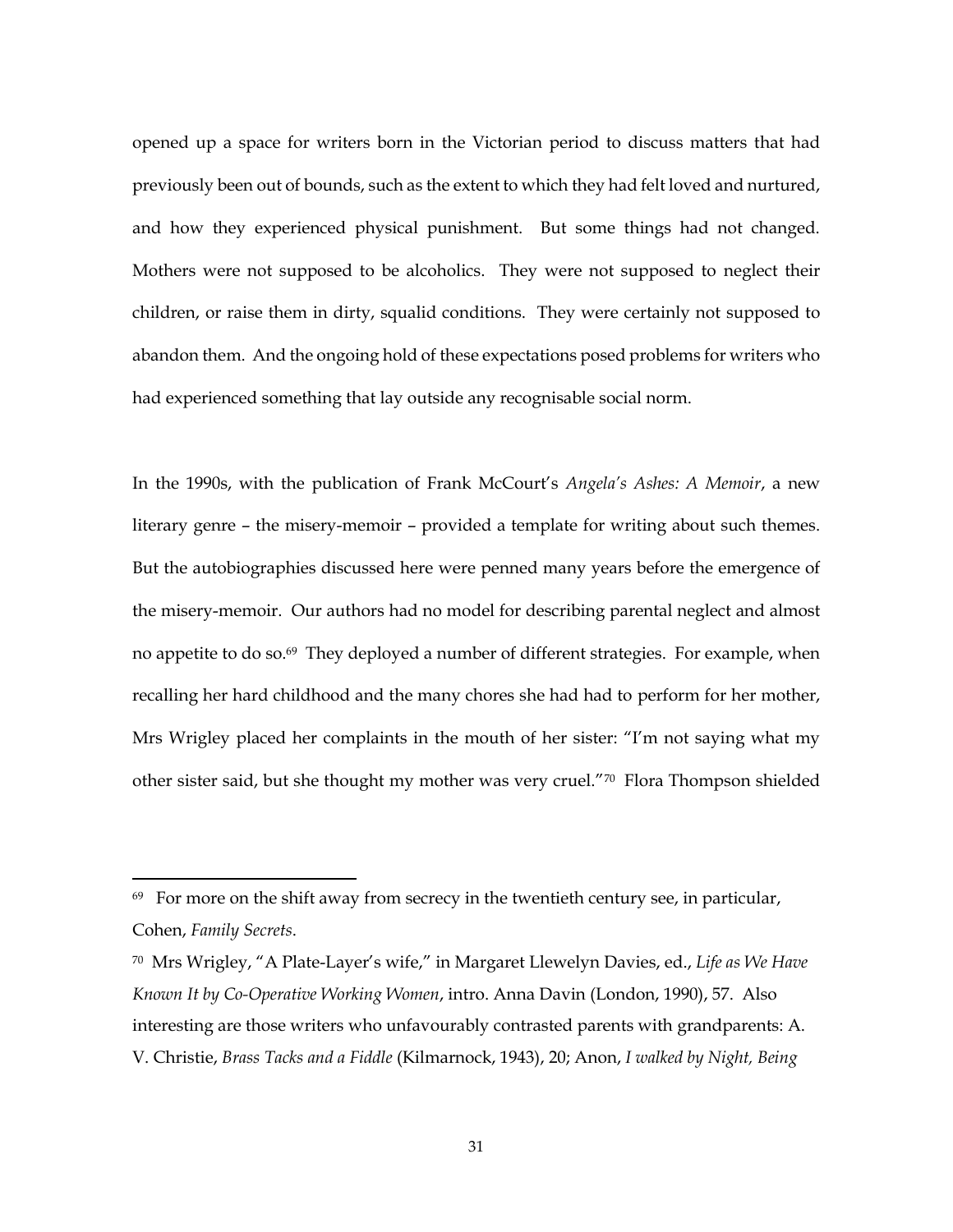opened up a space for writers born in the Victorian period to discuss matters that had previously been out of bounds, such as the extent to which they had felt loved and nurtured, and how they experienced physical punishment. But some things had not changed. Mothers were not supposed to be alcoholics. They were not supposed to neglect their children, or raise them in dirty, squalid conditions. They were certainly not supposed to abandon them. And the ongoing hold of these expectations posed problems for writers who had experienced something that lay outside any recognisable social norm.

In the 1990s, with the publication of Frank McCourt's *Angela's Ashes: A Memoir*, a new literary genre – the misery-memoir – provided a template for writing about such themes. But the autobiographies discussed here were penned many years before the emergence of the misery-memoir. Our authors had no model for describing parental neglect and almost no appetite to do so.[69] They deployed a number of different strategies. For example, when recalling her hard childhood and the many chores she had had to perform for her mother, Mrs Wrigley placed her complaints in the mouth of her sister: "I'm not saying what my other sister said, but she thought my mother was very cruel."[70] Flora Thompson shielded

---

[69] For more on the shift away from secrecy in the twentieth century see, in particular, Cohen, *Family Secrets*.

[70] Mrs Wrigley, "A Plate-Layer's wife," in Margaret Llewelyn Davies, ed., *Life as We Have Known It by Co-Operative Working Women*, intro. Anna Davin (London, 1990), 57. Also interesting are those writers who unfavourably contrasted parents with grandparents: A. V. Christie, *Brass Tacks and a Fiddle* (Kilmarnock, 1943), 20; Anon, *I walked by Night, Being*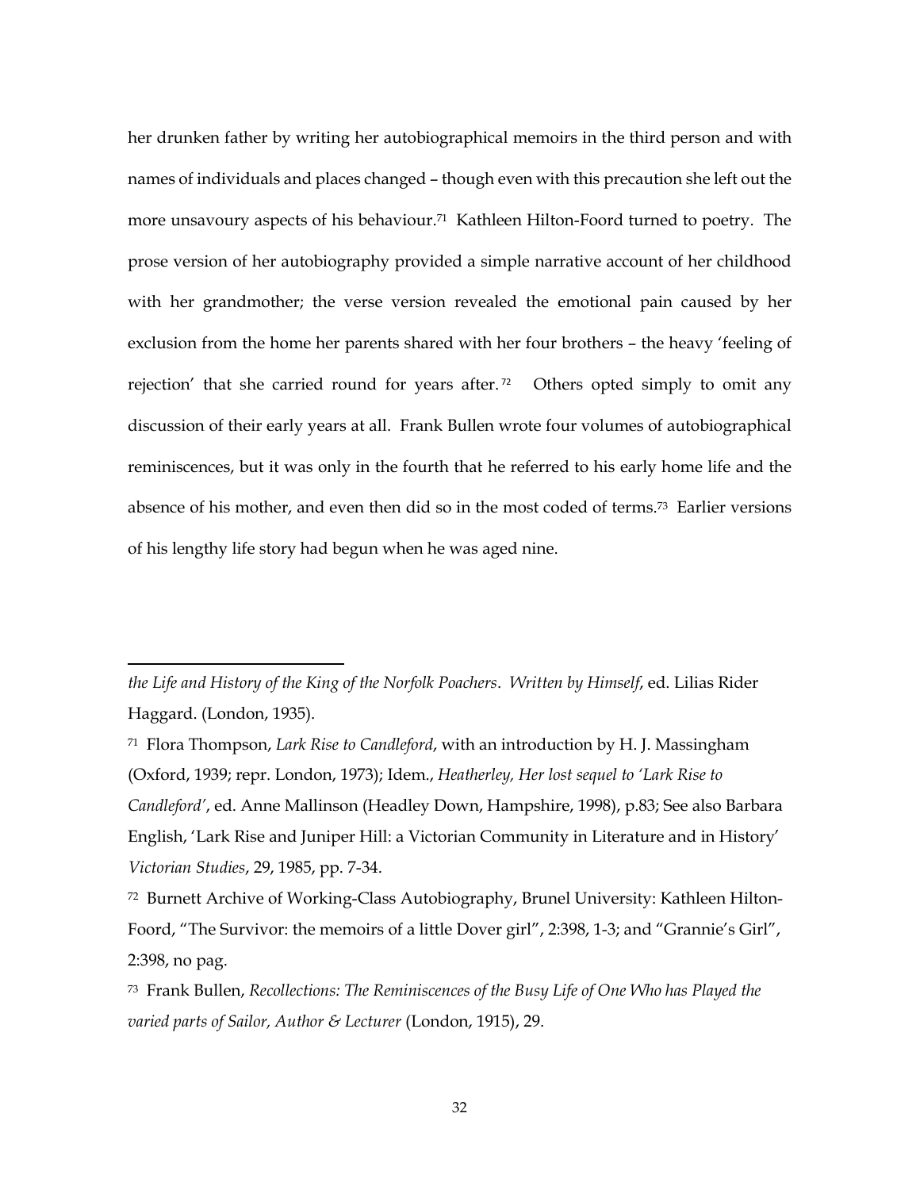her drunken father by writing her autobiographical memoirs in the third person and with names of individuals and places changed – though even with this precaution she left out the more unsavoury aspects of his behaviour.[71] Kathleen Hilton-Foord turned to poetry. The prose version of her autobiography provided a simple narrative account of her childhood with her grandmother; the verse version revealed the emotional pain caused by her exclusion from the home her parents shared with her four brothers – the heavy 'feeling of rejection' that she carried round for years after.[72] Others opted simply to omit any discussion of their early years at all. Frank Bullen wrote four volumes of autobiographical reminiscences, but it was only in the fourth that he referred to his early home life and the absence of his mother, and even then did so in the most coded of terms.[73] Earlier versions of his lengthy life story had begun when he was aged nine.

---

*the Life and History of the King of the Norfolk Poachers*. *Written by Himself*, ed. Lilias Rider Haggard. (London, 1935).

[71] Flora Thompson, *Lark Rise to Candleford*, with an introduction by H. J. Massingham (Oxford, 1939; repr. London, 1973); Idem., *Heatherley, Her lost sequel to 'Lark Rise to Candleford'*, ed. Anne Mallinson (Headley Down, Hampshire, 1998), p.83; See also Barbara English, 'Lark Rise and Juniper Hill: a Victorian Community in Literature and in History' *Victorian Studies*, 29, 1985, pp. 7-34.

[72] Burnett Archive of Working-Class Autobiography, Brunel University: Kathleen Hilton-Foord, "The Survivor: the memoirs of a little Dover girl", 2:398, 1-3; and "Grannie's Girl", 2:398, no pag.

[73] Frank Bullen, *Recollections: The Reminiscences of the Busy Life of One Who has Played the varied parts of Sailor, Author & Lecturer* (London, 1915), 29.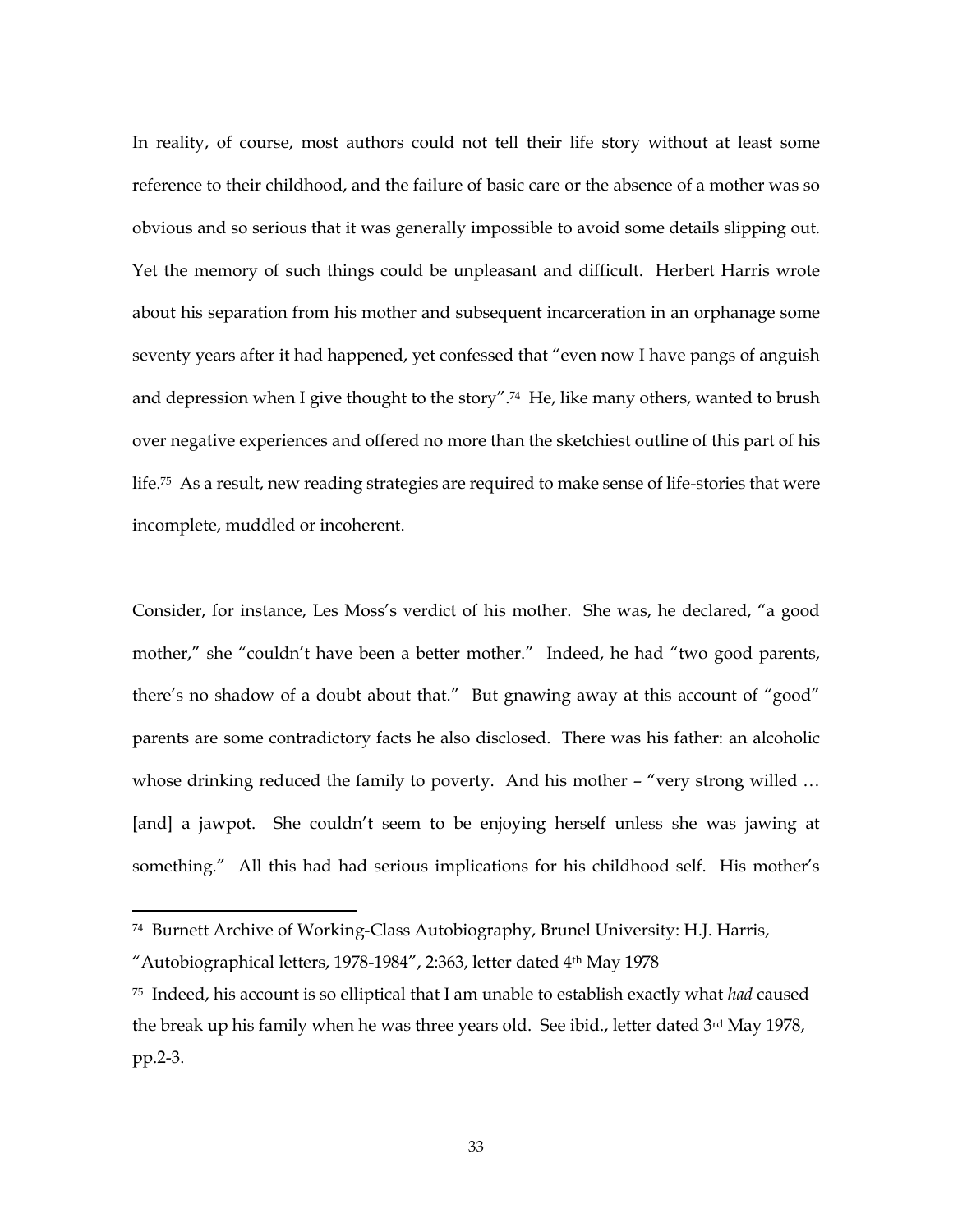In reality, of course, most authors could not tell their life story without at least some reference to their childhood, and the failure of basic care or the absence of a mother was so obvious and so serious that it was generally impossible to avoid some details slipping out. Yet the memory of such things could be unpleasant and difficult. Herbert Harris wrote about his separation from his mother and subsequent incarceration in an orphanage some seventy years after it had happened, yet confessed that "even now I have pangs of anguish and depression when I give thought to the story".[74] He, like many others, wanted to brush over negative experiences and offered no more than the sketchiest outline of this part of his life.[75] As a result, new reading strategies are required to make sense of life-stories that were incomplete, muddled or incoherent.

Consider, for instance, Les Moss's verdict of his mother. She was, he declared, "a good mother," she "couldn't have been a better mother." Indeed, he had "two good parents, there's no shadow of a doubt about that." But gnawing away at this account of "good" parents are some contradictory facts he also disclosed. There was his father: an alcoholic whose drinking reduced the family to poverty. And his mother – "very strong willed … [and] a jawpot. She couldn't seem to be enjoying herself unless she was jawing at something." All this had had serious implications for his childhood self. His mother's

---

[74] Burnett Archive of Working-Class Autobiography, Brunel University: H.J. Harris, "Autobiographical letters, 1978-1984", 2:363, letter dated 4th May 1978

[75] Indeed, his account is so elliptical that I am unable to establish exactly what *had* caused the break up his family when he was three years old. See ibid., letter dated 3rd May 1978, pp.2-3.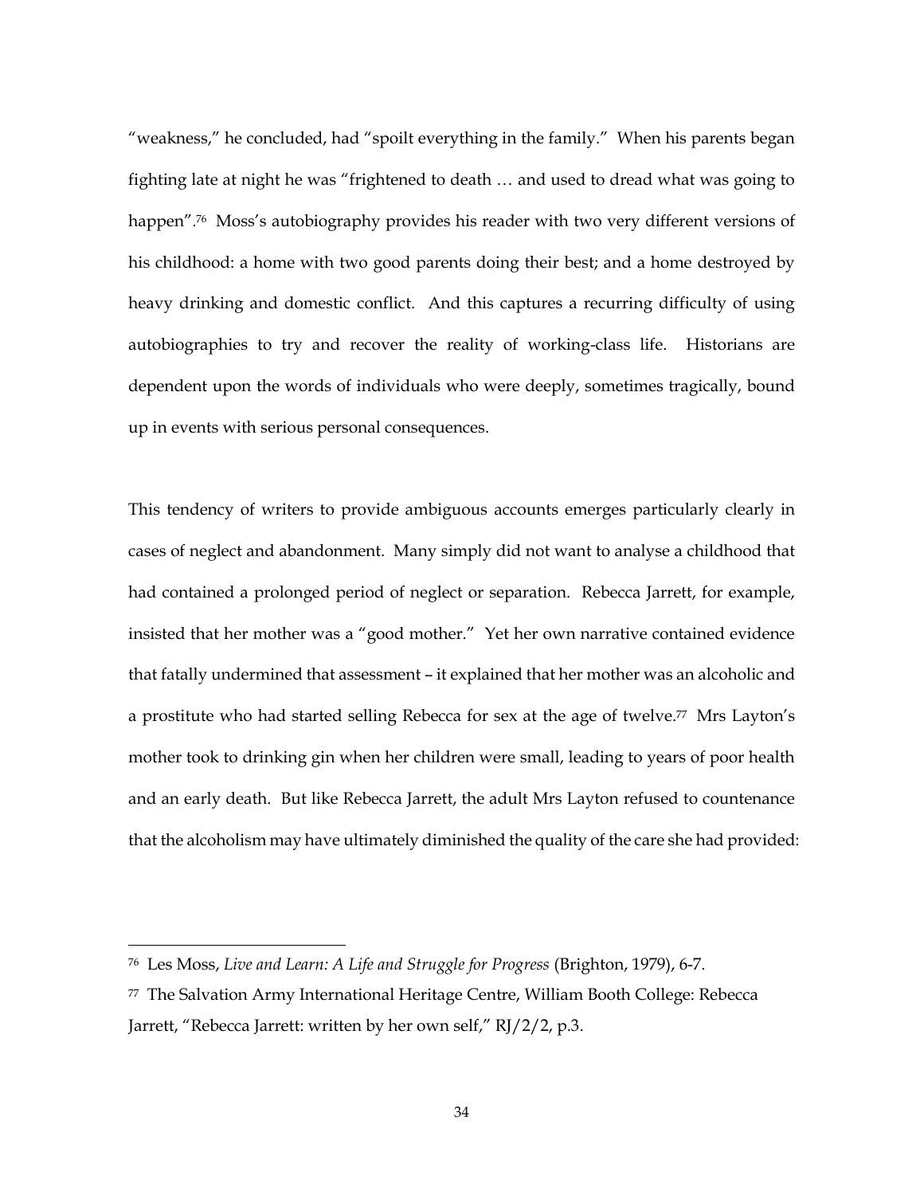"weakness," he concluded, had "spoilt everything in the family." When his parents began fighting late at night he was "frightened to death … and used to dread what was going to happen".[76] Moss's autobiography provides his reader with two very different versions of his childhood: a home with two good parents doing their best; and a home destroyed by heavy drinking and domestic conflict. And this captures a recurring difficulty of using autobiographies to try and recover the reality of working-class life. Historians are dependent upon the words of individuals who were deeply, sometimes tragically, bound up in events with serious personal consequences.

This tendency of writers to provide ambiguous accounts emerges particularly clearly in cases of neglect and abandonment. Many simply did not want to analyse a childhood that had contained a prolonged period of neglect or separation. Rebecca Jarrett, for example, insisted that her mother was a "good mother." Yet her own narrative contained evidence that fatally undermined that assessment – it explained that her mother was an alcoholic and a prostitute who had started selling Rebecca for sex at the age of twelve.[77] Mrs Layton's mother took to drinking gin when her children were small, leading to years of poor health and an early death. But like Rebecca Jarrett, the adult Mrs Layton refused to countenance that the alcoholism may have ultimately diminished the quality of the care she had provided:

---

[76] Les Moss, *Live and Learn: A Life and Struggle for Progress* (Brighton, 1979), 6-7.

[77] The Salvation Army International Heritage Centre, William Booth College: Rebecca Jarrett, "Rebecca Jarrett: written by her own self," RJ/2/2, p.3.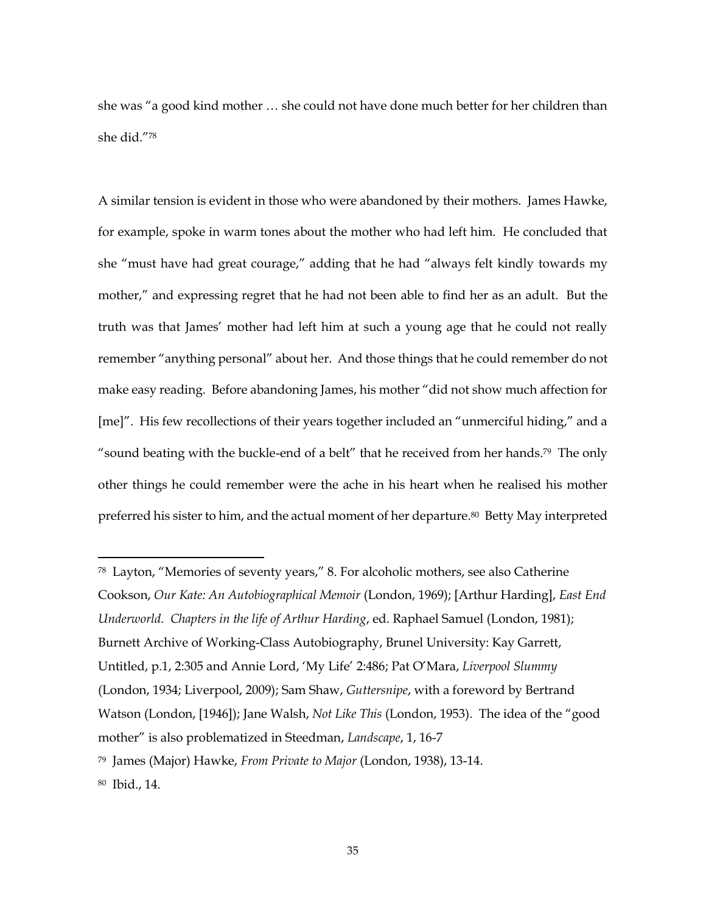she was "a good kind mother … she could not have done much better for her children than she did."[78]

A similar tension is evident in those who were abandoned by their mothers. James Hawke, for example, spoke in warm tones about the mother who had left him. He concluded that she "must have had great courage," adding that he had "always felt kindly towards my mother," and expressing regret that he had not been able to find her as an adult. But the truth was that James' mother had left him at such a young age that he could not really remember "anything personal" about her. And those things that he could remember do not make easy reading. Before abandoning James, his mother "did not show much affection for [me]". His few recollections of their years together included an "unmerciful hiding," and a "sound beating with the buckle-end of a belt" that he received from her hands.[79] The only other things he could remember were the ache in his heart when he realised his mother preferred his sister to him, and the actual moment of her departure.[80] Betty May interpreted

---

[78] Layton, "Memories of seventy years," 8. For alcoholic mothers, see also Catherine Cookson, *Our Kate: An Autobiographical Memoir* (London, 1969); [Arthur Harding], *East End Underworld. Chapters in the life of Arthur Harding*, ed. Raphael Samuel (London, 1981); Burnett Archive of Working-Class Autobiography, Brunel University: Kay Garrett, Untitled, p.1, 2:305 and Annie Lord, 'My Life' 2:486; Pat O'Mara, *Liverpool Slummy* (London, 1934; Liverpool, 2009); Sam Shaw, *Guttersnipe*, with a foreword by Bertrand Watson (London, [1946]); Jane Walsh, *Not Like This* (London, 1953). The idea of the "good mother" is also problematized in Steedman, *Landscape*, 1, 16-7

[79] James (Major) Hawke, *From Private to Major* (London, 1938), 13-14.

[80] Ibid., 14.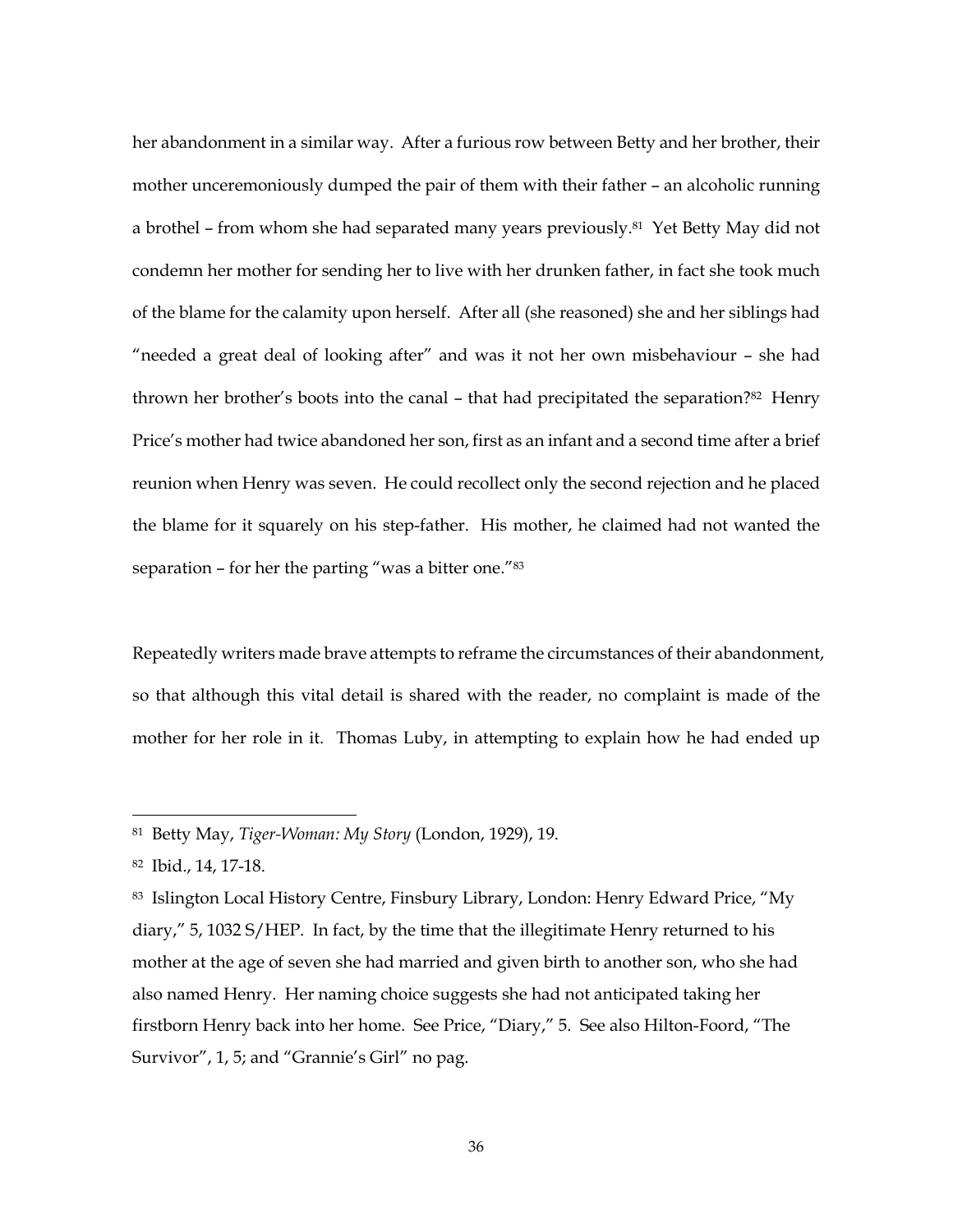her abandonment in a similar way. After a furious row between Betty and her brother, their mother unceremoniously dumped the pair of them with their father – an alcoholic running a brothel – from whom she had separated many years previously.[81] Yet Betty May did not condemn her mother for sending her to live with her drunken father, in fact she took much of the blame for the calamity upon herself. After all (she reasoned) she and her siblings had "needed a great deal of looking after" and was it not her own misbehaviour – she had thrown her brother's boots into the canal – that had precipitated the separation?[82] Henry Price's mother had twice abandoned her son, first as an infant and a second time after a brief reunion when Henry was seven. He could recollect only the second rejection and he placed the blame for it squarely on his step-father. His mother, he claimed had not wanted the separation – for her the parting "was a bitter one."[83]

Repeatedly writers made brave attempts to reframe the circumstances of their abandonment, so that although this vital detail is shared with the reader, no complaint is made of the mother for her role in it. Thomas Luby, in attempting to explain how he had ended up

---

[81] Betty May, *Tiger-Woman: My Story* (London, 1929), 19.

[82] Ibid., 14, 17-18.

[83] Islington Local History Centre, Finsbury Library, London: Henry Edward Price, "My diary," 5, 1032 S/HEP. In fact, by the time that the illegitimate Henry returned to his mother at the age of seven she had married and given birth to another son, who she had also named Henry. Her naming choice suggests she had not anticipated taking her firstborn Henry back into her home. See Price, "Diary," 5. See also Hilton-Foord, "The Survivor", 1, 5; and "Grannie's Girl" no pag.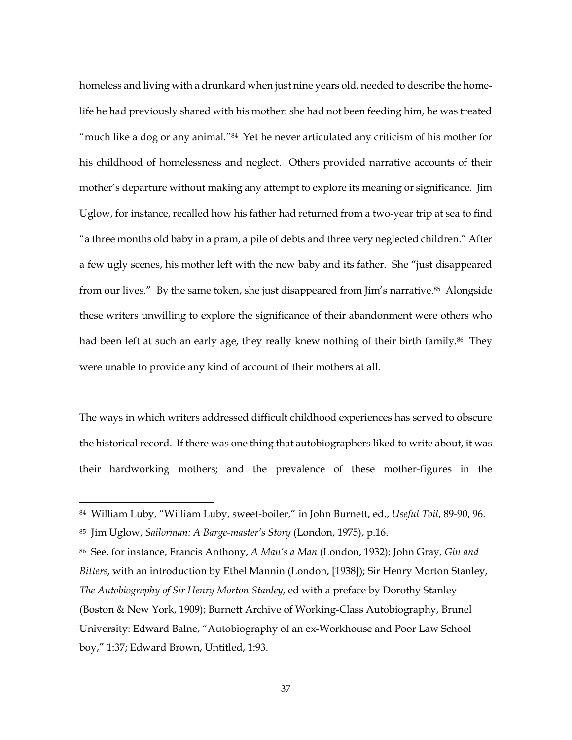homeless and living with a drunkard when just nine years old, needed to describe the home-life he had previously shared with his mother: she had not been feeding him, he was treated "much like a dog or any animal."[84] Yet he never articulated any criticism of his mother for his childhood of homelessness and neglect. Others provided narrative accounts of their mother's departure without making any attempt to explore its meaning or significance. Jim Uglow, for instance, recalled how his father had returned from a two-year trip at sea to find "a three months old baby in a pram, a pile of debts and three very neglected children." After a few ugly scenes, his mother left with the new baby and its father. She "just disappeared from our lives." By the same token, she just disappeared from Jim's narrative.[85] Alongside these writers unwilling to explore the significance of their abandonment were others who had been left at such an early age, they really knew nothing of their birth family.[86] They were unable to provide any kind of account of their mothers at all.

The ways in which writers addressed difficult childhood experiences has served to obscure the historical record. If there was one thing that autobiographers liked to write about, it was their hardworking mothers; and the prevalence of these mother-figures in the

---

[84] William Luby, "William Luby, sweet-boiler," in John Burnett, ed., *Useful Toil*, 89-90, 96.

[85] Jim Uglow, *Sailorman: A Barge-master's Story* (London, 1975), p.16.

[86] See, for instance, Francis Anthony, *A Man's a Man* (London, 1932); John Gray, *Gin and Bitters*, with an introduction by Ethel Mannin (London, [1938]); Sir Henry Morton Stanley, *The Autobiography of Sir Henry Morton Stanley*, ed with a preface by Dorothy Stanley (Boston & New York, 1909); Burnett Archive of Working-Class Autobiography, Brunel University: Edward Balne, "Autobiography of an ex-Workhouse and Poor Law School boy," 1:37; Edward Brown, Untitled, 1:93.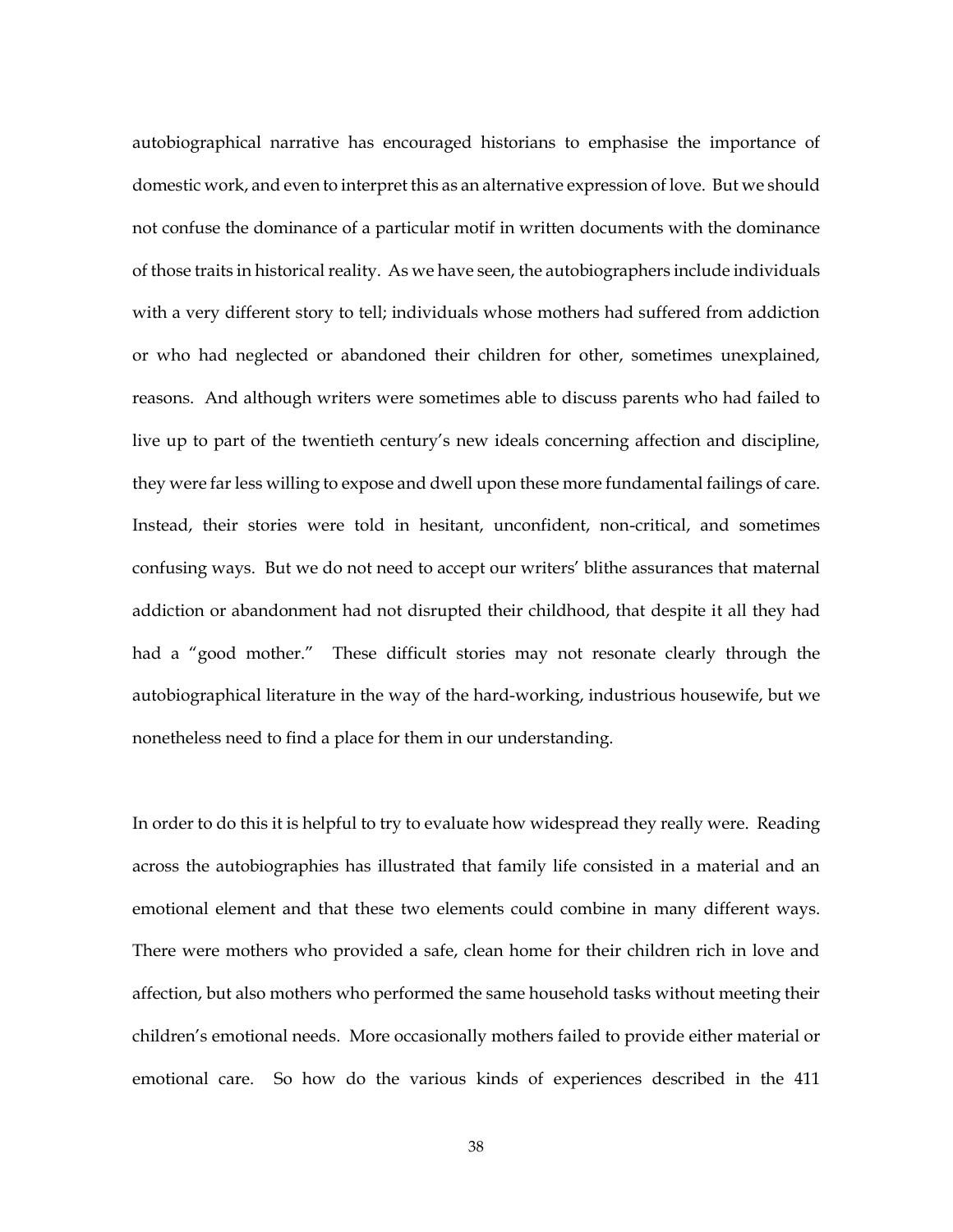autobiographical narrative has encouraged historians to emphasise the importance of domestic work, and even to interpret this as an alternative expression of love. But we should not confuse the dominance of a particular motif in written documents with the dominance of those traits in historical reality. As we have seen, the autobiographers include individuals with a very different story to tell; individuals whose mothers had suffered from addiction or who had neglected or abandoned their children for other, sometimes unexplained, reasons. And although writers were sometimes able to discuss parents who had failed to live up to part of the twentieth century's new ideals concerning affection and discipline, they were far less willing to expose and dwell upon these more fundamental failings of care. Instead, their stories were told in hesitant, unconfident, non-critical, and sometimes confusing ways. But we do not need to accept our writers' blithe assurances that maternal addiction or abandonment had not disrupted their childhood, that despite it all they had had a "good mother." These difficult stories may not resonate clearly through the autobiographical literature in the way of the hard-working, industrious housewife, but we nonetheless need to find a place for them in our understanding.

In order to do this it is helpful to try to evaluate how widespread they really were. Reading across the autobiographies has illustrated that family life consisted in a material and an emotional element and that these two elements could combine in many different ways. There were mothers who provided a safe, clean home for their children rich in love and affection, but also mothers who performed the same household tasks without meeting their children's emotional needs. More occasionally mothers failed to provide either material or emotional care. So how do the various kinds of experiences described in the 411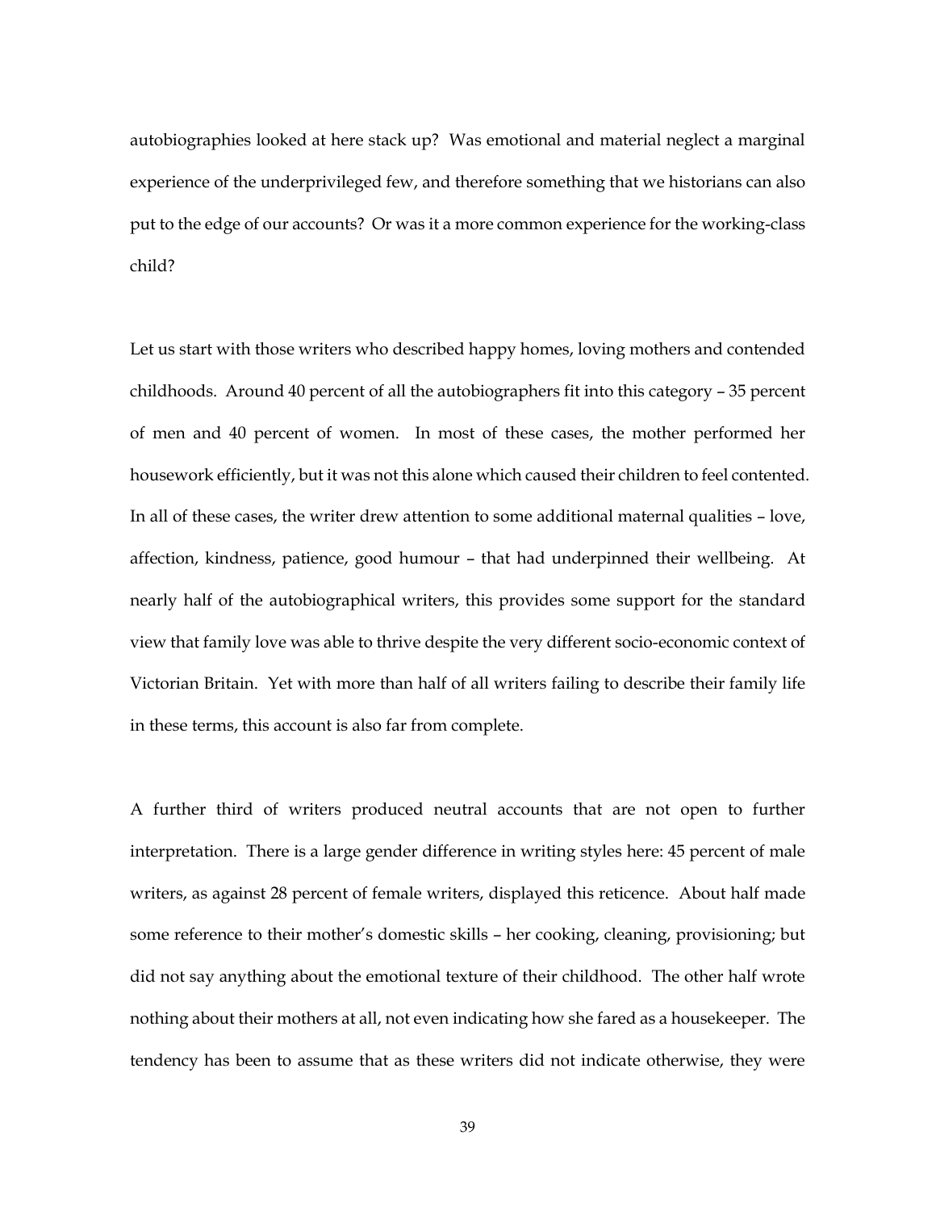autobiographies looked at here stack up? Was emotional and material neglect a marginal experience of the underprivileged few, and therefore something that we historians can also put to the edge of our accounts? Or was it a more common experience for the working-class child?

Let us start with those writers who described happy homes, loving mothers and contended childhoods. Around 40 percent of all the autobiographers fit into this category – 35 percent of men and 40 percent of women. In most of these cases, the mother performed her housework efficiently, but it was not this alone which caused their children to feel contented. In all of these cases, the writer drew attention to some additional maternal qualities – love, affection, kindness, patience, good humour – that had underpinned their wellbeing. At nearly half of the autobiographical writers, this provides some support for the standard view that family love was able to thrive despite the very different socio-economic context of Victorian Britain. Yet with more than half of all writers failing to describe their family life in these terms, this account is also far from complete.

A further third of writers produced neutral accounts that are not open to further interpretation. There is a large gender difference in writing styles here: 45 percent of male writers, as against 28 percent of female writers, displayed this reticence. About half made some reference to their mother's domestic skills – her cooking, cleaning, provisioning; but did not say anything about the emotional texture of their childhood. The other half wrote nothing about their mothers at all, not even indicating how she fared as a housekeeper. The tendency has been to assume that as these writers did not indicate otherwise, they were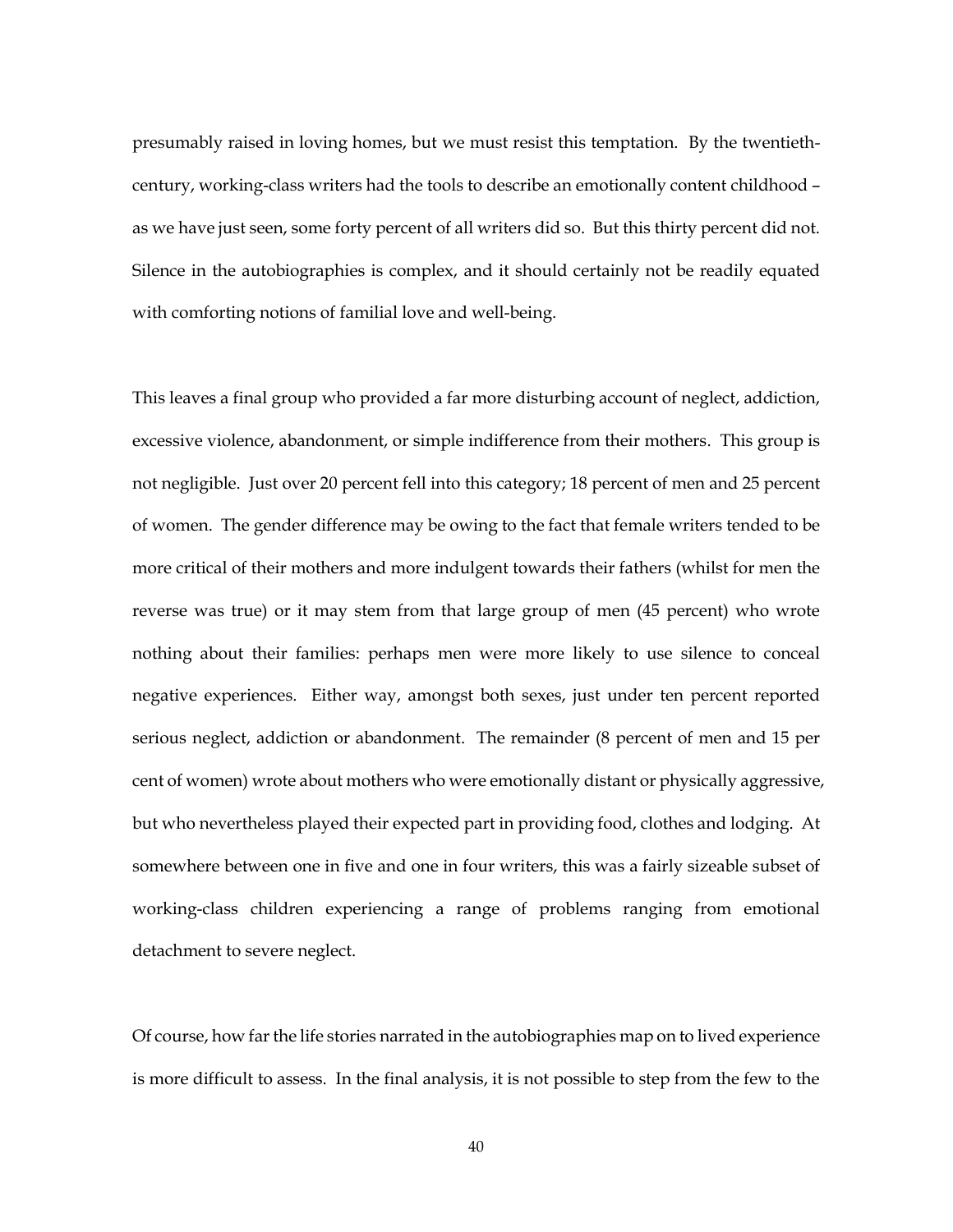presumably raised in loving homes, but we must resist this temptation. By the twentieth-century, working-class writers had the tools to describe an emotionally content childhood – as we have just seen, some forty percent of all writers did so. But this thirty percent did not. Silence in the autobiographies is complex, and it should certainly not be readily equated with comforting notions of familial love and well-being.

This leaves a final group who provided a far more disturbing account of neglect, addiction, excessive violence, abandonment, or simple indifference from their mothers. This group is not negligible. Just over 20 percent fell into this category; 18 percent of men and 25 percent of women. The gender difference may be owing to the fact that female writers tended to be more critical of their mothers and more indulgent towards their fathers (whilst for men the reverse was true) or it may stem from that large group of men (45 percent) who wrote nothing about their families: perhaps men were more likely to use silence to conceal negative experiences. Either way, amongst both sexes, just under ten percent reported serious neglect, addiction or abandonment. The remainder (8 percent of men and 15 per cent of women) wrote about mothers who were emotionally distant or physically aggressive, but who nevertheless played their expected part in providing food, clothes and lodging. At somewhere between one in five and one in four writers, this was a fairly sizeable subset of working-class children experiencing a range of problems ranging from emotional detachment to severe neglect.

Of course, how far the life stories narrated in the autobiographies map on to lived experience is more difficult to assess. In the final analysis, it is not possible to step from the few to the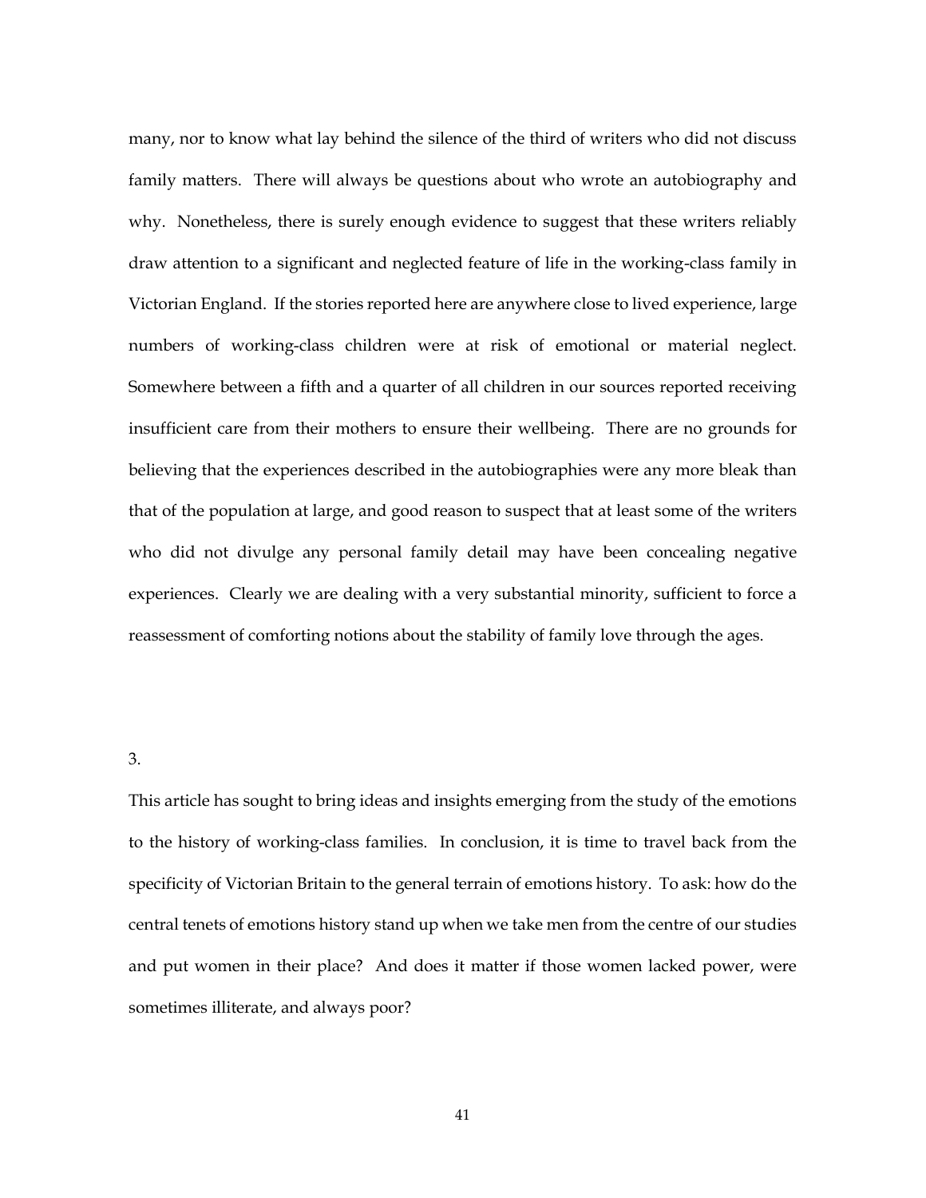many, nor to know what lay behind the silence of the third of writers who did not discuss family matters. There will always be questions about who wrote an autobiography and why. Nonetheless, there is surely enough evidence to suggest that these writers reliably draw attention to a significant and neglected feature of life in the working-class family in Victorian England. If the stories reported here are anywhere close to lived experience, large numbers of working-class children were at risk of emotional or material neglect. Somewhere between a fifth and a quarter of all children in our sources reported receiving insufficient care from their mothers to ensure their wellbeing. There are no grounds for believing that the experiences described in the autobiographies were any more bleak than that of the population at large, and good reason to suspect that at least some of the writers who did not divulge any personal family detail may have been concealing negative experiences. Clearly we are dealing with a very substantial minority, sufficient to force a reassessment of comforting notions about the stability of family love through the ages.

3.

This article has sought to bring ideas and insights emerging from the study of the emotions to the history of working-class families. In conclusion, it is time to travel back from the specificity of Victorian Britain to the general terrain of emotions history. To ask: how do the central tenets of emotions history stand up when we take men from the centre of our studies and put women in their place? And does it matter if those women lacked power, were sometimes illiterate, and always poor?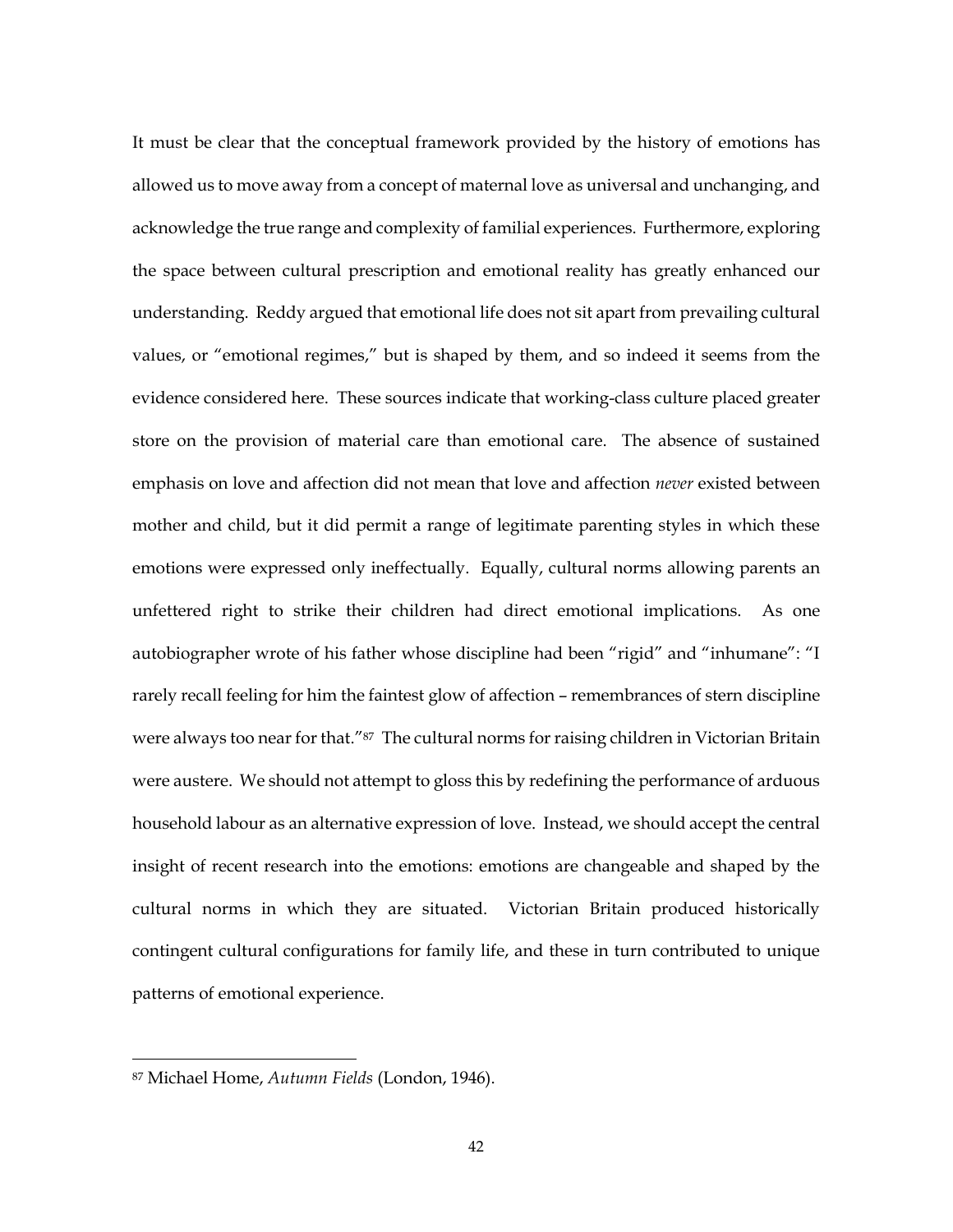It must be clear that the conceptual framework provided by the history of emotions has allowed us to move away from a concept of maternal love as universal and unchanging, and acknowledge the true range and complexity of familial experiences. Furthermore, exploring the space between cultural prescription and emotional reality has greatly enhanced our understanding. Reddy argued that emotional life does not sit apart from prevailing cultural values, or "emotional regimes," but is shaped by them, and so indeed it seems from the evidence considered here. These sources indicate that working-class culture placed greater store on the provision of material care than emotional care. The absence of sustained emphasis on love and affection did not mean that love and affection *never* existed between mother and child, but it did permit a range of legitimate parenting styles in which these emotions were expressed only ineffectually. Equally, cultural norms allowing parents an unfettered right to strike their children had direct emotional implications. As one autobiographer wrote of his father whose discipline had been "rigid" and "inhumane": "I rarely recall feeling for him the faintest glow of affection – remembrances of stern discipline were always too near for that."[87] The cultural norms for raising children in Victorian Britain were austere. We should not attempt to gloss this by redefining the performance of arduous household labour as an alternative expression of love. Instead, we should accept the central insight of recent research into the emotions: emotions are changeable and shaped by the cultural norms in which they are situated. Victorian Britain produced historically contingent cultural configurations for family life, and these in turn contributed to unique patterns of emotional experience.

---

[87] Michael Home, *Autumn Fields* (London, 1946).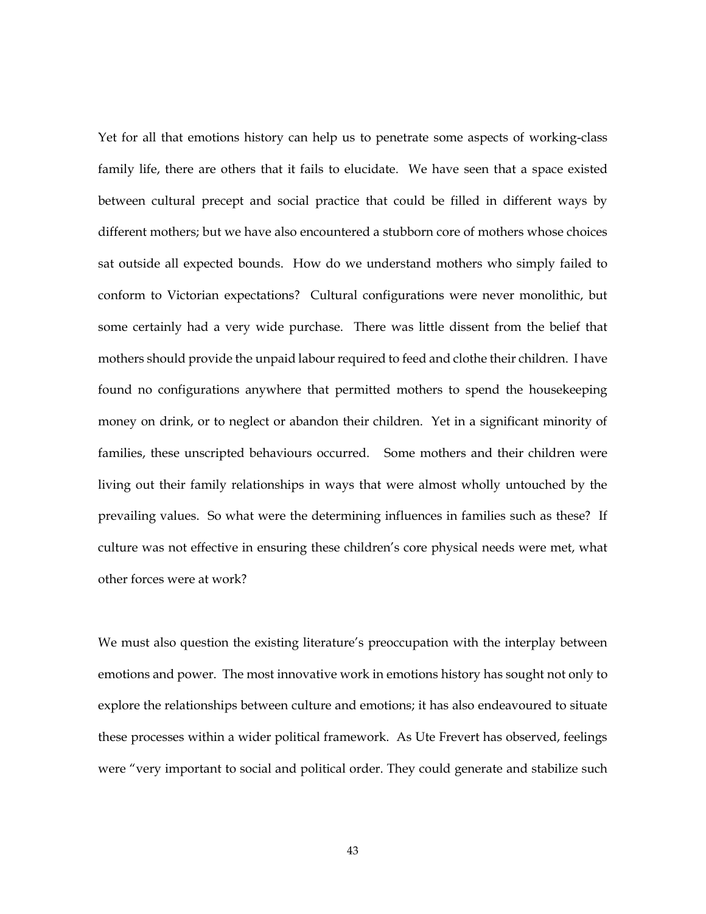Yet for all that emotions history can help us to penetrate some aspects of working-class family life, there are others that it fails to elucidate. We have seen that a space existed between cultural precept and social practice that could be filled in different ways by different mothers; but we have also encountered a stubborn core of mothers whose choices sat outside all expected bounds. How do we understand mothers who simply failed to conform to Victorian expectations? Cultural configurations were never monolithic, but some certainly had a very wide purchase. There was little dissent from the belief that mothers should provide the unpaid labour required to feed and clothe their children. I have found no configurations anywhere that permitted mothers to spend the housekeeping money on drink, or to neglect or abandon their children. Yet in a significant minority of families, these unscripted behaviours occurred. Some mothers and their children were living out their family relationships in ways that were almost wholly untouched by the prevailing values. So what were the determining influences in families such as these? If culture was not effective in ensuring these children's core physical needs were met, what other forces were at work?

We must also question the existing literature's preoccupation with the interplay between emotions and power. The most innovative work in emotions history has sought not only to explore the relationships between culture and emotions; it has also endeavoured to situate these processes within a wider political framework. As Ute Frevert has observed, feelings were "very important to social and political order. They could generate and stabilize such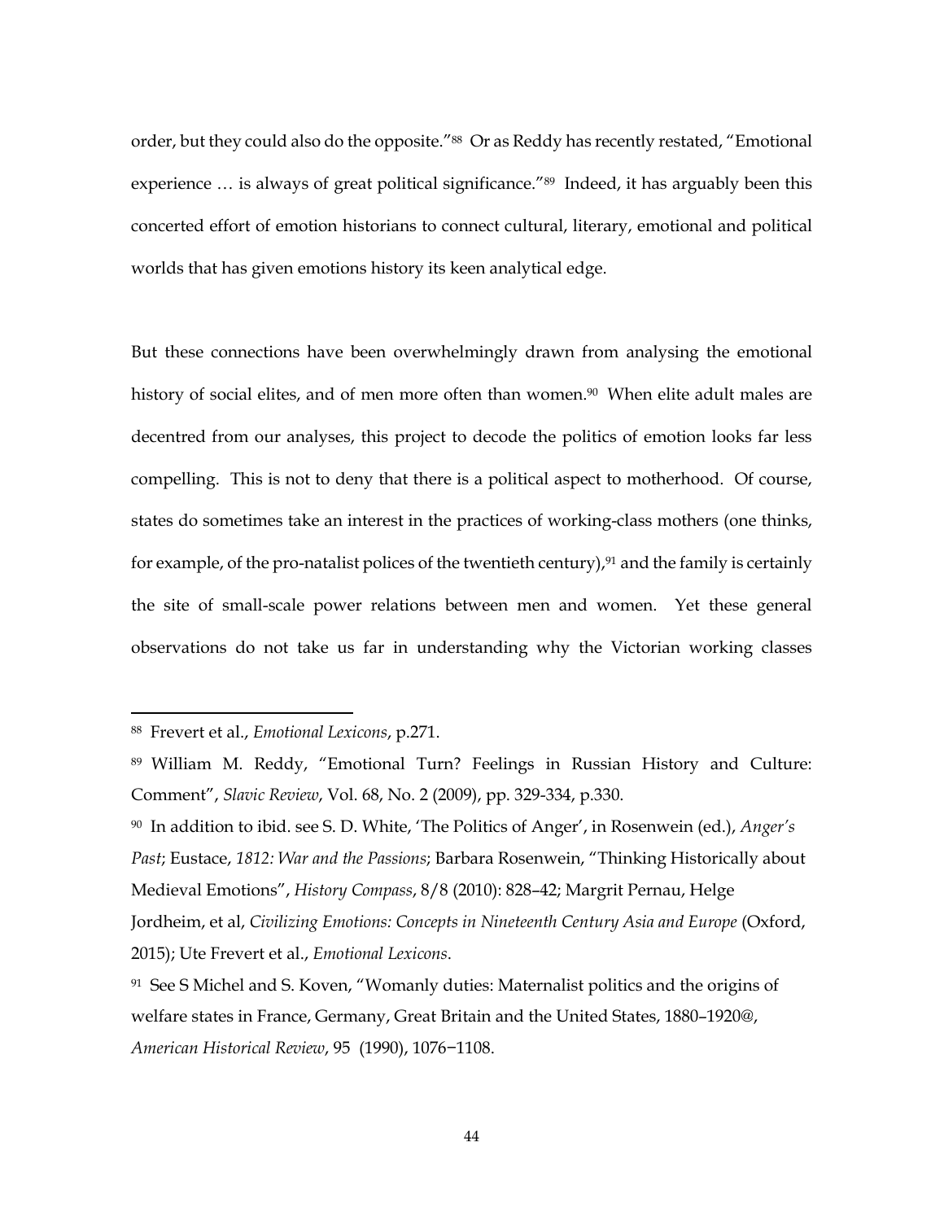order, but they could also do the opposite."[88] Or as Reddy has recently restated, "Emotional experience … is always of great political significance."[89] Indeed, it has arguably been this concerted effort of emotion historians to connect cultural, literary, emotional and political worlds that has given emotions history its keen analytical edge.

But these connections have been overwhelmingly drawn from analysing the emotional history of social elites, and of men more often than women.[90] When elite adult males are decentred from our analyses, this project to decode the politics of emotion looks far less compelling. This is not to deny that there is a political aspect to motherhood. Of course, states do sometimes take an interest in the practices of working-class mothers (one thinks, for example, of the pro-natalist polices of the twentieth century),[91] and the family is certainly the site of small-scale power relations between men and women. Yet these general observations do not take us far in understanding why the Victorian working classes

---

[88] Frevert et al., *Emotional Lexicons*, p.271.

[89] William M. Reddy, "Emotional Turn? Feelings in Russian History and Culture: Comment", *Slavic Review*, Vol. 68, No. 2 (2009), pp. 329-334, p.330.

[90] In addition to ibid. see S. D. White, 'The Politics of Anger', in Rosenwein (ed.), *Anger's Past*; Eustace, *1812: War and the Passions*; Barbara Rosenwein, "Thinking Historically about Medieval Emotions", *History Compass*, 8/8 (2010): 828–42; Margrit Pernau, Helge Jordheim, et al, *Civilizing Emotions: Concepts in Nineteenth Century Asia and Europe* (Oxford, 2015); Ute Frevert et al., *Emotional Lexicons*.

[91] See S Michel and S. Koven, "Womanly duties: Maternalist politics and the origins of welfare states in France, Germany, Great Britain and the United States, 1880–1920@, *American Historical Review*, 95 (1990), 1076−1108.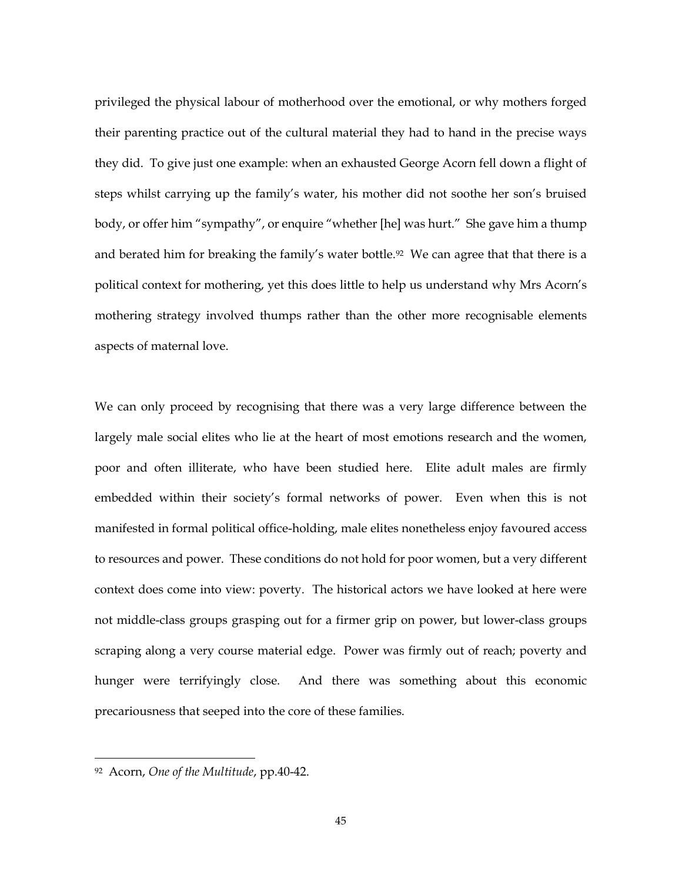privileged the physical labour of motherhood over the emotional, or why mothers forged their parenting practice out of the cultural material they had to hand in the precise ways they did. To give just one example: when an exhausted George Acorn fell down a flight of steps whilst carrying up the family's water, his mother did not soothe her son's bruised body, or offer him "sympathy", or enquire "whether [he] was hurt." She gave him a thump and berated him for breaking the family's water bottle.[92] We can agree that that there is a political context for mothering, yet this does little to help us understand why Mrs Acorn's mothering strategy involved thumps rather than the other more recognisable elements aspects of maternal love.

We can only proceed by recognising that there was a very large difference between the largely male social elites who lie at the heart of most emotions research and the women, poor and often illiterate, who have been studied here. Elite adult males are firmly embedded within their society's formal networks of power. Even when this is not manifested in formal political office-holding, male elites nonetheless enjoy favoured access to resources and power. These conditions do not hold for poor women, but a very different context does come into view: poverty. The historical actors we have looked at here were not middle-class groups grasping out for a firmer grip on power, but lower-class groups scraping along a very course material edge. Power was firmly out of reach; poverty and hunger were terrifyingly close. And there was something about this economic precariousness that seeped into the core of these families.

---

[92] Acorn, *One of the Multitude*, pp.40-42.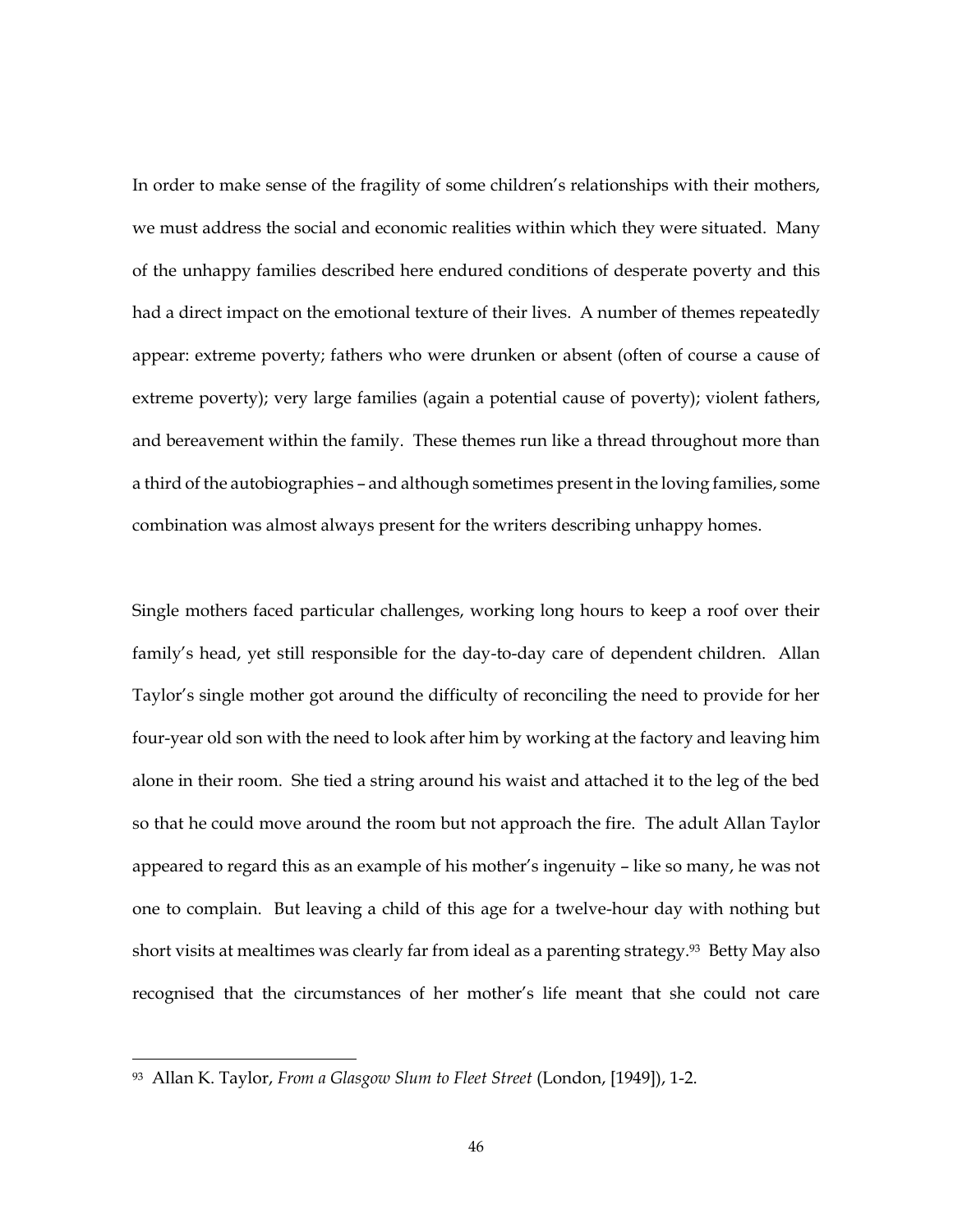In order to make sense of the fragility of some children's relationships with their mothers, we must address the social and economic realities within which they were situated. Many of the unhappy families described here endured conditions of desperate poverty and this had a direct impact on the emotional texture of their lives. A number of themes repeatedly appear: extreme poverty; fathers who were drunken or absent (often of course a cause of extreme poverty); very large families (again a potential cause of poverty); violent fathers, and bereavement within the family. These themes run like a thread throughout more than a third of the autobiographies – and although sometimes present in the loving families, some combination was almost always present for the writers describing unhappy homes.

Single mothers faced particular challenges, working long hours to keep a roof over their family's head, yet still responsible for the day-to-day care of dependent children. Allan Taylor's single mother got around the difficulty of reconciling the need to provide for her four-year old son with the need to look after him by working at the factory and leaving him alone in their room. She tied a string around his waist and attached it to the leg of the bed so that he could move around the room but not approach the fire. The adult Allan Taylor appeared to regard this as an example of his mother's ingenuity – like so many, he was not one to complain. But leaving a child of this age for a twelve-hour day with nothing but short visits at mealtimes was clearly far from ideal as a parenting strategy.[93] Betty May also recognised that the circumstances of her mother's life meant that she could not care

[93] Allan K. Taylor, *From a Glasgow Slum to Fleet Street* (London, [1949]), 1-2.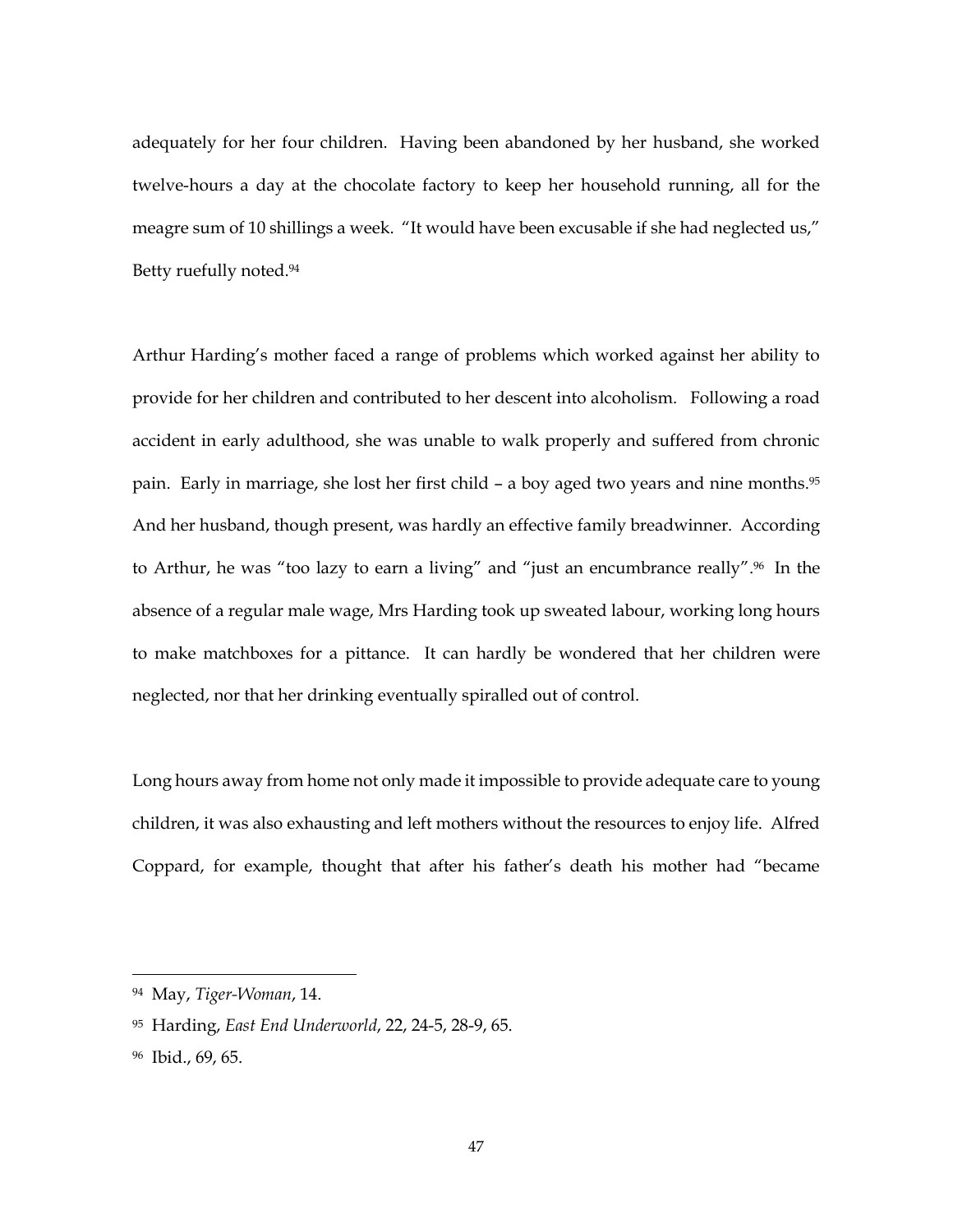adequately for her four children. Having been abandoned by her husband, she worked twelve-hours a day at the chocolate factory to keep her household running, all for the meagre sum of 10 shillings a week. "It would have been excusable if she had neglected us," Betty ruefully noted.[94]

Arthur Harding's mother faced a range of problems which worked against her ability to provide for her children and contributed to her descent into alcoholism. Following a road accident in early adulthood, she was unable to walk properly and suffered from chronic pain. Early in marriage, she lost her first child – a boy aged two years and nine months.[95] And her husband, though present, was hardly an effective family breadwinner. According to Arthur, he was "too lazy to earn a living" and "just an encumbrance really".[96] In the absence of a regular male wage, Mrs Harding took up sweated labour, working long hours to make matchboxes for a pittance. It can hardly be wondered that her children were neglected, nor that her drinking eventually spiralled out of control.

Long hours away from home not only made it impossible to provide adequate care to young children, it was also exhausting and left mothers without the resources to enjoy life. Alfred Coppard, for example, thought that after his father's death his mother had "became

---

[94] May, *Tiger-Woman*, 14.

[95] Harding, *East End Underworld*, 22, 24-5, 28-9, 65.

[96] Ibid., 69, 65.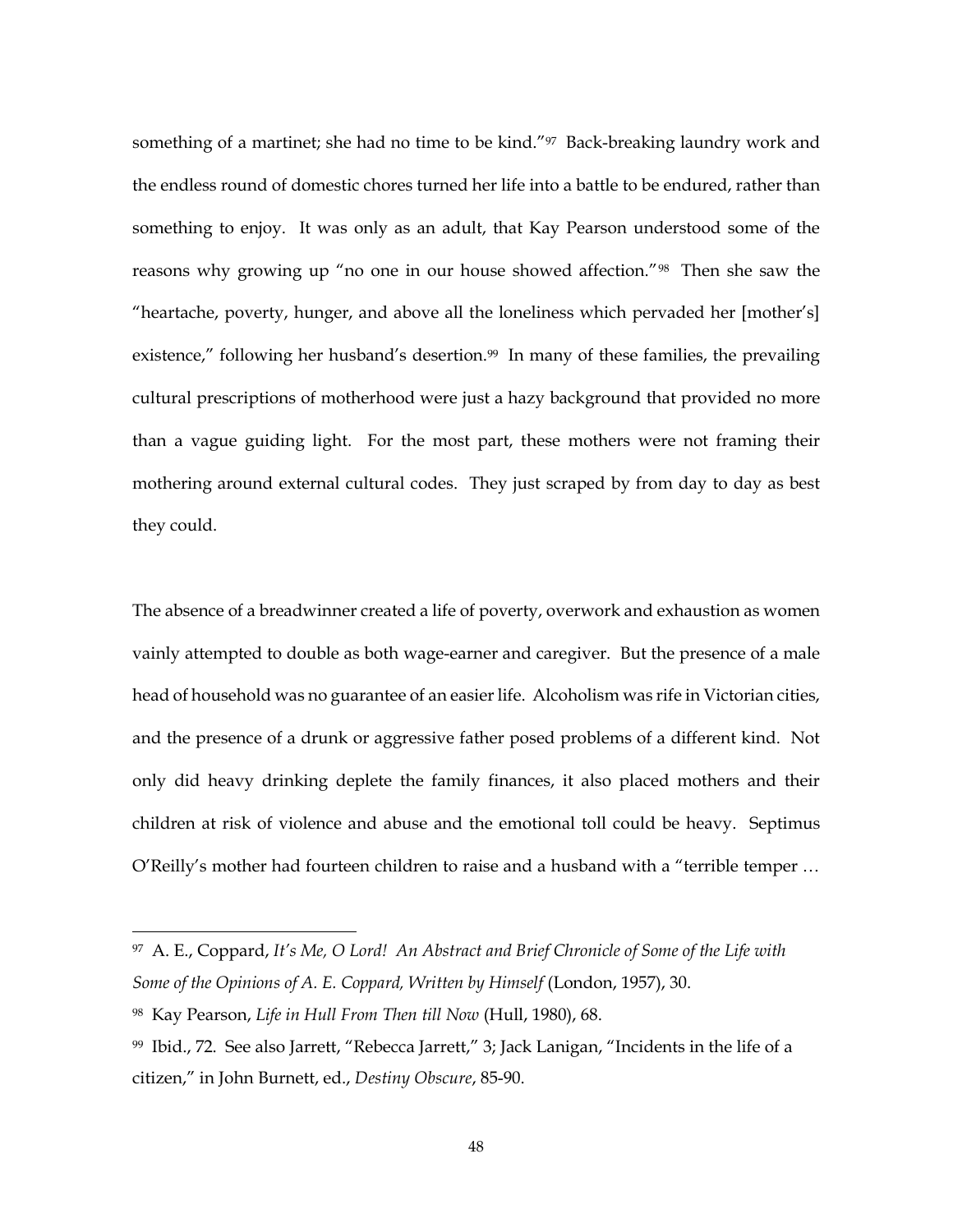something of a martinet; she had no time to be kind."[97] Back-breaking laundry work and the endless round of domestic chores turned her life into a battle to be endured, rather than something to enjoy. It was only as an adult, that Kay Pearson understood some of the reasons why growing up "no one in our house showed affection."[98] Then she saw the "heartache, poverty, hunger, and above all the loneliness which pervaded her [mother's] existence," following her husband's desertion.[99] In many of these families, the prevailing cultural prescriptions of motherhood were just a hazy background that provided no more than a vague guiding light. For the most part, these mothers were not framing their mothering around external cultural codes. They just scraped by from day to day as best they could.

The absence of a breadwinner created a life of poverty, overwork and exhaustion as women vainly attempted to double as both wage-earner and caregiver. But the presence of a male head of household was no guarantee of an easier life. Alcoholism was rife in Victorian cities, and the presence of a drunk or aggressive father posed problems of a different kind. Not only did heavy drinking deplete the family finances, it also placed mothers and their children at risk of violence and abuse and the emotional toll could be heavy. Septimus O'Reilly's mother had fourteen children to raise and a husband with a "terrible temper …

---

[97] A. E., Coppard, *It's Me, O Lord! An Abstract and Brief Chronicle of Some of the Life with Some of the Opinions of A. E. Coppard, Written by Himself* (London, 1957), 30.

[98] Kay Pearson, *Life in Hull From Then till Now* (Hull, 1980), 68.

[99] Ibid., 72. See also Jarrett, "Rebecca Jarrett," 3; Jack Lanigan, "Incidents in the life of a citizen," in John Burnett, ed., *Destiny Obscure*, 85-90.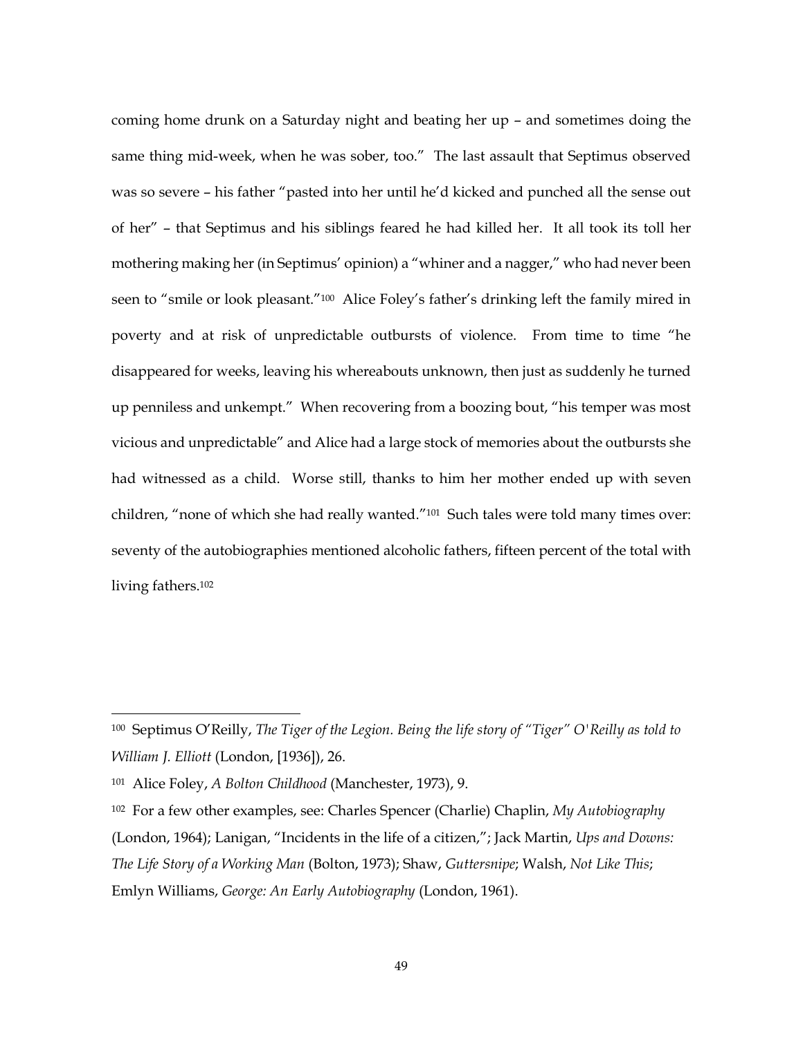coming home drunk on a Saturday night and beating her up – and sometimes doing the same thing mid-week, when he was sober, too." The last assault that Septimus observed was so severe – his father "pasted into her until he'd kicked and punched all the sense out of her" – that Septimus and his siblings feared he had killed her. It all took its toll her mothering making her (in Septimus' opinion) a "whiner and a nagger," who had never been seen to "smile or look pleasant."[100] Alice Foley's father's drinking left the family mired in poverty and at risk of unpredictable outbursts of violence. From time to time "he disappeared for weeks, leaving his whereabouts unknown, then just as suddenly he turned up penniless and unkempt." When recovering from a boozing bout, "his temper was most vicious and unpredictable" and Alice had a large stock of memories about the outbursts she had witnessed as a child. Worse still, thanks to him her mother ended up with seven children, "none of which she had really wanted."[101] Such tales were told many times over: seventy of the autobiographies mentioned alcoholic fathers, fifteen percent of the total with living fathers.[102]

---

[100] Septimus O'Reilly, *The Tiger of the Legion. Being the life story of "Tiger" O'Reilly as told to William J. Elliott* (London, [1936]), 26.

[101] Alice Foley, *A Bolton Childhood* (Manchester, 1973), 9.

[102] For a few other examples, see: Charles Spencer (Charlie) Chaplin, *My Autobiography* (London, 1964); Lanigan, "Incidents in the life of a citizen,"; Jack Martin, *Ups and Downs: The Life Story of a Working Man* (Bolton, 1973); Shaw, *Guttersnipe*; Walsh, *Not Like This*; Emlyn Williams, *George: An Early Autobiography* (London, 1961).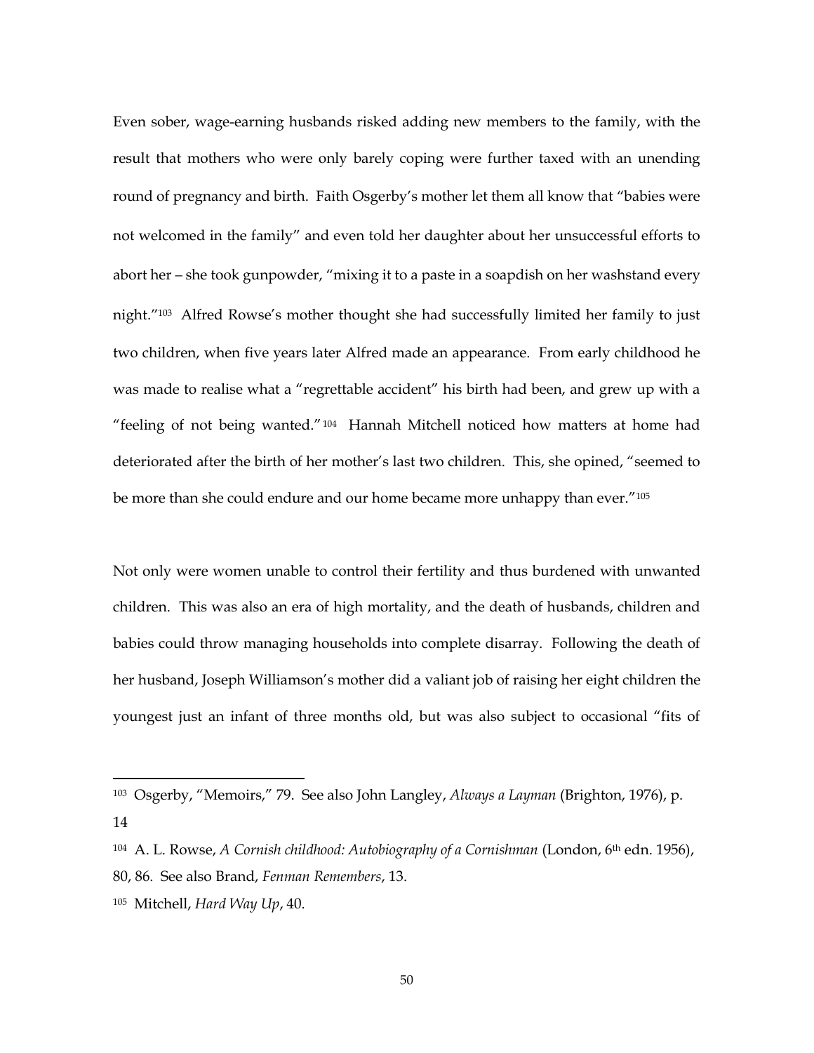Even sober, wage-earning husbands risked adding new members to the family, with the result that mothers who were only barely coping were further taxed with an unending round of pregnancy and birth. Faith Osgerby's mother let them all know that "babies were not welcomed in the family" and even told her daughter about her unsuccessful efforts to abort her – she took gunpowder, "mixing it to a paste in a soapdish on her washstand every night."[103] Alfred Rowse's mother thought she had successfully limited her family to just two children, when five years later Alfred made an appearance. From early childhood he was made to realise what a "regrettable accident" his birth had been, and grew up with a "feeling of not being wanted."[104] Hannah Mitchell noticed how matters at home had deteriorated after the birth of her mother's last two children. This, she opined, "seemed to be more than she could endure and our home became more unhappy than ever."[105]

Not only were women unable to control their fertility and thus burdened with unwanted children. This was also an era of high mortality, and the death of husbands, children and babies could throw managing households into complete disarray. Following the death of her husband, Joseph Williamson's mother did a valiant job of raising her eight children the youngest just an infant of three months old, but was also subject to occasional "fits of

---

[103] Osgerby, "Memoirs," 79. See also John Langley, *Always a Layman* (Brighton, 1976), p. 14

[104] A. L. Rowse, *A Cornish childhood: Autobiography of a Cornishman* (London, 6th edn. 1956), 80, 86. See also Brand, *Fenman Remembers*, 13.

[105] Mitchell, *Hard Way Up*, 40.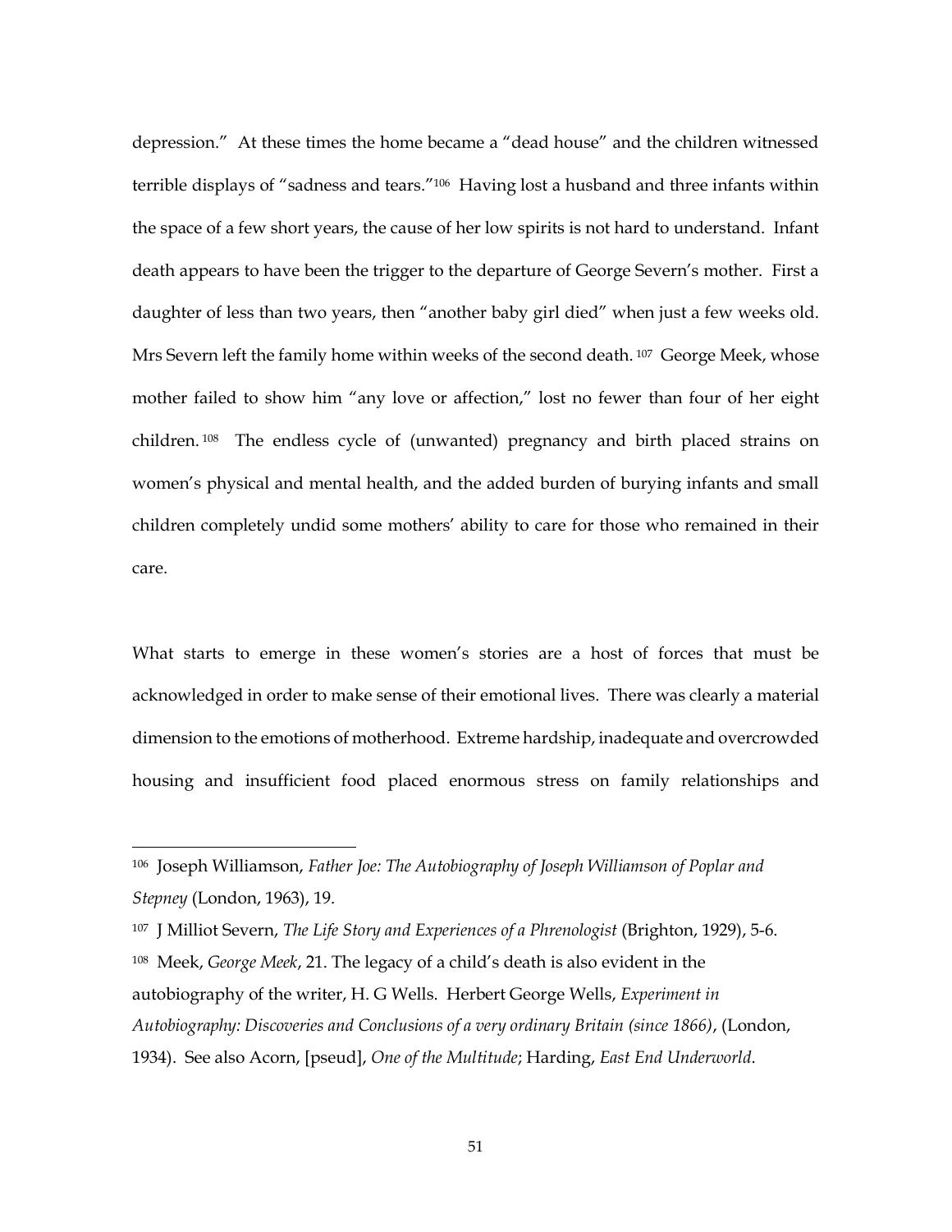depression." At these times the home became a "dead house" and the children witnessed terrible displays of "sadness and tears."[106] Having lost a husband and three infants within the space of a few short years, the cause of her low spirits is not hard to understand. Infant death appears to have been the trigger to the departure of George Severn's mother. First a daughter of less than two years, then "another baby girl died" when just a few weeks old. Mrs Severn left the family home within weeks of the second death.[107] George Meek, whose mother failed to show him "any love or affection," lost no fewer than four of her eight children.[108] The endless cycle of (unwanted) pregnancy and birth placed strains on women's physical and mental health, and the added burden of burying infants and small children completely undid some mothers' ability to care for those who remained in their care.

What starts to emerge in these women's stories are a host of forces that must be acknowledged in order to make sense of their emotional lives. There was clearly a material dimension to the emotions of motherhood. Extreme hardship, inadequate and overcrowded housing and insufficient food placed enormous stress on family relationships and

---

[106] Joseph Williamson, *Father Joe: The Autobiography of Joseph Williamson of Poplar and Stepney* (London, 1963), 19.

[107] J Milliot Severn, *The Life Story and Experiences of a Phrenologist* (Brighton, 1929), 5-6.

[108] Meek, *George Meek*, 21. The legacy of a child's death is also evident in the autobiography of the writer, H. G Wells. Herbert George Wells, *Experiment in Autobiography: Discoveries and Conclusions of a very ordinary Britain (since 1866)*, (London, 1934). See also Acorn, [pseud], *One of the Multitude*; Harding, *East End Underworld*.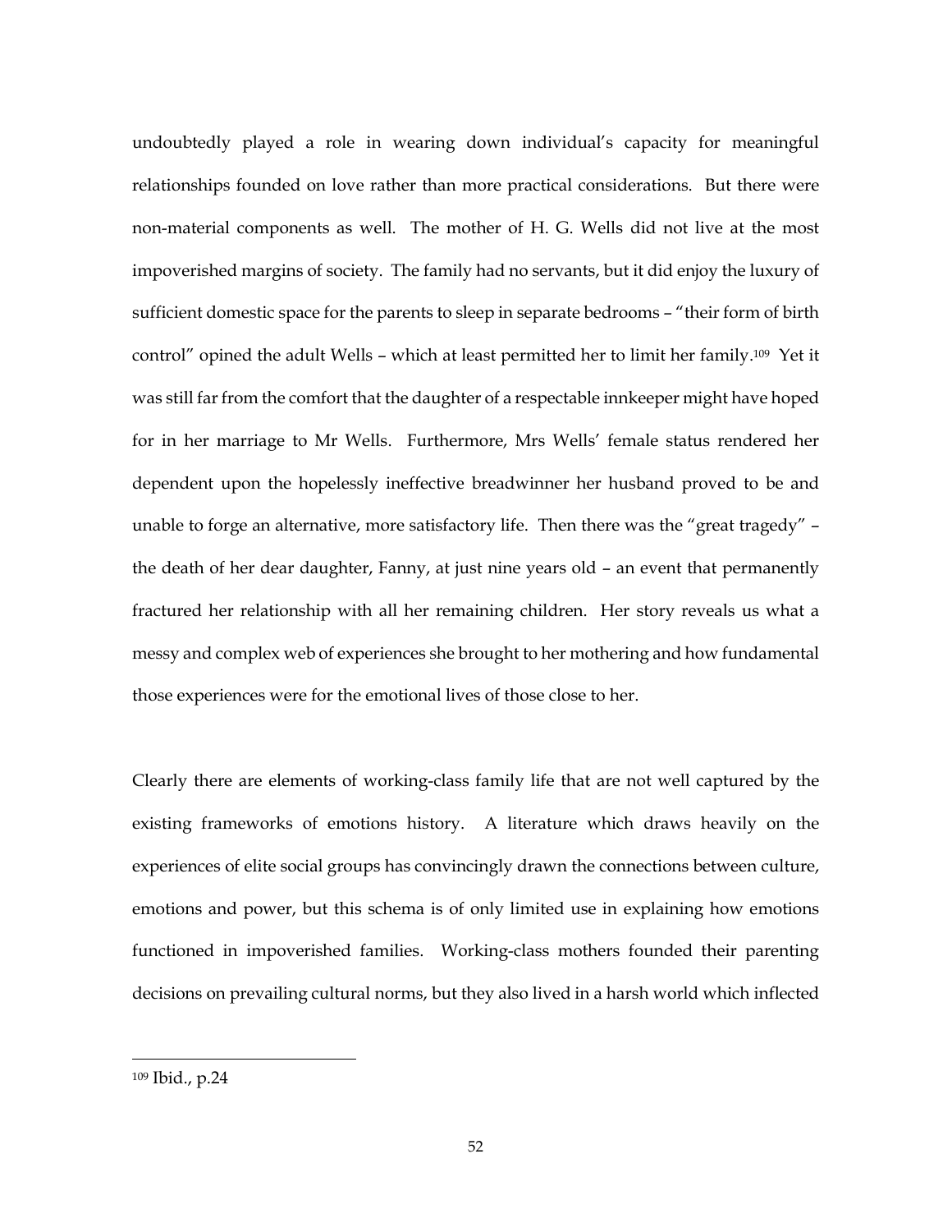undoubtedly played a role in wearing down individual's capacity for meaningful relationships founded on love rather than more practical considerations. But there were non-material components as well. The mother of H. G. Wells did not live at the most impoverished margins of society. The family had no servants, but it did enjoy the luxury of sufficient domestic space for the parents to sleep in separate bedrooms – "their form of birth control" opined the adult Wells – which at least permitted her to limit her family.[109] Yet it was still far from the comfort that the daughter of a respectable innkeeper might have hoped for in her marriage to Mr Wells. Furthermore, Mrs Wells' female status rendered her dependent upon the hopelessly ineffective breadwinner her husband proved to be and unable to forge an alternative, more satisfactory life. Then there was the "great tragedy" – the death of her dear daughter, Fanny, at just nine years old – an event that permanently fractured her relationship with all her remaining children. Her story reveals us what a messy and complex web of experiences she brought to her mothering and how fundamental those experiences were for the emotional lives of those close to her.

Clearly there are elements of working-class family life that are not well captured by the existing frameworks of emotions history. A literature which draws heavily on the experiences of elite social groups has convincingly drawn the connections between culture, emotions and power, but this schema is of only limited use in explaining how emotions functioned in impoverished families. Working-class mothers founded their parenting decisions on prevailing cultural norms, but they also lived in a harsh world which inflected

[109] Ibid., p.24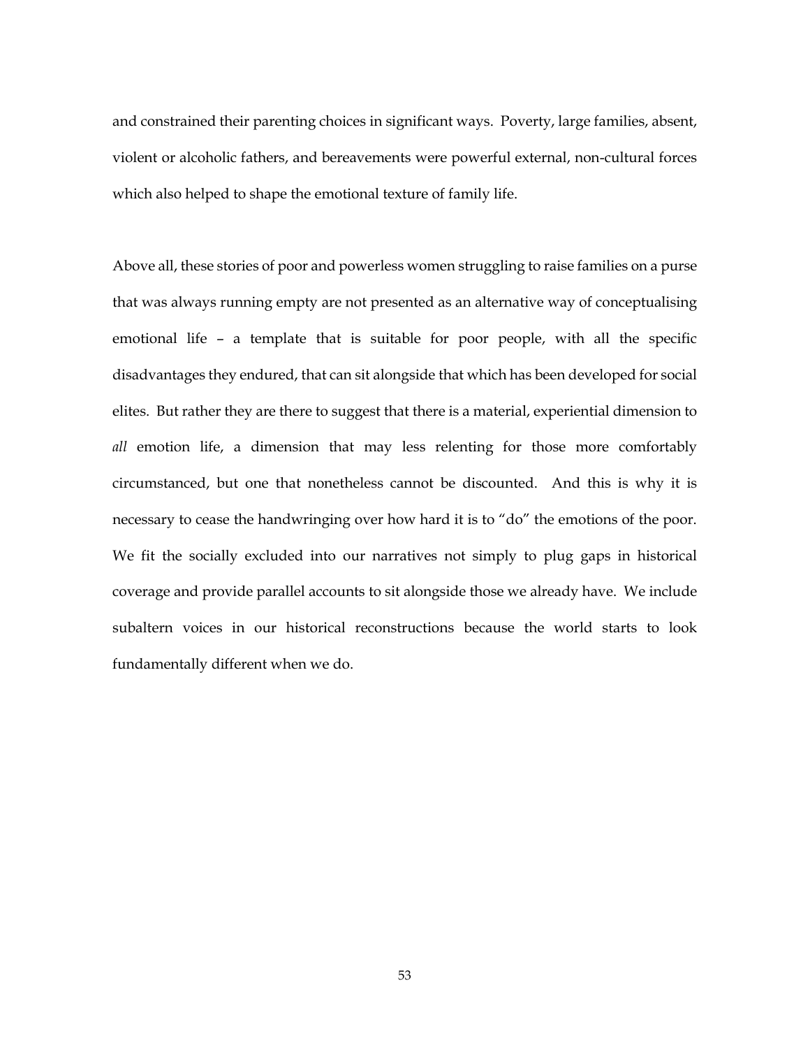and constrained their parenting choices in significant ways. Poverty, large families, absent, violent or alcoholic fathers, and bereavements were powerful external, non-cultural forces which also helped to shape the emotional texture of family life.

Above all, these stories of poor and powerless women struggling to raise families on a purse that was always running empty are not presented as an alternative way of conceptualising emotional life – a template that is suitable for poor people, with all the specific disadvantages they endured, that can sit alongside that which has been developed for social elites. But rather they are there to suggest that there is a material, experiential dimension to *all* emotion life, a dimension that may less relenting for those more comfortably circumstanced, but one that nonetheless cannot be discounted. And this is why it is necessary to cease the handwringing over how hard it is to "do" the emotions of the poor. We fit the socially excluded into our narratives not simply to plug gaps in historical coverage and provide parallel accounts to sit alongside those we already have. We include subaltern voices in our historical reconstructions because the world starts to look fundamentally different when we do.